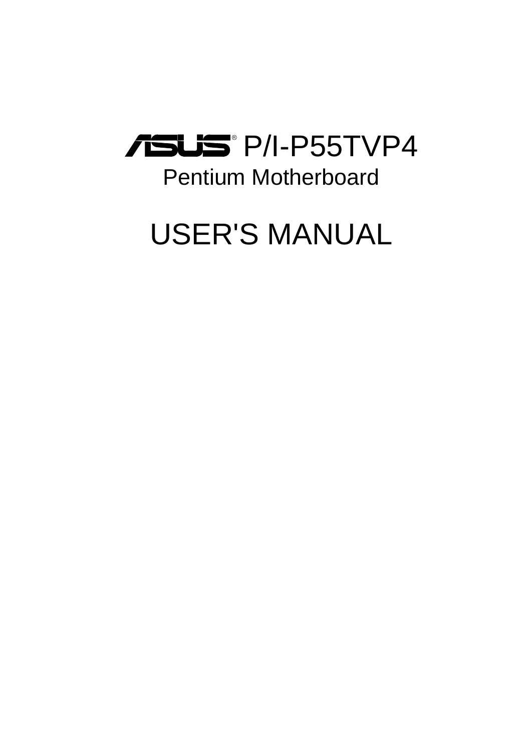# ASUS® P/I-P55TVP4

## Pentium Motherboard

# USER'S MANUAL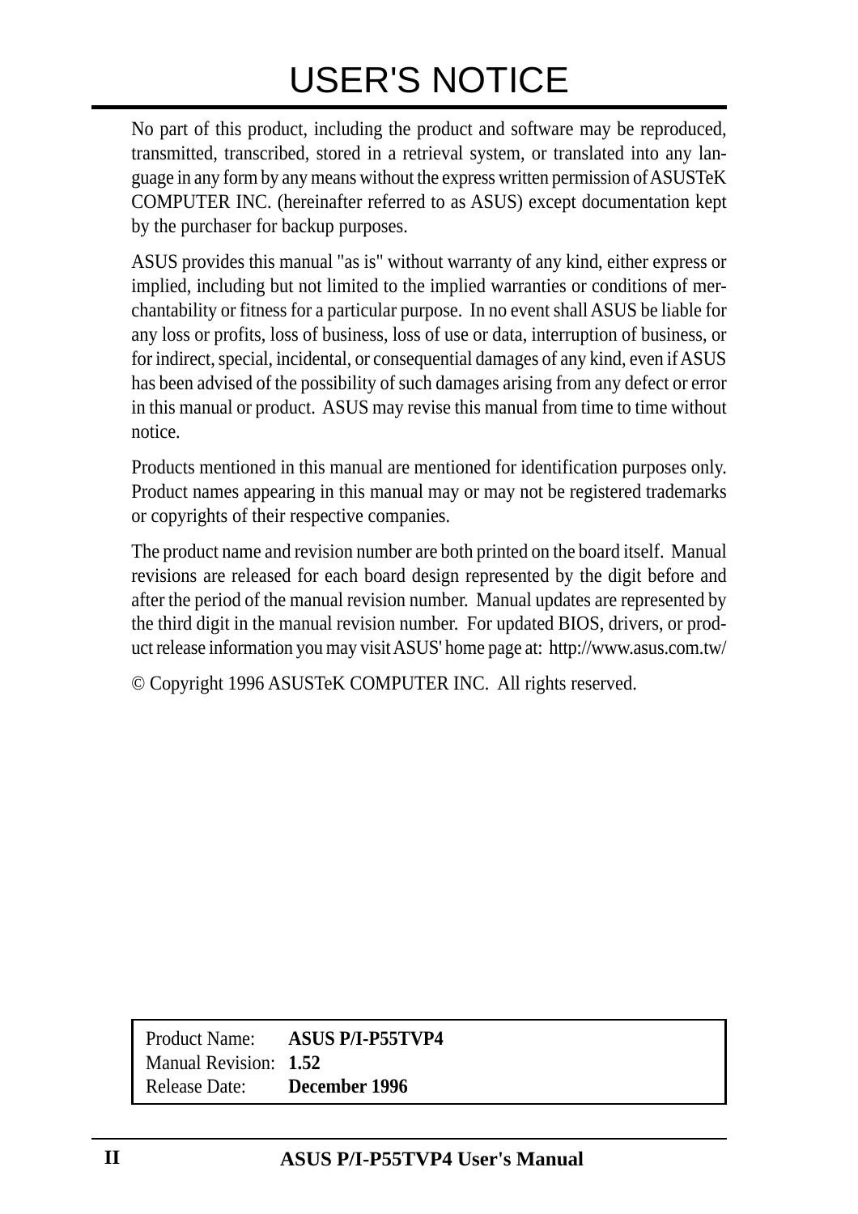# USER'S NOTICE

No part of this product, including the product and software may be reproduced, transmitted, transcribed, stored in a retrieval system, or translated into any language in any form by any means without the express written permission of ASUSTeK COMPUTER INC. (hereinafter referred to as ASUS) except documentation kept by the purchaser for backup purposes.

ASUS provides this manual "as is" without warranty of any kind, either express or implied, including but not limited to the implied warranties or conditions of merchantability or fitness for a particular purpose. In no event shall ASUS be liable for any loss or profits, loss of business, loss of use or data, interruption of business, or for indirect, special, incidental, or consequential damages of any kind, even if ASUS has been advised of the possibility of such damages arising from any defect or error in this manual or product. ASUS may revise this manual from time to time without notice.

Products mentioned in this manual are mentioned for identification purposes only. Product names appearing in this manual may or may not be registered trademarks or copyrights of their respective companies.

The product name and revision number are both printed on the board itself. Manual revisions are released for each board design represented by the digit before and after the period of the manual revision number. Manual updates are represented by the third digit in the manual revision number. For updated BIOS, drivers, or product release information you may visit ASUS' home page at: http://www.asus.com.tw/

© Copyright 1996 ASUSTeK COMPUTER INC. All rights reserved.

| | |
|---|---|
| Product Name: | **ASUS P/I-P55TVP4** |
| Manual Revision: | **1.52** |
| Release Date: | **December 1996** |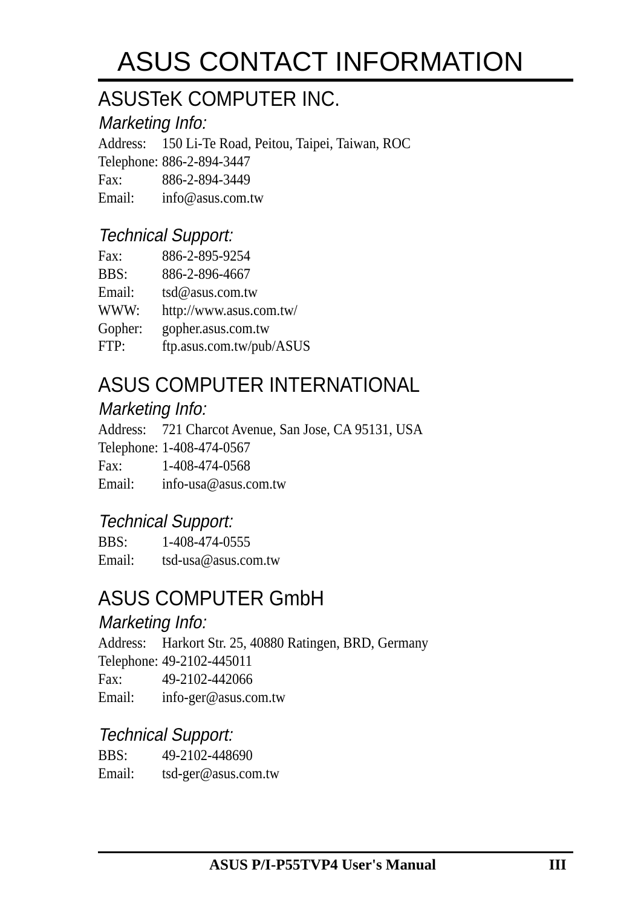# ASUS CONTACT INFORMATION

## ASUSTeK COMPUTER INC.

### *Marketing Info:*

Address: 150 Li-Te Road, Peitou, Taipei, Taiwan, ROC
Telephone: 886-2-894-3447
Fax: 886-2-894-3449
Email: info@asus.com.tw

### *Technical Support:*

Fax: 886-2-895-9254
BBS: 886-2-896-4667
Email: tsd@asus.com.tw
WWW: http://www.asus.com.tw/
Gopher: gopher.asus.com.tw
FTP: ftp.asus.com.tw/pub/ASUS

## ASUS COMPUTER INTERNATIONAL

### *Marketing Info:*

Address: 721 Charcot Avenue, San Jose, CA 95131, USA
Telephone: 1-408-474-0567
Fax: 1-408-474-0568
Email: info-usa@asus.com.tw

### *Technical Support:*

BBS: 1-408-474-0555
Email: tsd-usa@asus.com.tw

## ASUS COMPUTER GmbH

### *Marketing Info:*

Address: Harkort Str. 25, 40880 Ratingen, BRD, Germany
Telephone: 49-2102-445011
Fax: 49-2102-442066
Email: info-ger@asus.com.tw

### *Technical Support:*

BBS: 49-2102-448690
Email: tsd-ger@asus.com.tw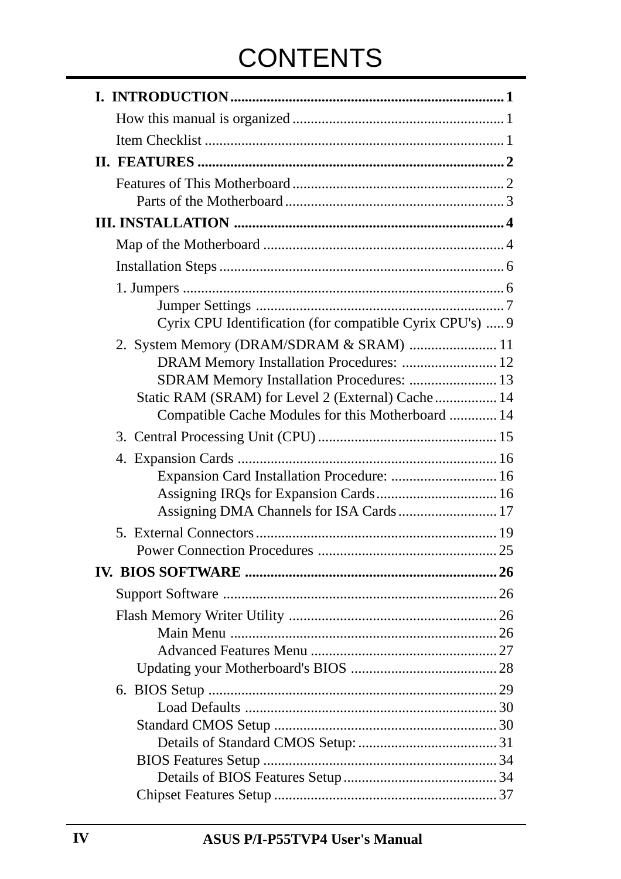# CONTENTS

**I. INTRODUCTION** .......................................................................... 1

- How this manual is organized .......................................................... 1
- Item Checklist ................................................................................. 1

**II. FEATURES** .................................................................................. 2

- Features of This Motherboard .......................................................... 2
  - Parts of the Motherboard ............................................................ 3

**III. INSTALLATION** .......................................................................... 4

- Map of the Motherboard .................................................................. 4
- Installation Steps .............................................................................. 6
- 1. Jumpers ....................................................................................... 6
  - Jumper Settings ................................................................... 7
  - Cyrix CPU Identification (for compatible Cyrix CPU's) ..... 9
- 2. System Memory (DRAM/SDRAM & SRAM) ........................ 11
  - DRAM Memory Installation Procedures: .......................... 12
  - SDRAM Memory Installation Procedures: ........................ 13
  - Static RAM (SRAM) for Level 2 (External) Cache ................. 14
  - Compatible Cache Modules for this Motherboard ............. 14
- 3. Central Processing Unit (CPU) ................................................. 15
- 4. Expansion Cards ....................................................................... 16
  - Expansion Card Installation Procedure: ............................. 16
  - Assigning IRQs for Expansion Cards ................................. 16
  - Assigning DMA Channels for ISA Cards ........................... 17
- 5. External Connectors .................................................................. 19
  - Power Connection Procedures ................................................. 25

**IV. BIOS SOFTWARE** ..................................................................... 26

- Support Software ........................................................................... 26
- Flash Memory Writer Utility ......................................................... 26
  - Main Menu ......................................................................... 26
  - Advanced Features Menu ................................................... 27
  - Updating your Motherboard's BIOS ........................................ 28
- 6. BIOS Setup ............................................................................... 29
  - Load Defaults ..................................................................... 30
  - Standard CMOS Setup ............................................................. 30
  - Details of Standard CMOS Setup: ...................................... 31
  - BIOS Features Setup ................................................................ 34
  - Details of BIOS Features Setup .......................................... 34
  - Chipset Features Setup ............................................................. 37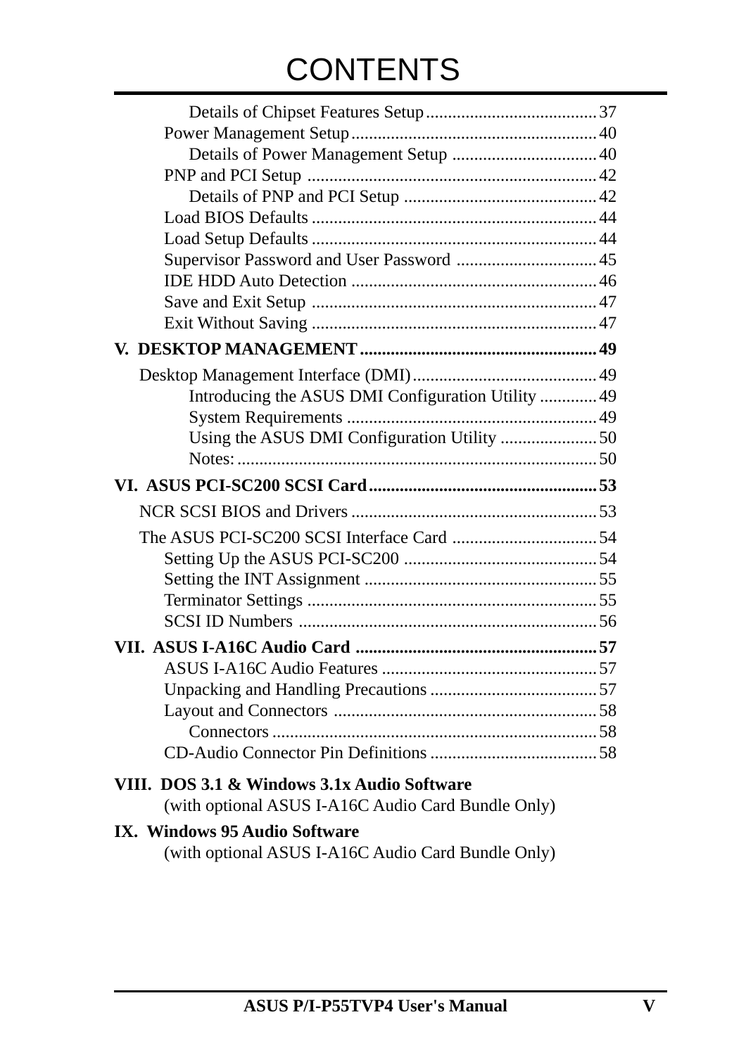# CONTENTS

Details of Chipset Features Setup....................................... 37
Power Management Setup........................................................ 40
Details of Power Management Setup ................................. 40
PNP and PCI Setup .................................................................. 42
Details of PNP and PCI Setup ............................................ 42
Load BIOS Defaults ................................................................. 44
Load Setup Defaults ................................................................. 44
Supervisor Password and User Password ................................ 45
IDE HDD Auto Detection ........................................................ 46
Save and Exit Setup ................................................................. 47
Exit Without Saving ................................................................. 47

**V. DESKTOP MANAGEMENT ...................................................... 49**

Desktop Management Interface (DMI).......................................... 49
Introducing the ASUS DMI Configuration Utility ............. 49
System Requirements ......................................................... 49
Using the ASUS DMI Configuration Utility ...................... 50
Notes: .................................................................................. 50

**VI. ASUS PCI-SC200 SCSI Card .................................................... 53**

NCR SCSI BIOS and Drivers ........................................................ 53

The ASUS PCI-SC200 SCSI Interface Card ................................. 54
Setting Up the ASUS PCI-SC200 ............................................ 54
Setting the INT Assignment ..................................................... 55
Terminator Settings .................................................................. 55
SCSI ID Numbers .................................................................... 56

**VII. ASUS I-A16C Audio Card ....................................................... 57**

ASUS I-A16C Audio Features ................................................. 57
Unpacking and Handling Precautions ...................................... 57
Layout and Connectors ............................................................ 58
Connectors .......................................................................... 58
CD-Audio Connector Pin Definitions ...................................... 58

**VIII. DOS 3.1 & Windows 3.1x Audio Software**
(with optional ASUS I-A16C Audio Card Bundle Only)

**IX. Windows 95 Audio Software**
(with optional ASUS I-A16C Audio Card Bundle Only)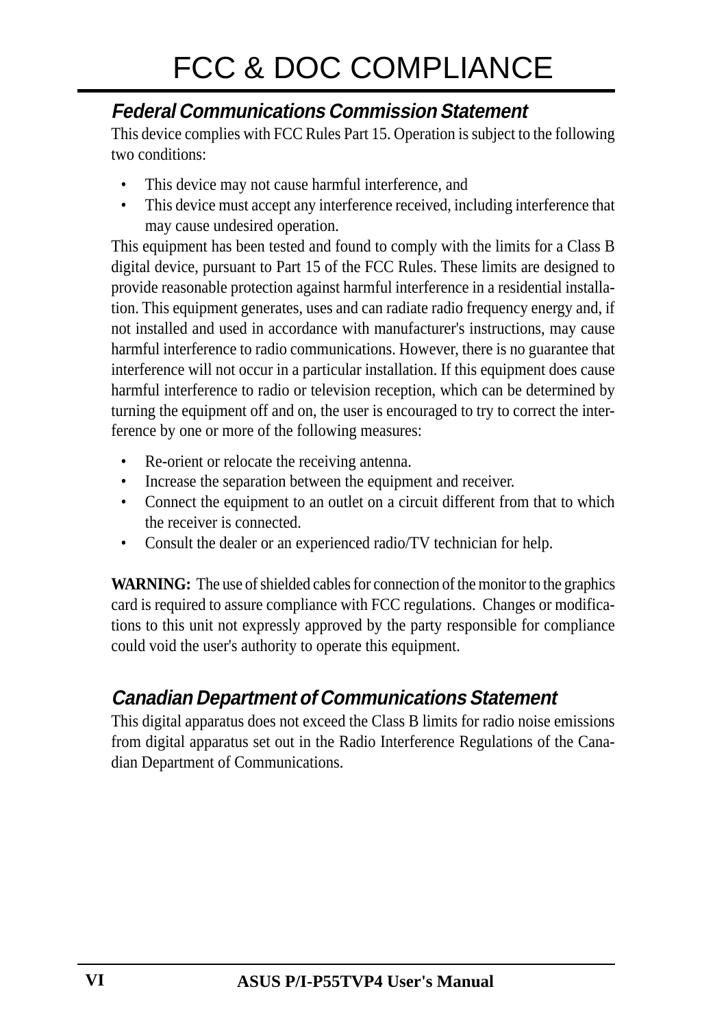# FCC & DOC COMPLIANCE

## *Federal Communications Commission Statement*

This device complies with FCC Rules Part 15. Operation is subject to the following two conditions:

- This device may not cause harmful interference, and
- This device must accept any interference received, including interference that may cause undesired operation.

This equipment has been tested and found to comply with the limits for a Class B digital device, pursuant to Part 15 of the FCC Rules. These limits are designed to provide reasonable protection against harmful interference in a residential installation. This equipment generates, uses and can radiate radio frequency energy and, if not installed and used in accordance with manufacturer's instructions, may cause harmful interference to radio communications. However, there is no guarantee that interference will not occur in a particular installation. If this equipment does cause harmful interference to radio or television reception, which can be determined by turning the equipment off and on, the user is encouraged to try to correct the interference by one or more of the following measures:

- Re-orient or relocate the receiving antenna.
- Increase the separation between the equipment and receiver.
- Connect the equipment to an outlet on a circuit different from that to which the receiver is connected.
- Consult the dealer or an experienced radio/TV technician for help.

**WARNING:** The use of shielded cables for connection of the monitor to the graphics card is required to assure compliance with FCC regulations. Changes or modifications to this unit not expressly approved by the party responsible for compliance could void the user's authority to operate this equipment.

## *Canadian Department of Communications Statement*

This digital apparatus does not exceed the Class B limits for radio noise emissions from digital apparatus set out in the Radio Interference Regulations of the Canadian Department of Communications.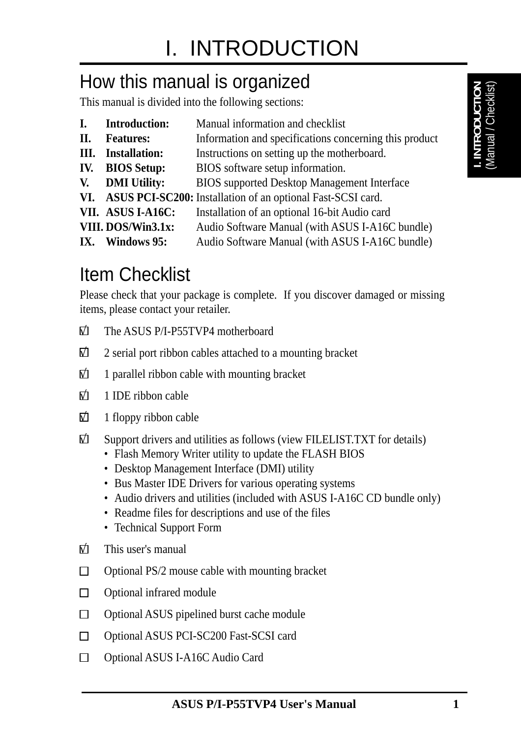# I. INTRODUCTION

## How this manual is organized

This manual is divided into the following sections:

| | | |
|---|---|---|
| **I.** | **Introduction:** | Manual information and checklist |
| **II.** | **Features:** | Information and specifications concerning this product |
| **III.** | **Installation:** | Instructions on setting up the motherboard. |
| **IV.** | **BIOS Setup:** | BIOS software setup information. |
| **V.** | **DMI Utility:** | BIOS supported Desktop Management Interface |
| **VI.** | **ASUS PCI-SC200:** | Installation of an optional Fast-SCSI card. |
| **VII.** | **ASUS I-A16C:** | Installation of an optional 16-bit Audio card |
| **VIII.** | **DOS/Win3.1x:** | Audio Software Manual (with ASUS I-A16C bundle) |
| **IX.** | **Windows 95:** | Audio Software Manual (with ASUS I-A16C bundle) |

## Item Checklist

Please check that your package is complete. If you discover damaged or missing items, please contact your retailer.

- [x] The ASUS P/I-P55TVP4 motherboard
- [x] 2 serial port ribbon cables attached to a mounting bracket
- [x] 1 parallel ribbon cable with mounting bracket
- [x] 1 IDE ribbon cable
- [x] 1 floppy ribbon cable
- [x] Support drivers and utilities as follows (view FILELIST.TXT for details)
  - Flash Memory Writer utility to update the FLASH BIOS
  - Desktop Management Interface (DMI) utility
  - Bus Master IDE Drivers for various operating systems
  - Audio drivers and utilities (included with ASUS I-A16C CD bundle only)
  - Readme files for descriptions and use of the files
  - Technical Support Form
- [x] This user's manual
- [ ] Optional PS/2 mouse cable with mounting bracket
- [ ] Optional infrared module
- [ ] Optional ASUS pipelined burst cache module
- [ ] Optional ASUS PCI-SC200 Fast-SCSI card
- [ ] Optional ASUS I-A16C Audio Card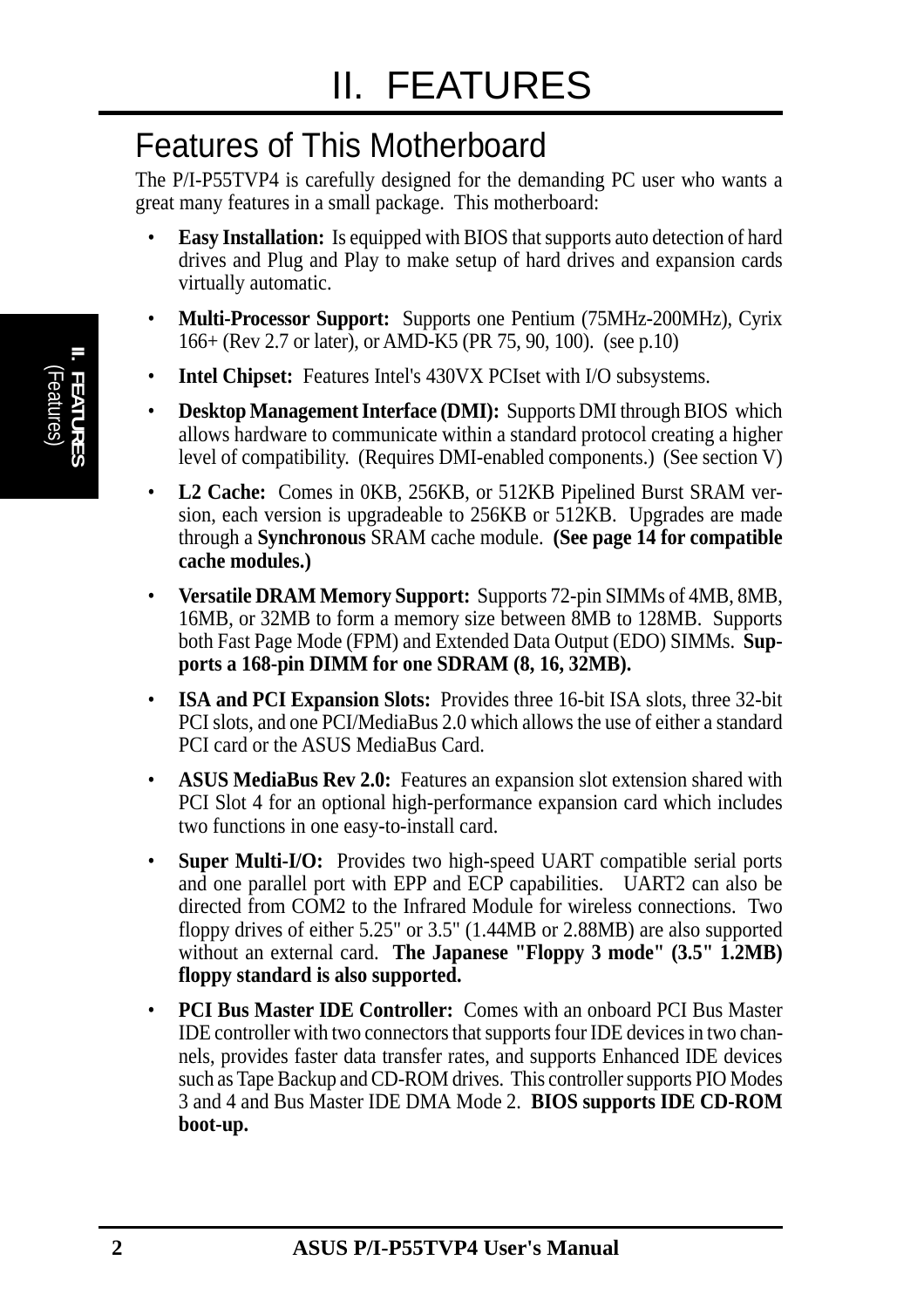# II. FEATURES

## Features of This Motherboard

The P/I-P55TVP4 is carefully designed for the demanding PC user who wants a great many features in a small package. This motherboard:

- **Easy Installation:** Is equipped with BIOS that supports auto detection of hard drives and Plug and Play to make setup of hard drives and expansion cards virtually automatic.
- **Multi-Processor Support:** Supports one Pentium (75MHz-200MHz), Cyrix 166+ (Rev 2.7 or later), or AMD-K5 (PR 75, 90, 100). (see p.10)
- **Intel Chipset:** Features Intel's 430VX PCIset with I/O subsystems.
- **Desktop Management Interface (DMI):** Supports DMI through BIOS which allows hardware to communicate within a standard protocol creating a higher level of compatibility. (Requires DMI-enabled components.) (See section V)
- **L2 Cache:** Comes in 0KB, 256KB, or 512KB Pipelined Burst SRAM version, each version is upgradeable to 256KB or 512KB. Upgrades are made through a **Synchronous** SRAM cache module. **(See page 14 for compatible cache modules.)**
- **Versatile DRAM Memory Support:** Supports 72-pin SIMMs of 4MB, 8MB, 16MB, or 32MB to form a memory size between 8MB to 128MB. Supports both Fast Page Mode (FPM) and Extended Data Output (EDO) SIMMs. **Supports a 168-pin DIMM for one SDRAM (8, 16, 32MB).**
- **ISA and PCI Expansion Slots:** Provides three 16-bit ISA slots, three 32-bit PCI slots, and one PCI/MediaBus 2.0 which allows the use of either a standard PCI card or the ASUS MediaBus Card.
- **ASUS MediaBus Rev 2.0:** Features an expansion slot extension shared with PCI Slot 4 for an optional high-performance expansion card which includes two functions in one easy-to-install card.
- **Super Multi-I/O:** Provides two high-speed UART compatible serial ports and one parallel port with EPP and ECP capabilities. UART2 can also be directed from COM2 to the Infrared Module for wireless connections. Two floppy drives of either 5.25" or 3.5" (1.44MB or 2.88MB) are also supported without an external card. **The Japanese "Floppy 3 mode" (3.5" 1.2MB) floppy standard is also supported.**
- **PCI Bus Master IDE Controller:** Comes with an onboard PCI Bus Master IDE controller with two connectors that supports four IDE devices in two channels, provides faster data transfer rates, and supports Enhanced IDE devices such as Tape Backup and CD-ROM drives. This controller supports PIO Modes 3 and 4 and Bus Master IDE DMA Mode 2. **BIOS supports IDE CD-ROM boot-up.**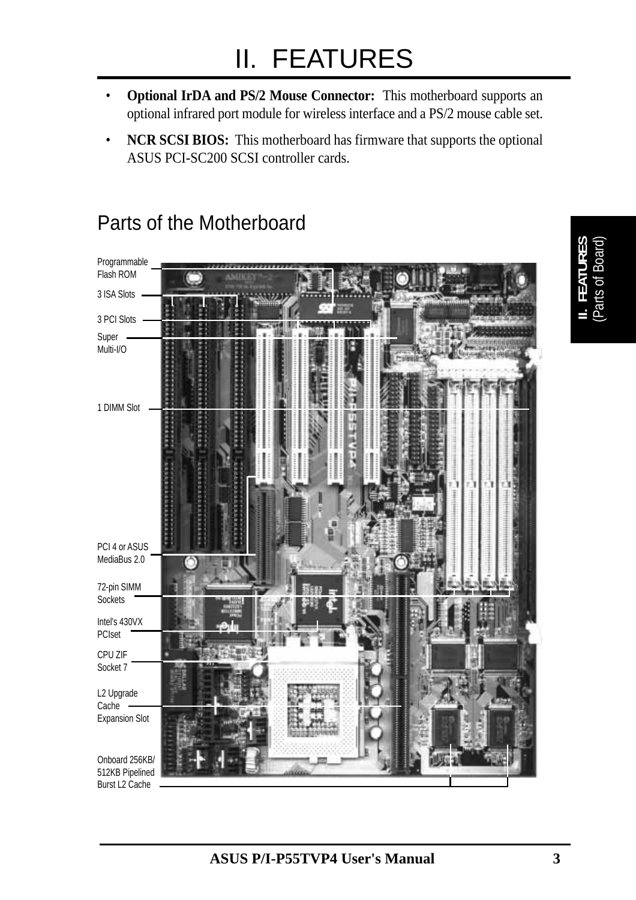# II. FEATURES

- **Optional IrDA and PS/2 Mouse Connector:** This motherboard supports an optional infrared port module for wireless interface and a PS/2 mouse cable set.
- **NCR SCSI BIOS:** This motherboard has firmware that supports the optional ASUS PCI-SC200 SCSI controller cards.

## Parts of the Motherboard

Programmable Flash ROM

3 ISA Slots

3 PCI Slots

Super Multi-I/O

1 DIMM Slot

PCI 4 or ASUS MediaBus 2.0

72-pin SIMM Sockets

Intel's 430VX PCIset

CPU ZIF Socket 7

L2 Upgrade Cache Expansion Slot

Onboard 256KB/ 512KB Pipelined Burst L2 Cache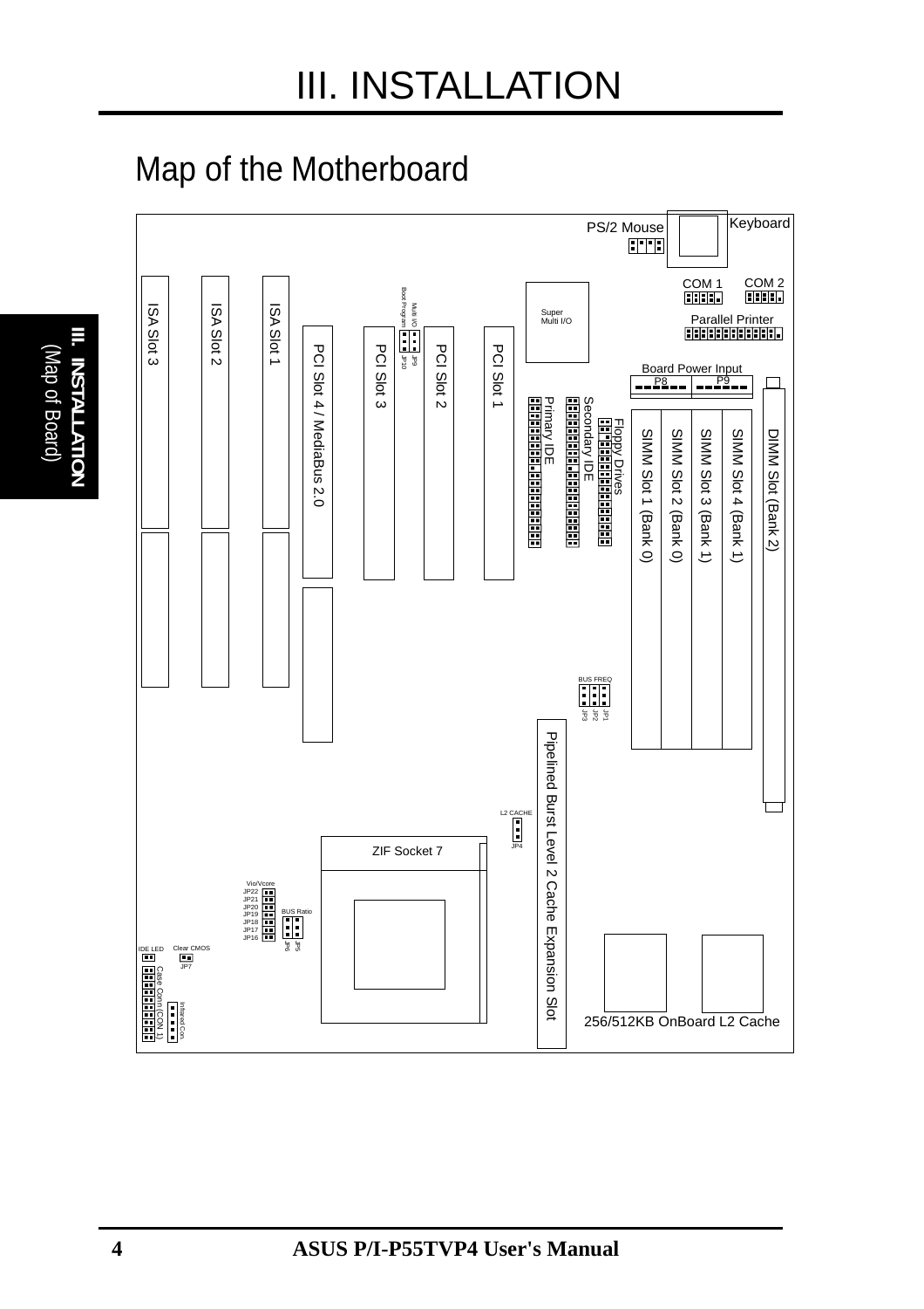# III. INSTALLATION

## Map of the Motherboard

PS/2 Mouse

Keyboard

COM 1

COM 2

Super Multi I/O

Parallel Printer

Multi I/O Boot Program JP9 JP10

Board Power Input P8 P9

ISA Slot 3

ISA Slot 2

ISA Slot 1

PCI Slot 4 / MediaBus 2.0

PCI Slot 3

PCI Slot 2

PCI Slot 1

Primary IDE

Secondary IDE

Floppy Drives

SIMM Slot 1 (Bank 0)

SIMM Slot 2 (Bank 0)

SIMM Slot 3 (Bank 1)

SIMM Slot 4 (Bank 1)

DIMM Slot (Bank 2)

BUS FREQ JP1 JP2 JP3

L2 CACHE JP4

ZIF Socket 7

Pipelined Burst Level 2 Cache Expansion Slot

Vio/Vcore JP22 JP21 JP20 JP19 JP18 JP17 JP16

BUS Ratio JP6 JP5

IDE LED

Clear CMOS JP7

Case Conn (COM 1)

Infrared Con.

256/512KB OnBoard L2 Cache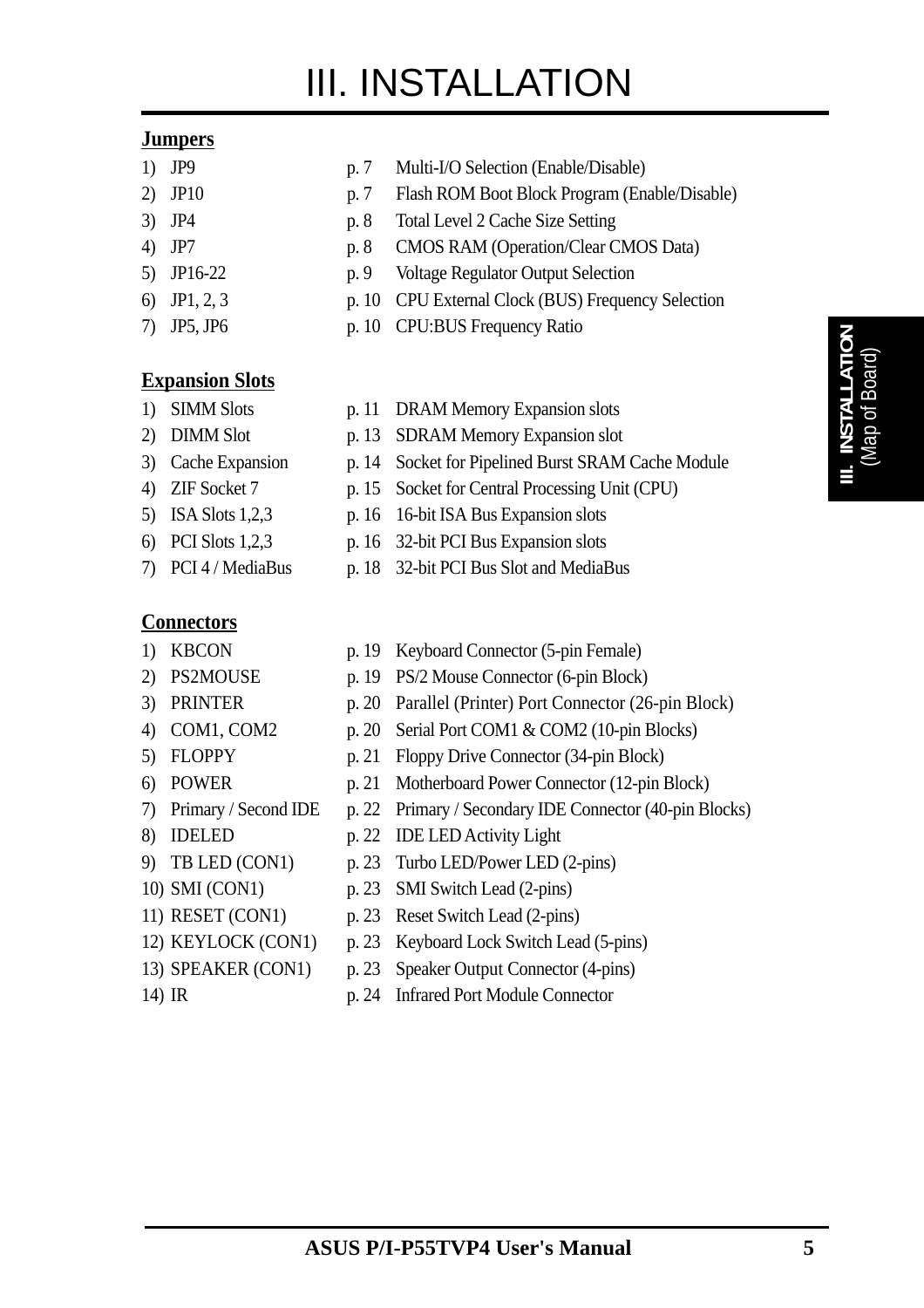# III. INSTALLATION

**Jumpers**

| | | |
|---|---|---|
| 1) JP9 | p. 7 | Multi-I/O Selection (Enable/Disable) |
| 2) JP10 | p. 7 | Flash ROM Boot Block Program (Enable/Disable) |
| 3) JP4 | p. 8 | Total Level 2 Cache Size Setting |
| 4) JP7 | p. 8 | CMOS RAM (Operation/Clear CMOS Data) |
| 5) JP16-22 | p. 9 | Voltage Regulator Output Selection |
| 6) JP1, 2, 3 | p. 10 | CPU External Clock (BUS) Frequency Selection |
| 7) JP5, JP6 | p. 10 | CPU:BUS Frequency Ratio |

**Expansion Slots**

| | | |
|---|---|---|
| 1) SIMM Slots | p. 11 | DRAM Memory Expansion slots |
| 2) DIMM Slot | p. 13 | SDRAM Memory Expansion slot |
| 3) Cache Expansion | p. 14 | Socket for Pipelined Burst SRAM Cache Module |
| 4) ZIF Socket 7 | p. 15 | Socket for Central Processing Unit (CPU) |
| 5) ISA Slots 1,2,3 | p. 16 | 16-bit ISA Bus Expansion slots |
| 6) PCI Slots 1,2,3 | p. 16 | 32-bit PCI Bus Expansion slots |
| 7) PCI 4 / MediaBus | p. 18 | 32-bit PCI Bus Slot and MediaBus |

**Connectors**

| | | |
|---|---|---|
| 1) KBCON | p. 19 | Keyboard Connector (5-pin Female) |
| 2) PS2MOUSE | p. 19 | PS/2 Mouse Connector (6-pin Block) |
| 3) PRINTER | p. 20 | Parallel (Printer) Port Connector (26-pin Block) |
| 4) COM1, COM2 | p. 20 | Serial Port COM1 & COM2 (10-pin Blocks) |
| 5) FLOPPY | p. 21 | Floppy Drive Connector (34-pin Block) |
| 6) POWER | p. 21 | Motherboard Power Connector (12-pin Block) |
| 7) Primary / Second IDE | p. 22 | Primary / Secondary IDE Connector (40-pin Blocks) |
| 8) IDELED | p. 22 | IDE LED Activity Light |
| 9) TB LED (CON1) | p. 23 | Turbo LED/Power LED (2-pins) |
| 10) SMI (CON1) | p. 23 | SMI Switch Lead (2-pins) |
| 11) RESET (CON1) | p. 23 | Reset Switch Lead (2-pins) |
| 12) KEYLOCK (CON1) | p. 23 | Keyboard Lock Switch Lead (5-pins) |
| 13) SPEAKER (CON1) | p. 23 | Speaker Output Connector (4-pins) |
| 14) IR | p. 24 | Infrared Port Module Connector |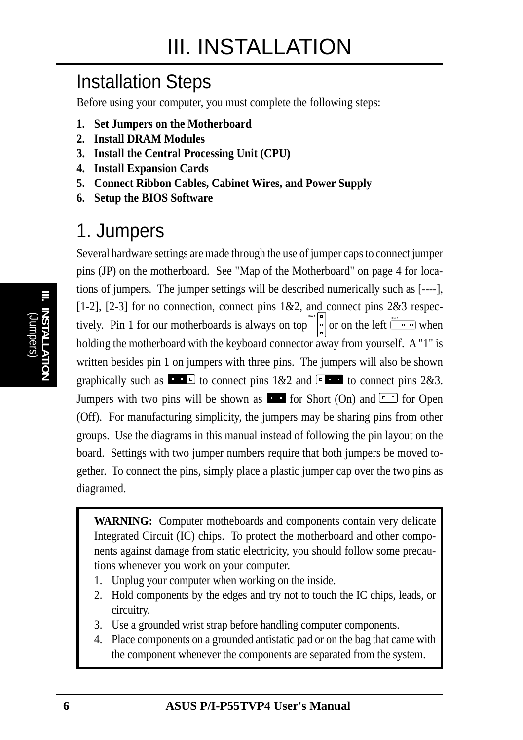# III. INSTALLATION

## Installation Steps

Before using your computer, you must complete the following steps:

1. **Set Jumpers on the Motherboard**
2. **Install DRAM Modules**
3. **Install the Central Processing Unit (CPU)**
4. **Install Expansion Cards**
5. **Connect Ribbon Cables, Cabinet Wires, and Power Supply**
6. **Setup the BIOS Software**

## 1. Jumpers

Several hardware settings are made through the use of jumper caps to connect jumper pins (JP) on the motherboard. See "Map of the Motherboard" on page 4 for locations of jumpers. The jumper settings will be described numerically such as [----], [1-2], [2-3] for no connection, connect pins 1&2, and connect pins 2&3 respectively. Pin 1 for our motherboards is always on top or on the left when holding the motherboard with the keyboard connector away from yourself. A "1" is written besides pin 1 on jumpers with three pins. The jumpers will also be shown graphically such as to connect pins 1&2 and to connect pins 2&3. Jumpers with two pins will be shown as for Short (On) and for Open (Off). For manufacturing simplicity, the jumpers may be sharing pins from other groups. Use the diagrams in this manual instead of following the pin layout on the board. Settings with two jumper numbers require that both jumpers be moved together. To connect the pins, simply place a plastic jumper cap over the two pins as diagramed.

**WARNING:** Computer motheboards and components contain very delicate Integrated Circuit (IC) chips. To protect the motherboard and other components against damage from static electricity, you should follow some precautions whenever you work on your computer.

1. Unplug your computer when working on the inside.
2. Hold components by the edges and try not to touch the IC chips, leads, or circuitry.
3. Use a grounded wrist strap before handling computer components.
4. Place components on a grounded antistatic pad or on the bag that came with the component whenever the components are separated from the system.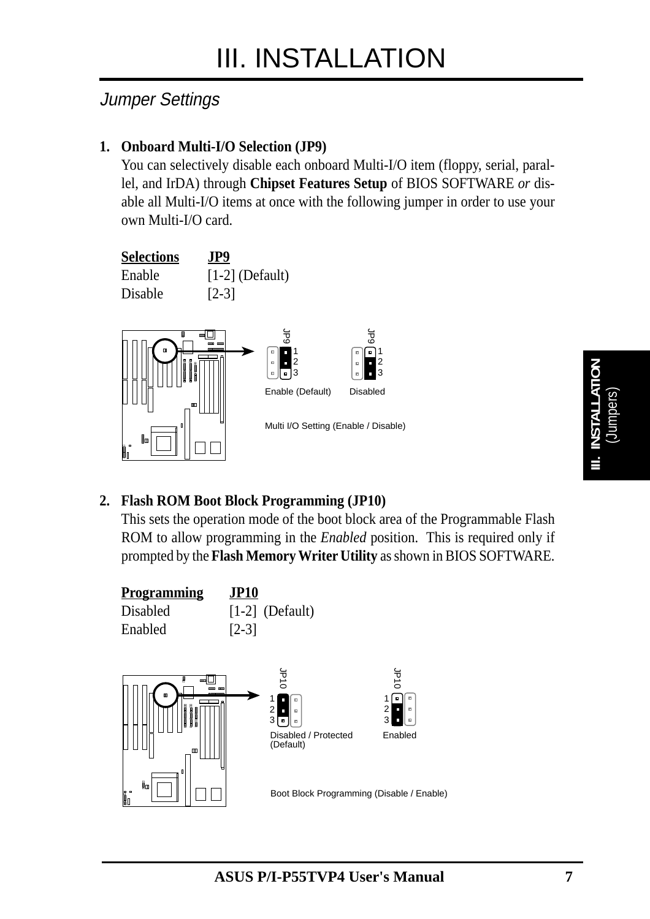# III. INSTALLATION

## Jumper Settings

**1. Onboard Multi-I/O Selection (JP9)**

You can selectively disable each onboard Multi-I/O item (floppy, serial, parallel, and IrDA) through **Chipset Features Setup** of BIOS SOFTWARE *or* disable all Multi-I/O items at once with the following jumper in order to use your own Multi-I/O card.

| Selections | JP9 |
|---|---|
| Enable | [1-2] (Default) |
| Disable | [2-3] |

JP9 — Enable (Default) / Disabled

Multi I/O Setting (Enable / Disable)

**2. Flash ROM Boot Block Programming (JP10)**

This sets the operation mode of the boot block area of the Programmable Flash ROM to allow programming in the *Enabled* position. This is required only if prompted by the **Flash Memory Writer Utility** as shown in BIOS SOFTWARE.

| Programming | JP10 |
|---|---|
| Disabled | [1-2] (Default) |
| Enabled | [2-3] |

JP10 — Disabled / Protected (Default) / Enabled

Boot Block Programming (Disable / Enable)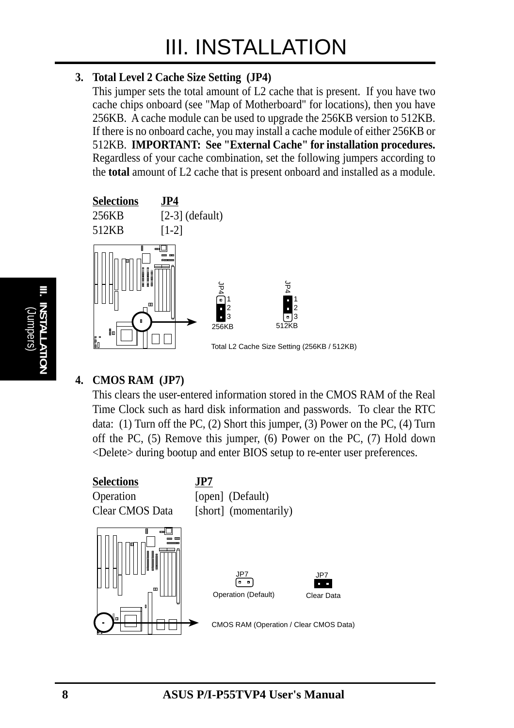## 3. Total Level 2 Cache Size Setting (JP4)

This jumper sets the total amount of L2 cache that is present. If you have two cache chips onboard (see "Map of Motherboard" for locations), then you have 256KB. A cache module can be used to upgrade the 256KB version to 512KB. If there is no onboard cache, you may install a cache module of either 256KB or 512KB. **IMPORTANT: See "External Cache" for installation procedures.** Regardless of your cache combination, set the following jumpers according to the **total** amount of L2 cache that is present onboard and installed as a module.

| Selections | JP4 |
|---|---|
| 256KB | [2-3] (default) |
| 512KB | [1-2] |

JP4 1 2 3 256KB    JP4 1 2 3 512KB

Total L2 Cache Size Setting (256KB / 512KB)

## 4. CMOS RAM (JP7)

This clears the user-entered information stored in the CMOS RAM of the Real Time Clock such as hard disk information and passwords. To clear the RTC data: (1) Turn off the PC, (2) Short this jumper, (3) Power on the PC, (4) Turn off the PC, (5) Remove this jumper, (6) Power on the PC, (7) Hold down <Delete> during bootup and enter BIOS setup to re-enter user preferences.

| Selections | JP7 |
|---|---|
| Operation | [open] (Default) |
| Clear CMOS Data | [short] (momentarily) |

JP7 Operation (Default)    JP7 Clear Data

CMOS RAM (Operation / Clear CMOS Data)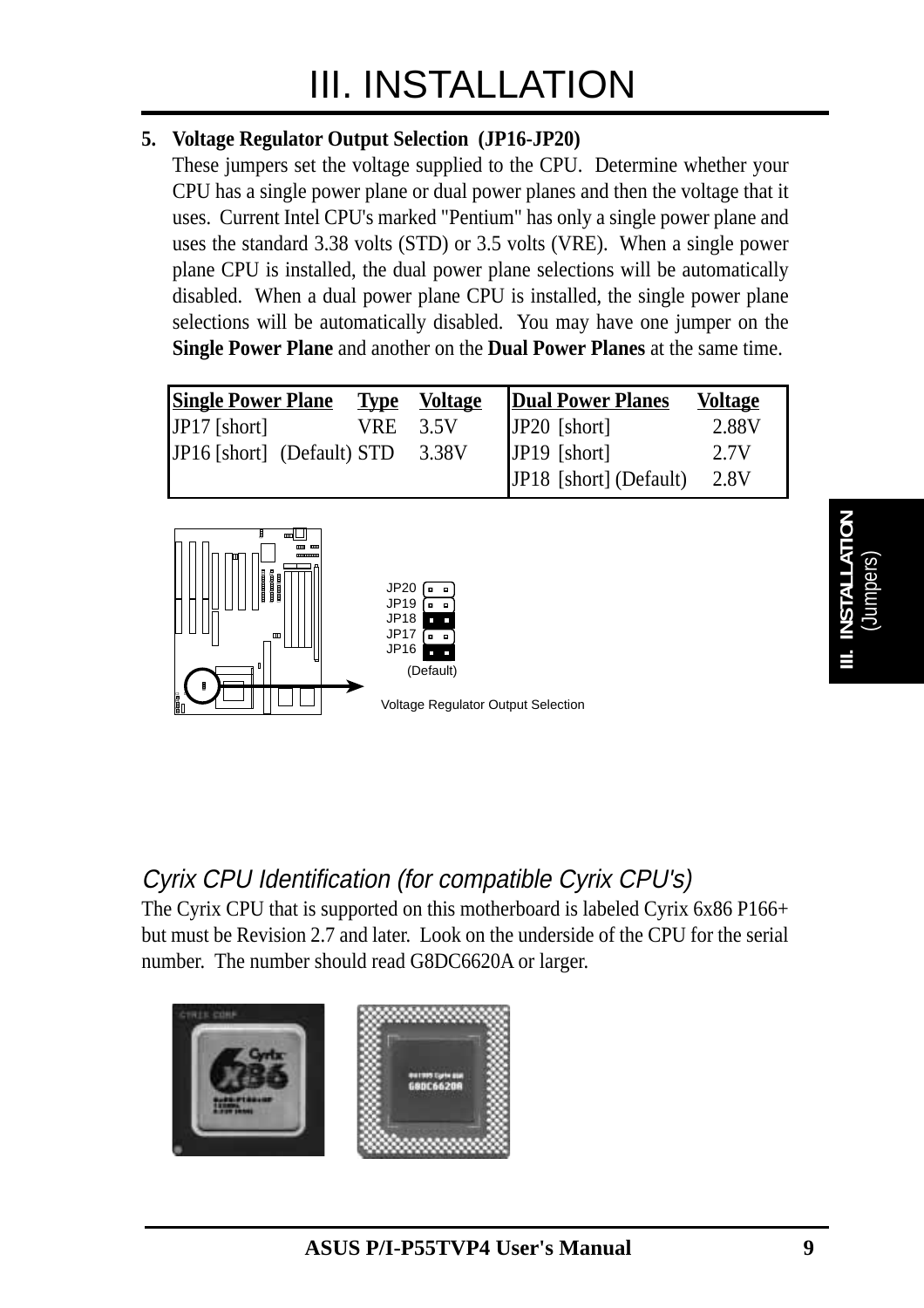**5. Voltage Regulator Output Selection (JP16-JP20)**

These jumpers set the voltage supplied to the CPU. Determine whether your CPU has a single power plane or dual power planes and then the voltage that it uses. Current Intel CPU's marked "Pentium" has only a single power plane and uses the standard 3.38 volts (STD) or 3.5 volts (VRE). When a single power plane CPU is installed, the dual power plane selections will be automatically disabled. When a dual power plane CPU is installed, the single power plane selections will be automatically disabled. You may have one jumper on the **Single Power Plane** and another on the **Dual Power Planes** at the same time.

| Single Power Plane | Type | Voltage | Dual Power Planes | Voltage |
|---|---|---|---|---|
| JP17 [short] | VRE | 3.5V | JP20 [short] | 2.88V |
| JP16 [short] (Default) | STD | 3.38V | JP19 [short] | 2.7V |
| | | | JP18 [short] (Default) | 2.8V |

JP20
JP19
JP18
JP17
JP16

(Default)

Voltage Regulator Output Selection

## *Cyrix CPU Identification (for compatible Cyrix CPU's)*

The Cyrix CPU that is supported on this motherboard is labeled Cyrix 6x86 P166+ but must be Revision 2.7 and later. Look on the underside of the CPU for the serial number. The number should read G8DC6620A or larger.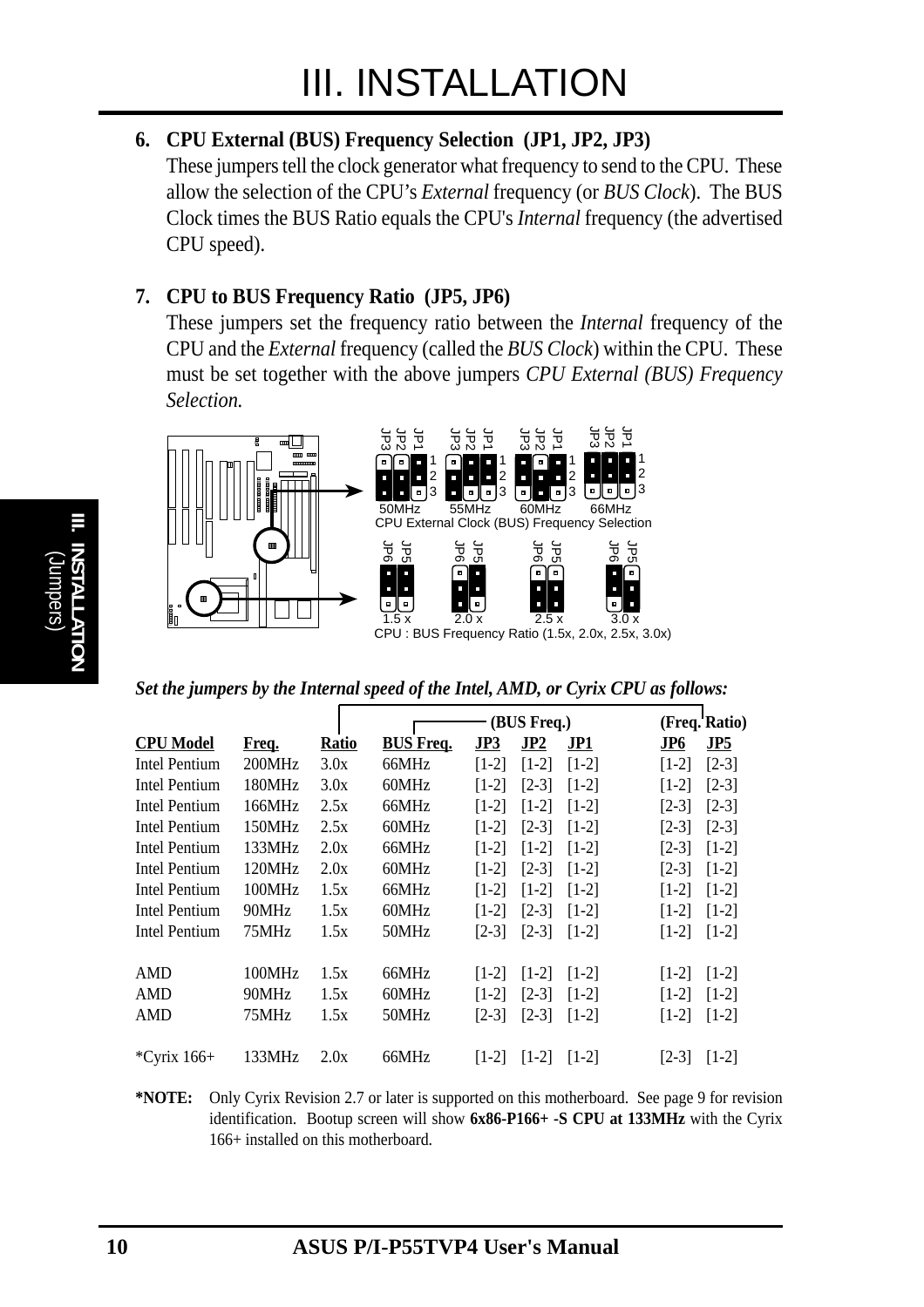# III. INSTALLATION

**6. CPU External (BUS) Frequency Selection (JP1, JP2, JP3)**

These jumpers tell the clock generator what frequency to send to the CPU. These allow the selection of the CPU's *External* frequency (or *BUS Clock*). The BUS Clock times the BUS Ratio equals the CPU's *Internal* frequency (the advertised CPU speed).

**7. CPU to BUS Frequency Ratio (JP5, JP6)**

These jumpers set the frequency ratio between the *Internal* frequency of the CPU and the *External* frequency (called the *BUS Clock*) within the CPU. These must be set together with the above jumpers *CPU External (BUS) Frequency Selection.*

50MHz 55MHz 60MHz 66MHz

CPU External Clock (BUS) Frequency Selection

1.5 x 2.0 x 2.5 x 3.0 x

CPU : BUS Frequency Ratio (1.5x, 2.0x, 2.5x, 3.0x)

***Set the jumpers by the Internal speed of the Intel, AMD, or Cyrix CPU as follows:***

| | | | (BUS Freq.) | | | | (Freq. Ratio) | |
|---|---|---|---|---|---|---|---|---|
| **CPU Model** | **Freq.** | **Ratio** | **BUS Freq.** | **JP3** | **JP2** | **JP1** | **JP6** | **JP5** |
| Intel Pentium | 200MHz | 3.0x | 66MHz | [1-2] | [1-2] | [1-2] | [1-2] | [2-3] |
| Intel Pentium | 180MHz | 3.0x | 60MHz | [1-2] | [2-3] | [1-2] | [1-2] | [2-3] |
| Intel Pentium | 166MHz | 2.5x | 66MHz | [1-2] | [1-2] | [1-2] | [2-3] | [2-3] |
| Intel Pentium | 150MHz | 2.5x | 60MHz | [1-2] | [2-3] | [1-2] | [2-3] | [2-3] |
| Intel Pentium | 133MHz | 2.0x | 66MHz | [1-2] | [1-2] | [1-2] | [2-3] | [1-2] |
| Intel Pentium | 120MHz | 2.0x | 60MHz | [1-2] | [2-3] | [1-2] | [2-3] | [1-2] |
| Intel Pentium | 100MHz | 1.5x | 66MHz | [1-2] | [1-2] | [1-2] | [1-2] | [1-2] |
| Intel Pentium | 90MHz | 1.5x | 60MHz | [1-2] | [2-3] | [1-2] | [1-2] | [1-2] |
| Intel Pentium | 75MHz | 1.5x | 50MHz | [2-3] | [2-3] | [1-2] | [1-2] | [1-2] |
| AMD | 100MHz | 1.5x | 66MHz | [1-2] | [1-2] | [1-2] | [1-2] | [1-2] |
| AMD | 90MHz | 1.5x | 60MHz | [1-2] | [2-3] | [1-2] | [1-2] | [1-2] |
| AMD | 75MHz | 1.5x | 50MHz | [2-3] | [2-3] | [1-2] | [1-2] | [1-2] |
| *Cyrix 166+ | 133MHz | 2.0x | 66MHz | [1-2] | [1-2] | [1-2] | [2-3] | [1-2] |

**\*NOTE:** Only Cyrix Revision 2.7 or later is supported on this motherboard. See page 9 for revision identification. Bootup screen will show **6x86-P166+ -S CPU at 133MHz** with the Cyrix 166+ installed on this motherboard.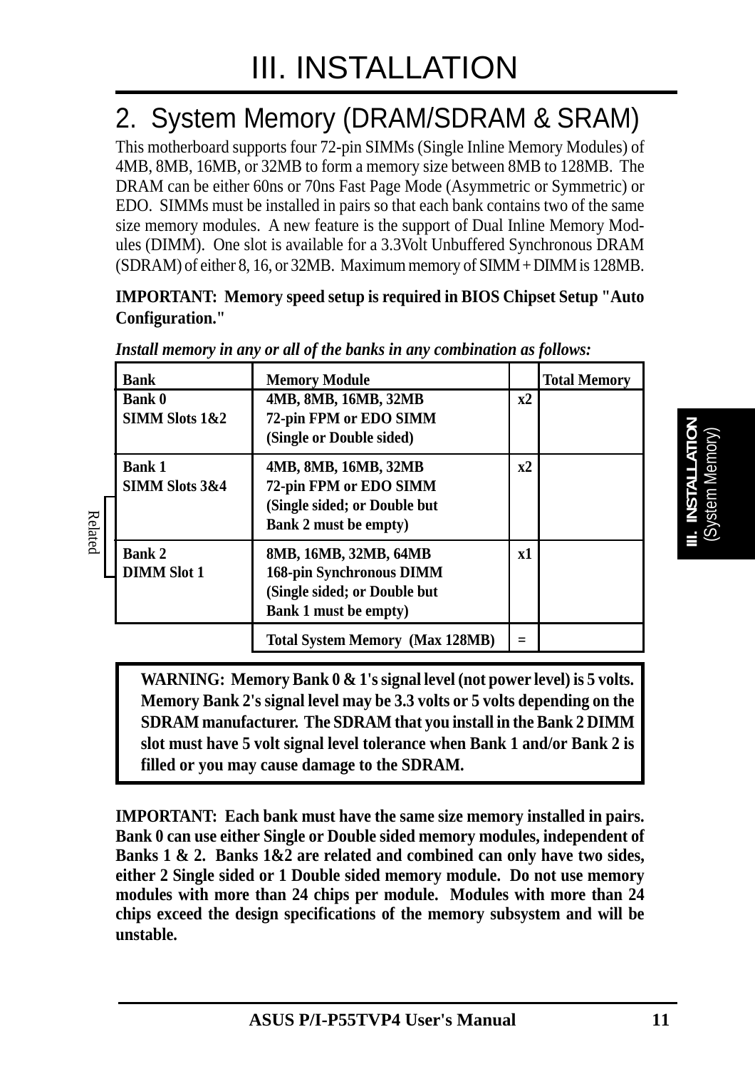// III. INSTALLATION header repeated? The top "III. INSTALLATION" is a running header likely; side tab too. Omit.

## 2. System Memory (DRAM/SDRAM & SRAM)

This motherboard supports four 72-pin SIMMs (Single Inline Memory Modules) of 4MB, 8MB, 16MB, or 32MB to form a memory size between 8MB to 128MB. The DRAM can be either 60ns or 70ns Fast Page Mode (Asymmetric or Symmetric) or EDO. SIMMs must be installed in pairs so that each bank contains two of the same size memory modules. A new feature is the support of Dual Inline Memory Modules (DIMM). One slot is available for a 3.3Volt Unbuffered Synchronous DRAM (SDRAM) of either 8, 16, or 32MB. Maximum memory of SIMM + DIMM is 128MB.

**IMPORTANT: Memory speed setup is required in BIOS Chipset Setup "Auto Configuration."**

***Install memory in any or all of the banks in any combination as follows:***

| Bank | Memory Module | | Total Memory |
|---|---|---|---|
| **Bank 0**<br>**SIMM Slots 1&2** | **4MB, 8MB, 16MB, 32MB**<br>**72-pin FPM or EDO SIMM**<br>**(Single or Double sided)** | **x2** | |
| **Bank 1**<br>**SIMM Slots 3&4** | **4MB, 8MB, 16MB, 32MB**<br>**72-pin FPM or EDO SIMM**<br>**(Single sided; or Double but Bank 2 must be empty)** | **x2** | |
| **Bank 2**<br>**DIMM Slot 1** | **8MB, 16MB, 32MB, 64MB**<br>**168-pin Synchronous DIMM**<br>**(Single sided; or Double but Bank 1 must be empty)** | **x1** | |
| | **Total System Memory (Max 128MB)** | **=** | |

Related (Bank 1 and Bank 2)

**WARNING: Memory Bank 0 & 1's signal level (not power level) is 5 volts. Memory Bank 2's signal level may be 3.3 volts or 5 volts depending on the SDRAM manufacturer. The SDRAM that you install in the Bank 2 DIMM slot must have 5 volt signal level tolerance when Bank 1 and/or Bank 2 is filled or you may cause damage to the SDRAM.**

**IMPORTANT: Each bank must have the same size memory installed in pairs. Bank 0 can use either Single or Double sided memory modules, independent of Banks 1 & 2. Banks 1&2 are related and combined can only have two sides, either 2 Single sided or 1 Double sided memory module. Do not use memory modules with more than 24 chips per module. Modules with more than 24 chips exceed the design specifications of the memory subsystem and will be unstable.**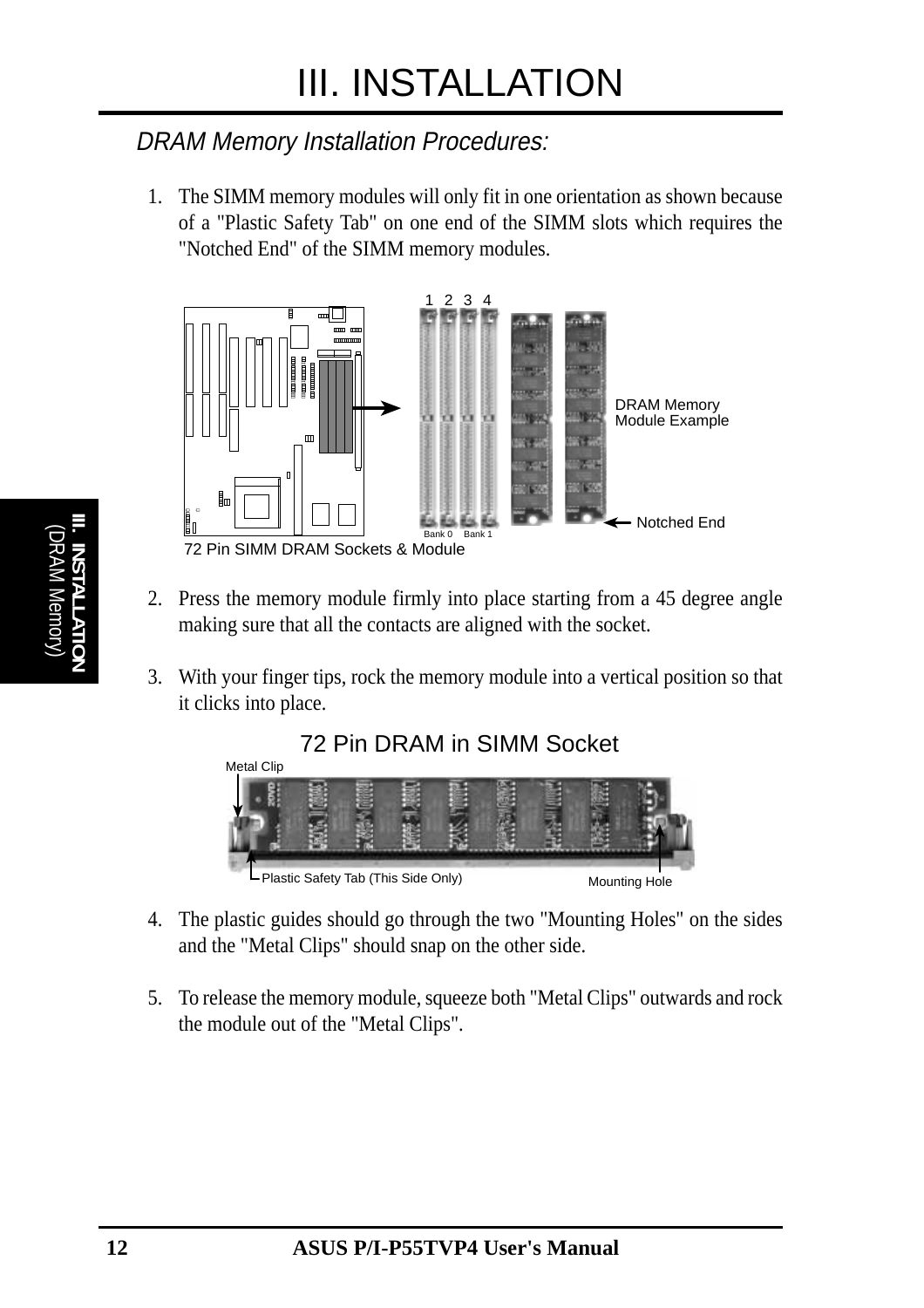# III. INSTALLATION

## DRAM Memory Installation Procedures:

1. The SIMM memory modules will only fit in one orientation as shown because of a "Plastic Safety Tab" on one end of the SIMM slots which requires the "Notched End" of the SIMM memory modules.

72 Pin SIMM DRAM Sockets & Module

2. Press the memory module firmly into place starting from a 45 degree angle making sure that all the contacts are aligned with the socket.

3. With your finger tips, rock the memory module into a vertical position so that it clicks into place.

72 Pin DRAM in SIMM Socket

4. The plastic guides should go through the two "Mounting Holes" on the sides and the "Metal Clips" should snap on the other side.

5. To release the memory module, squeeze both "Metal Clips" outwards and rock the module out of the "Metal Clips".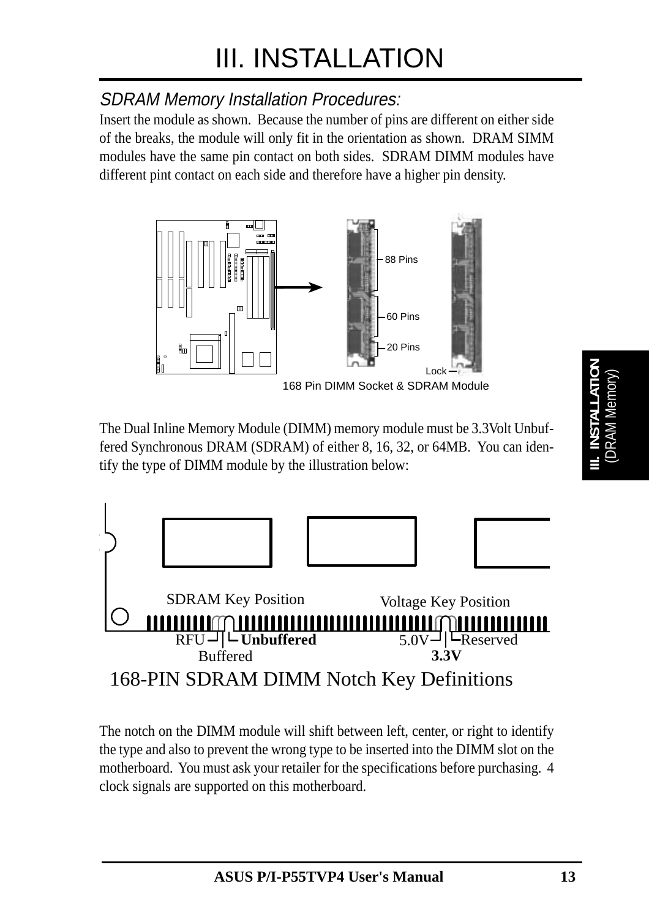# III. INSTALLATION

## SDRAM Memory Installation Procedures:

Insert the module as shown. Because the number of pins are different on either side of the breaks, the module will only fit in the orientation as shown. DRAM SIMM modules have the same pin contact on both sides. SDRAM DIMM modules have different pint contact on each side and therefore have a higher pin density.

168 Pin DIMM Socket & SDRAM Module

The Dual Inline Memory Module (DIMM) memory module must be 3.3Volt Unbuffered Synchronous DRAM (SDRAM) of either 8, 16, 32, or 64MB. You can identify the type of DIMM module by the illustration below:

168-PIN SDRAM DIMM Notch Key Definitions

The notch on the DIMM module will shift between left, center, or right to identify the type and also to prevent the wrong type to be inserted into the DIMM slot on the motherboard. You must ask your retailer for the specifications before purchasing. 4 clock signals are supported on this motherboard.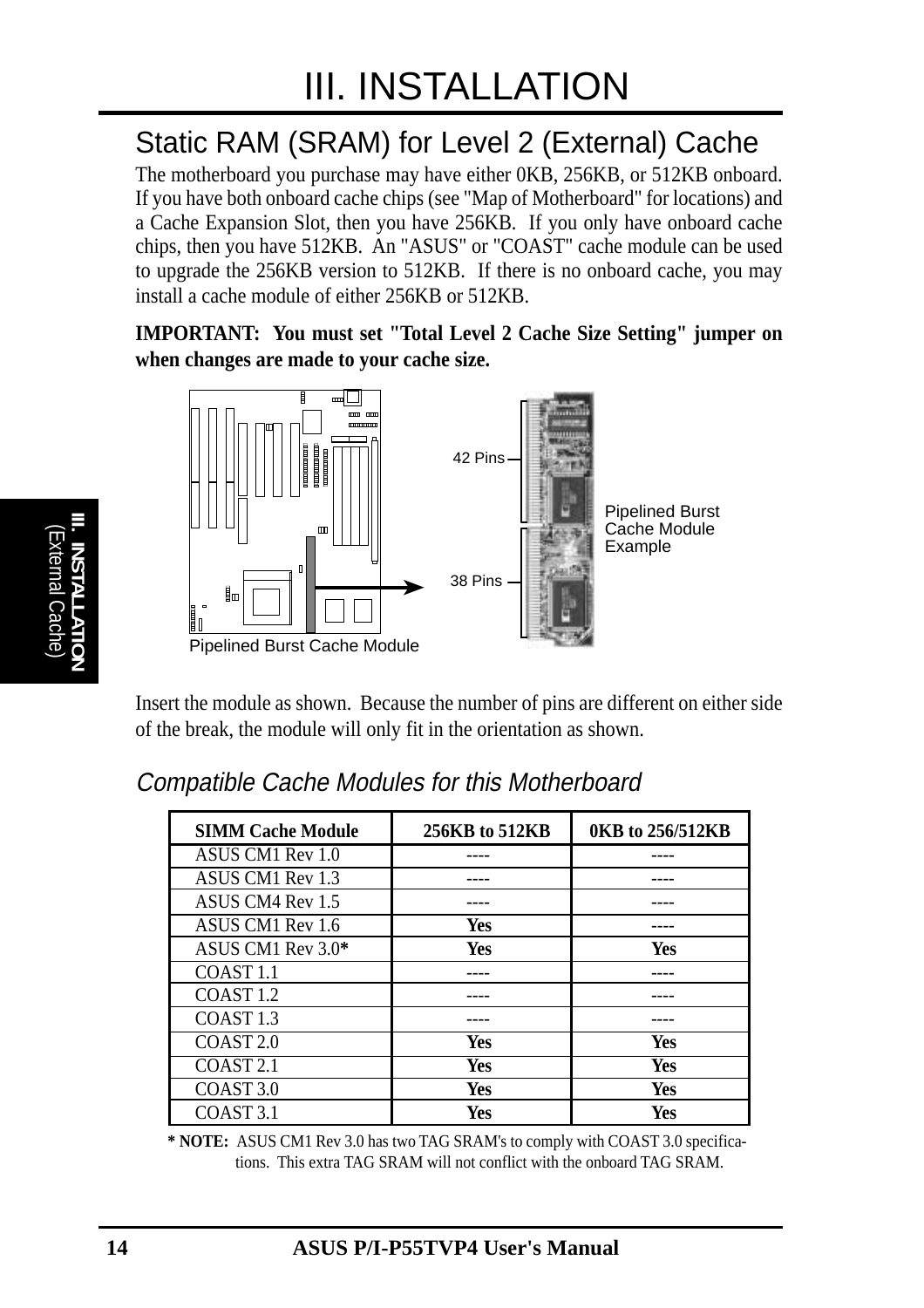## Static RAM (SRAM) for Level 2 (External) Cache

The motherboard you purchase may have either 0KB, 256KB, or 512KB onboard. If you have both onboard cache chips (see "Map of Motherboard" for locations) and a Cache Expansion Slot, then you have 256KB. If you only have onboard cache chips, then you have 512KB. An "ASUS" or "COAST" cache module can be used to upgrade the 256KB version to 512KB. If there is no onboard cache, you may install a cache module of either 256KB or 512KB.

**IMPORTANT: You must set "Total Level 2 Cache Size Setting" jumper on when changes are made to your cache size.**

Pipelined Burst Cache Module

42 Pins

38 Pins

Pipelined Burst Cache Module Example

Insert the module as shown. Because the number of pins are different on either side of the break, the module will only fit in the orientation as shown.

### *Compatible Cache Modules for this Motherboard*

| SIMM Cache Module | 256KB to 512KB | 0KB to 256/512KB |
|---|---|---|
| ASUS CM1 Rev 1.0 | ---- | ---- |
| ASUS CM1 Rev 1.3 | ---- | ---- |
| ASUS CM4 Rev 1.5 | ---- | ---- |
| ASUS CM1 Rev 1.6 | **Yes** | ---- |
| ASUS CM1 Rev 3.0* | **Yes** | **Yes** |
| COAST 1.1 | ---- | ---- |
| COAST 1.2 | ---- | ---- |
| COAST 1.3 | ---- | ---- |
| COAST 2.0 | **Yes** | **Yes** |
| COAST 2.1 | **Yes** | **Yes** |
| COAST 3.0 | **Yes** | **Yes** |
| COAST 3.1 | **Yes** | **Yes** |

**\* NOTE:** ASUS CM1 Rev 3.0 has two TAG SRAM's to comply with COAST 3.0 specifications. This extra TAG SRAM will not conflict with the onboard TAG SRAM.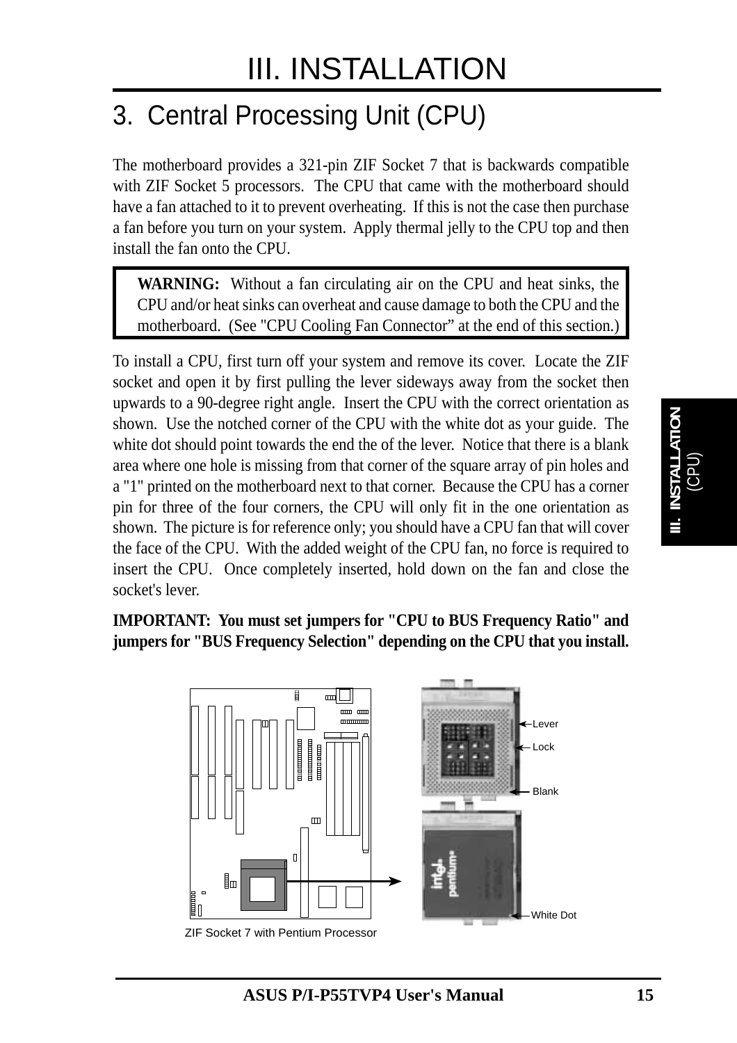# III. INSTALLATION

## 3. Central Processing Unit (CPU)

The motherboard provides a 321-pin ZIF Socket 7 that is backwards compatible with ZIF Socket 5 processors. The CPU that came with the motherboard should have a fan attached to it to prevent overheating. If this is not the case then purchase a fan before you turn on your system. Apply thermal jelly to the CPU top and then install the fan onto the CPU.

> **WARNING:** Without a fan circulating air on the CPU and heat sinks, the CPU and/or heat sinks can overheat and cause damage to both the CPU and the motherboard. (See "CPU Cooling Fan Connector" at the end of this section.)

To install a CPU, first turn off your system and remove its cover. Locate the ZIF socket and open it by first pulling the lever sideways away from the socket then upwards to a 90-degree right angle. Insert the CPU with the correct orientation as shown. Use the notched corner of the CPU with the white dot as your guide. The white dot should point towards the end the of the lever. Notice that there is a blank area where one hole is missing from that corner of the square array of pin holes and a "1" printed on the motherboard next to that corner. Because the CPU has a corner pin for three of the four corners, the CPU will only fit in the one orientation as shown. The picture is for reference only; you should have a CPU fan that will cover the face of the CPU. With the added weight of the CPU fan, no force is required to insert the CPU. Once completely inserted, hold down on the fan and close the socket's lever.

**IMPORTANT: You must set jumpers for "CPU to BUS Frequency Ratio" and jumpers for "BUS Frequency Selection" depending on the CPU that you install.**

Lever
Lock
Blank
White Dot

ZIF Socket 7 with Pentium Processor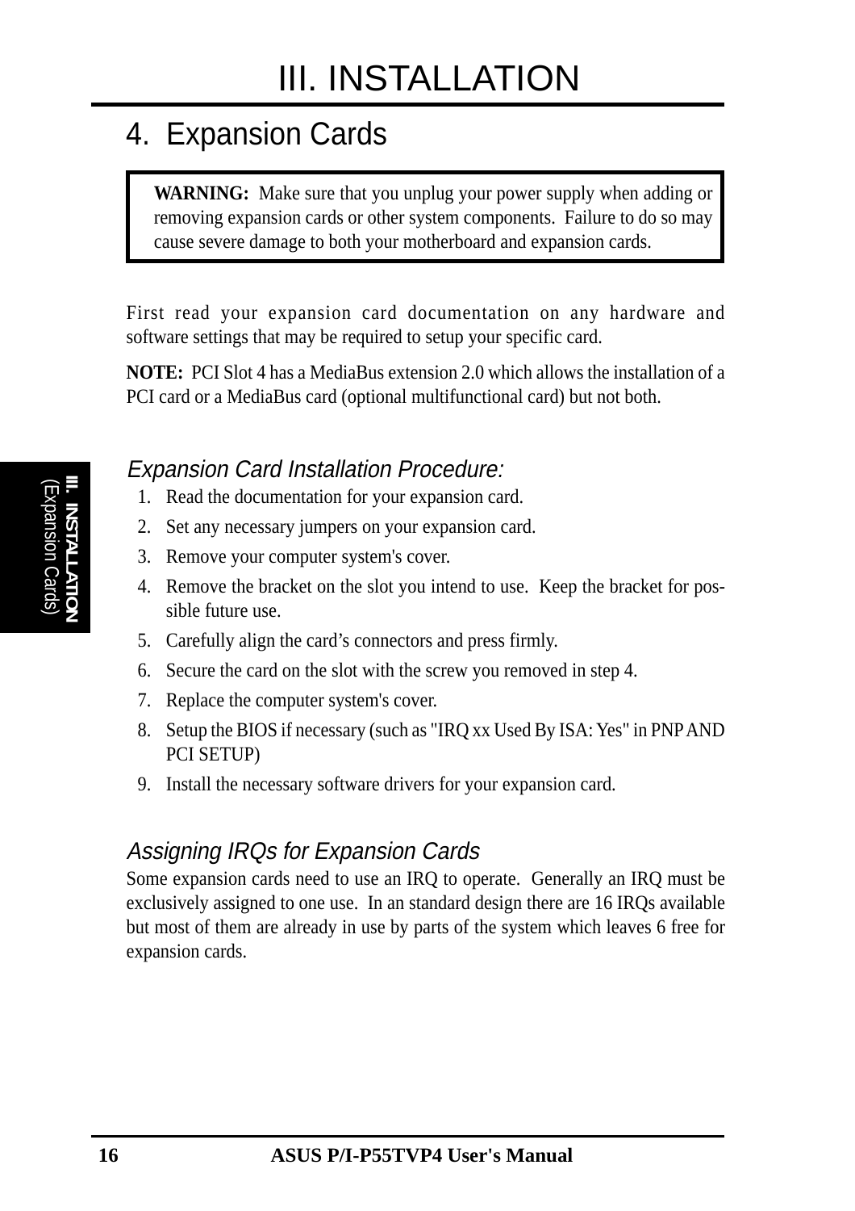# III. INSTALLATION

## 4. Expansion Cards

> **WARNING:** Make sure that you unplug your power supply when adding or removing expansion cards or other system components. Failure to do so may cause severe damage to both your motherboard and expansion cards.

First read your expansion card documentation on any hardware and software settings that may be required to setup your specific card.

**NOTE:** PCI Slot 4 has a MediaBus extension 2.0 which allows the installation of a PCI card or a MediaBus card (optional multifunctional card) but not both.

### *Expansion Card Installation Procedure:*

1. Read the documentation for your expansion card.
2. Set any necessary jumpers on your expansion card.
3. Remove your computer system's cover.
4. Remove the bracket on the slot you intend to use. Keep the bracket for possible future use.
5. Carefully align the card's connectors and press firmly.
6. Secure the card on the slot with the screw you removed in step 4.
7. Replace the computer system's cover.
8. Setup the BIOS if necessary (such as "IRQ xx Used By ISA: Yes" in PNP AND PCI SETUP)
9. Install the necessary software drivers for your expansion card.

### *Assigning IRQs for Expansion Cards*

Some expansion cards need to use an IRQ to operate. Generally an IRQ must be exclusively assigned to one use. In an standard design there are 16 IRQs available but most of them are already in use by parts of the system which leaves 6 free for expansion cards.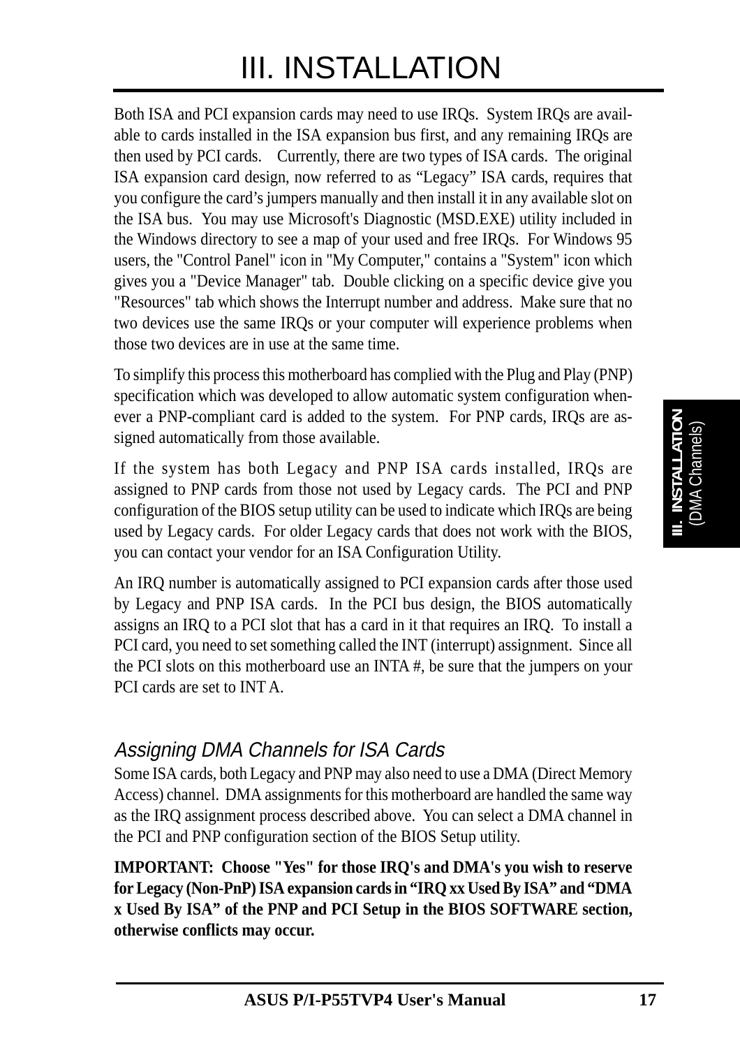# III. INSTALLATION

Both ISA and PCI expansion cards may need to use IRQs. System IRQs are available to cards installed in the ISA expansion bus first, and any remaining IRQs are then used by PCI cards. Currently, there are two types of ISA cards. The original ISA expansion card design, now referred to as "Legacy" ISA cards, requires that you configure the card's jumpers manually and then install it in any available slot on the ISA bus. You may use Microsoft's Diagnostic (MSD.EXE) utility included in the Windows directory to see a map of your used and free IRQs. For Windows 95 users, the "Control Panel" icon in "My Computer," contains a "System" icon which gives you a "Device Manager" tab. Double clicking on a specific device give you "Resources" tab which shows the Interrupt number and address. Make sure that no two devices use the same IRQs or your computer will experience problems when those two devices are in use at the same time.

To simplify this process this motherboard has complied with the Plug and Play (PNP) specification which was developed to allow automatic system configuration whenever a PNP-compliant card is added to the system. For PNP cards, IRQs are assigned automatically from those available.

If the system has both Legacy and PNP ISA cards installed, IRQs are assigned to PNP cards from those not used by Legacy cards. The PCI and PNP configuration of the BIOS setup utility can be used to indicate which IRQs are being used by Legacy cards. For older Legacy cards that does not work with the BIOS, you can contact your vendor for an ISA Configuration Utility.

An IRQ number is automatically assigned to PCI expansion cards after those used by Legacy and PNP ISA cards. In the PCI bus design, the BIOS automatically assigns an IRQ to a PCI slot that has a card in it that requires an IRQ. To install a PCI card, you need to set something called the INT (interrupt) assignment. Since all the PCI slots on this motherboard use an INTA #, be sure that the jumpers on your PCI cards are set to INT A.

### *Assigning DMA Channels for ISA Cards*

Some ISA cards, both Legacy and PNP may also need to use a DMA (Direct Memory Access) channel. DMA assignments for this motherboard are handled the same way as the IRQ assignment process described above. You can select a DMA channel in the PCI and PNP configuration section of the BIOS Setup utility.

**IMPORTANT: Choose "Yes" for those IRQ's and DMA's you wish to reserve for Legacy (Non-PnP) ISA expansion cards in "IRQ xx Used By ISA" and "DMA x Used By ISA" of the PNP and PCI Setup in the BIOS SOFTWARE section, otherwise conflicts may occur.**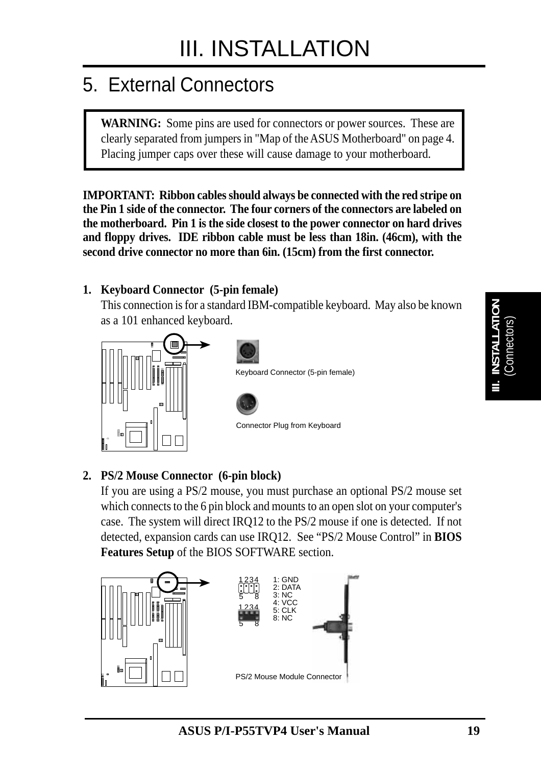# III. INSTALLATION

## 5. External Connectors

> **WARNING:** Some pins are used for connectors or power sources. These are clearly separated from jumpers in "Map of the ASUS Motherboard" on page 4. Placing jumper caps over these will cause damage to your motherboard.

**IMPORTANT: Ribbon cables should always be connected with the red stripe on the Pin 1 side of the connector. The four corners of the connectors are labeled on the motherboard. Pin 1 is the side closest to the power connector on hard drives and floppy drives. IDE ribbon cable must be less than 18in. (46cm), with the second drive connector no more than 6in. (15cm) from the first connector.**

**1. Keyboard Connector (5-pin female)**

This connection is for a standard IBM-compatible keyboard. May also be known as a 101 enhanced keyboard.

Keyboard Connector (5-pin female)

Connector Plug from Keyboard

**2. PS/2 Mouse Connector (6-pin block)**

If you are using a PS/2 mouse, you must purchase an optional PS/2 mouse set which connects to the 6 pin block and mounts to an open slot on your computer's case. The system will direct IRQ12 to the PS/2 mouse if one is detected. If not detected, expansion cards can use IRQ12. See "PS/2 Mouse Control" in **BIOS Features Setup** of the BIOS SOFTWARE section.

1: GND
2: DATA
3: NC
4: VCC
5: CLK
8: NC

PS/2 Mouse Module Connector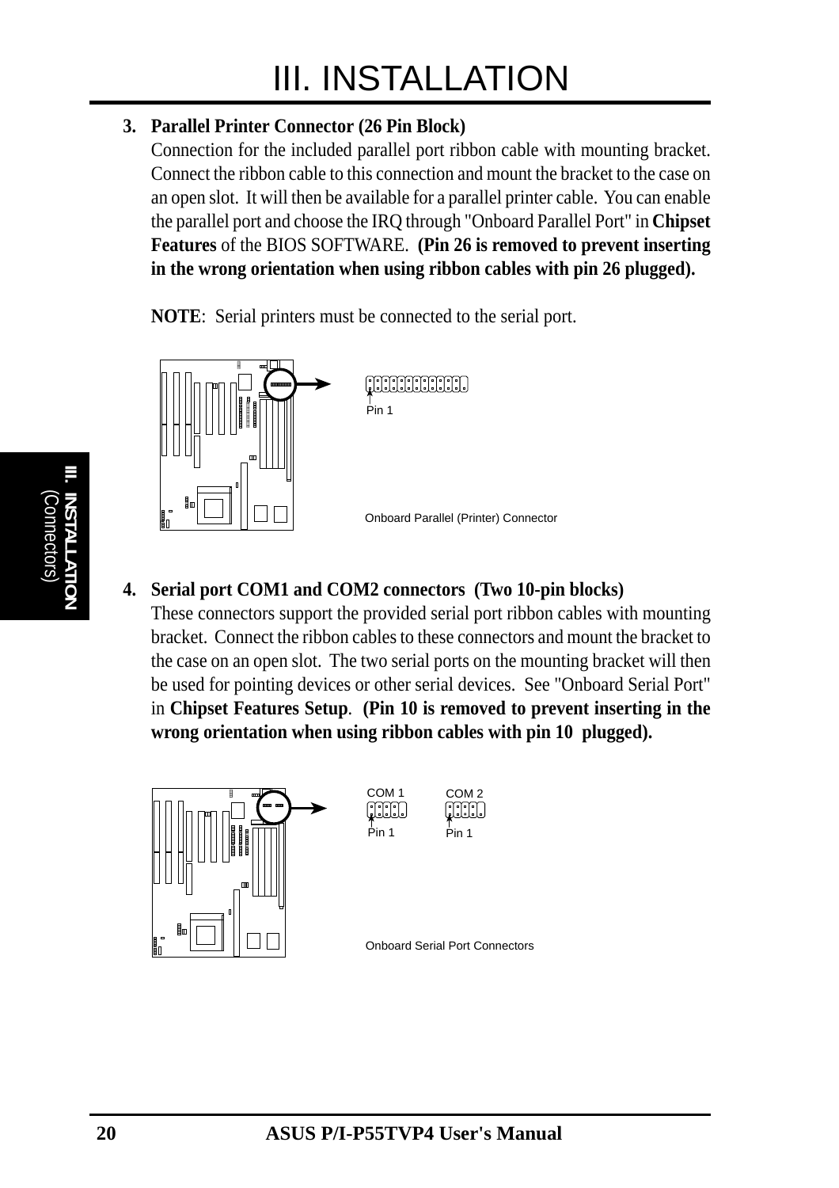3. **Parallel Printer Connector (26 Pin Block)**
   Connection for the included parallel port ribbon cable with mounting bracket. Connect the ribbon cable to this connection and mount the bracket to the case on an open slot. It will then be available for a parallel printer cable. You can enable the parallel port and choose the IRQ through "Onboard Parallel Port" in **Chipset Features** of the BIOS SOFTWARE. **(Pin 26 is removed to prevent inserting in the wrong orientation when using ribbon cables with pin 26 plugged).**

   **NOTE**: Serial printers must be connected to the serial port.

Pin 1

Onboard Parallel (Printer) Connector

4. **Serial port COM1 and COM2 connectors (Two 10-pin blocks)**
   These connectors support the provided serial port ribbon cables with mounting bracket. Connect the ribbon cables to these connectors and mount the bracket to the case on an open slot. The two serial ports on the mounting bracket will then be used for pointing devices or other serial devices. See "Onboard Serial Port" in **Chipset Features Setup**. **(Pin 10 is removed to prevent inserting in the wrong orientation when using ribbon cables with pin 10 plugged).**

COM 1 Pin 1

COM 2 Pin 1

Onboard Serial Port Connectors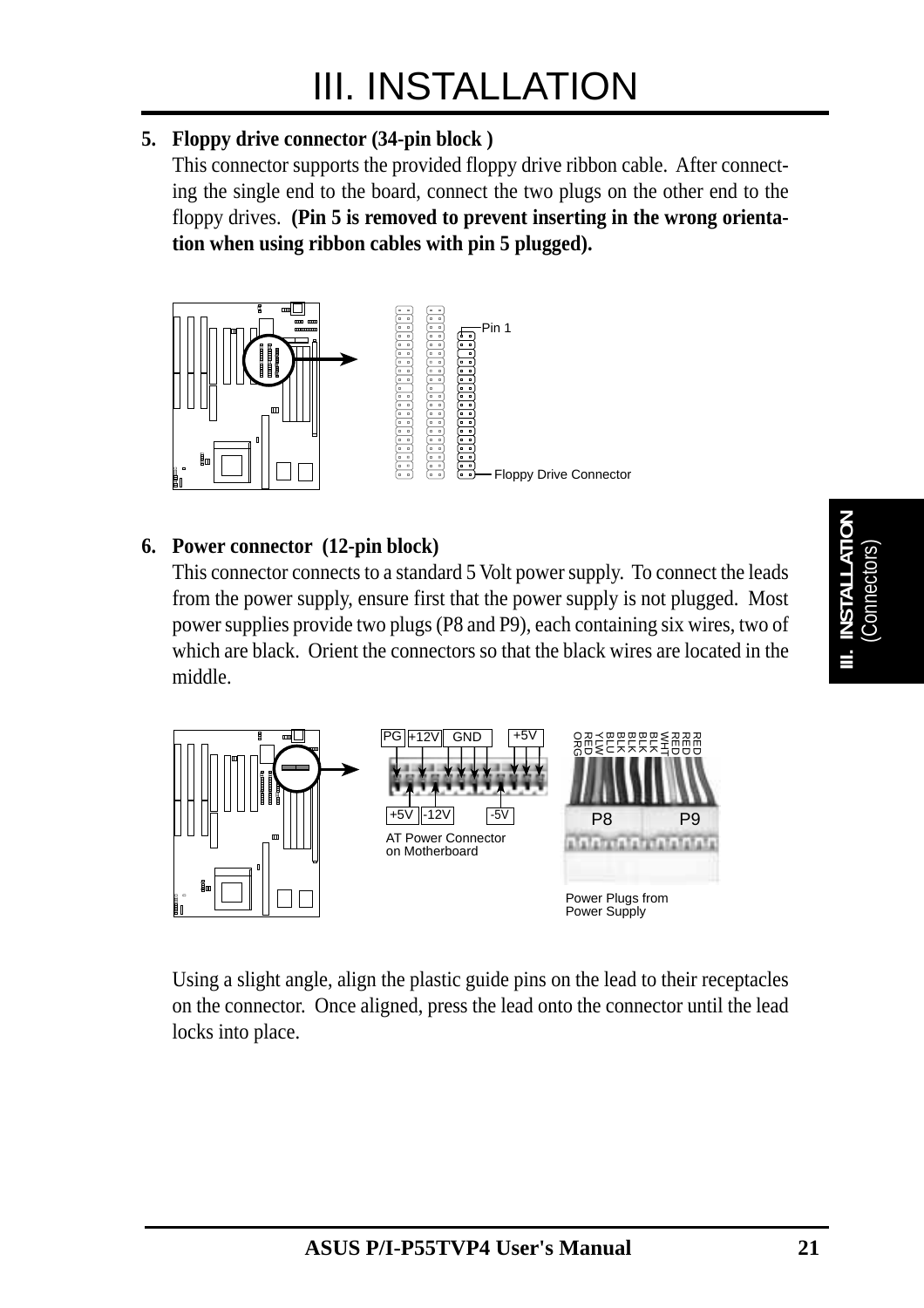# III. INSTALLATION

**5. Floppy drive connector (34-pin block )**

This connector supports the provided floppy drive ribbon cable. After connecting the single end to the board, connect the two plugs on the other end to the floppy drives. **(Pin 5 is removed to prevent inserting in the wrong orientation when using ribbon cables with pin 5 plugged).**

Pin 1

Floppy Drive Connector

**6. Power connector (12-pin block)**

This connector connects to a standard 5 Volt power supply. To connect the leads from the power supply, ensure first that the power supply is not plugged. Most power supplies provide two plugs (P8 and P9), each containing six wires, two of which are black. Orient the connectors so that the black wires are located in the middle.

PG +12V GND +5V

+5V -12V -5V

AT Power Connector on Motherboard

ORG RED YLW BLU BLK BLK BLK BLK WHT RED RED RED

P8 P9

Power Plugs from Power Supply

Using a slight angle, align the plastic guide pins on the lead to their receptacles on the connector. Once aligned, press the lead onto the connector until the lead locks into place.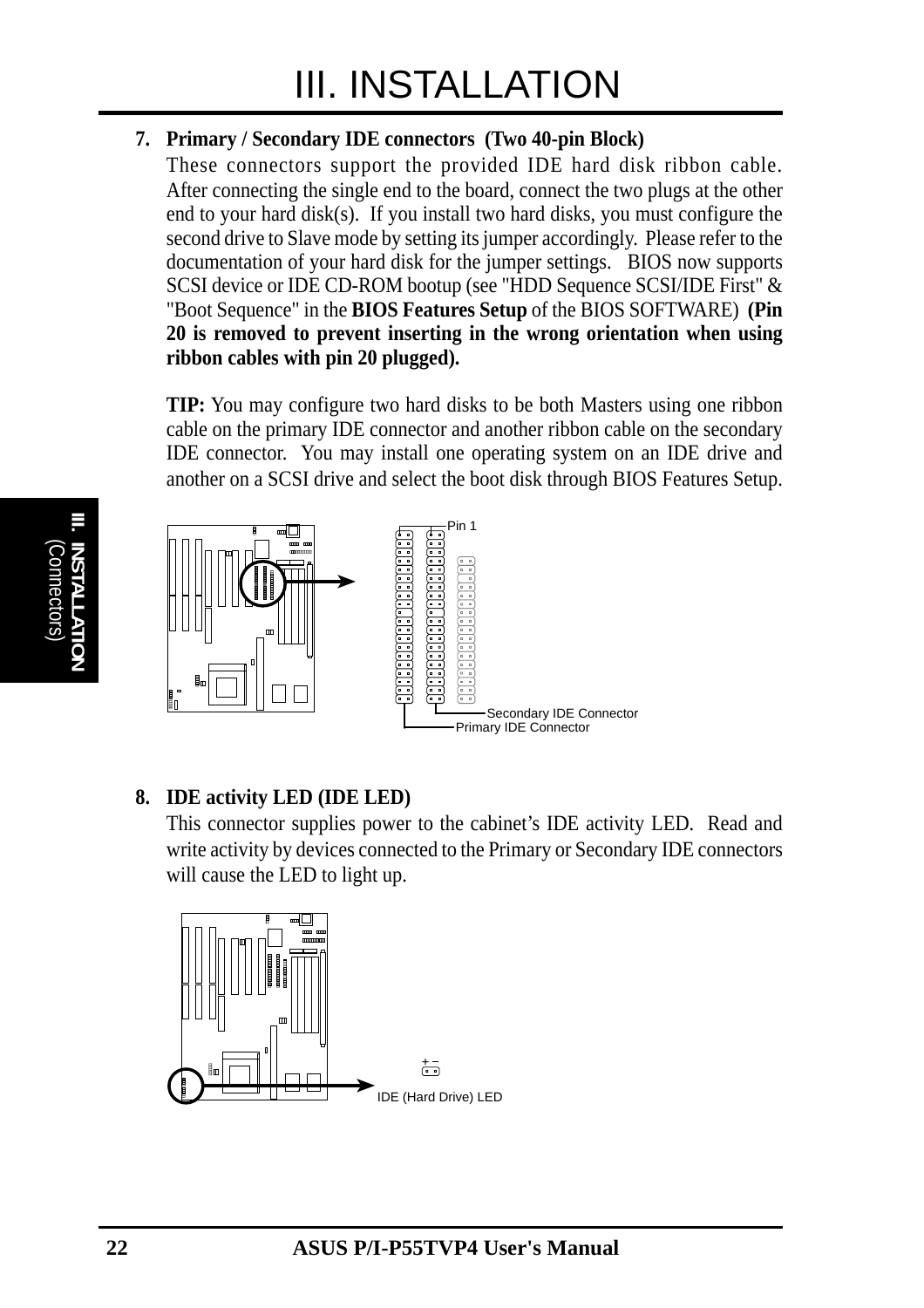**7. Primary / Secondary IDE connectors (Two 40-pin Block)**

These connectors support the provided IDE hard disk ribbon cable. After connecting the single end to the board, connect the two plugs at the other end to your hard disk(s). If you install two hard disks, you must configure the second drive to Slave mode by setting its jumper accordingly. Please refer to the documentation of your hard disk for the jumper settings. BIOS now supports SCSI device or IDE CD-ROM bootup (see "HDD Sequence SCSI/IDE First" & "Boot Sequence" in the **BIOS Features Setup** of the BIOS SOFTWARE) **(Pin 20 is removed to prevent inserting in the wrong orientation when using ribbon cables with pin 20 plugged).**

**TIP:** You may configure two hard disks to be both Masters using one ribbon cable on the primary IDE connector and another ribbon cable on the secondary IDE connector. You may install one operating system on an IDE drive and another on a SCSI drive and select the boot disk through BIOS Features Setup.

Pin 1

Secondary IDE Connector

Primary IDE Connector

**8. IDE activity LED (IDE LED)**

This connector supplies power to the cabinet's IDE activity LED. Read and write activity by devices connected to the Primary or Secondary IDE connectors will cause the LED to light up.

IDE (Hard Drive) LED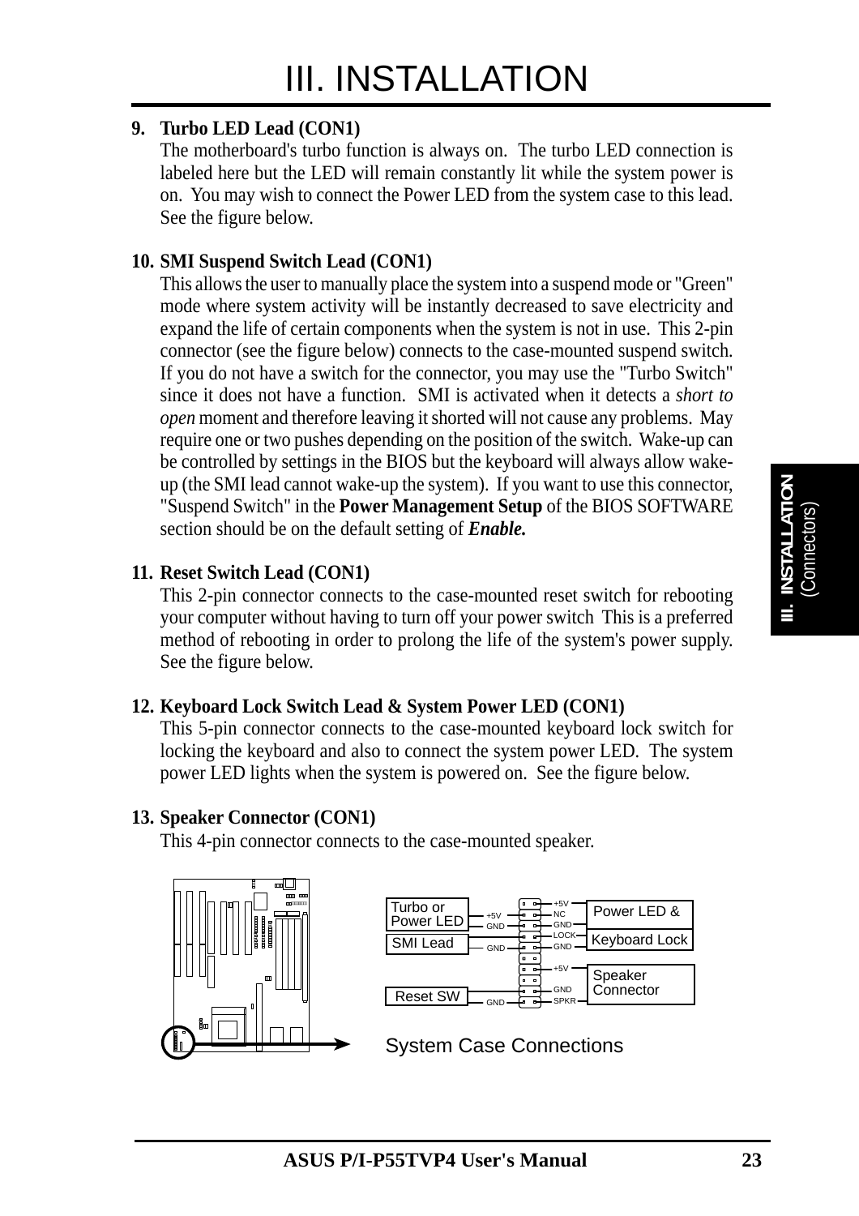# III. INSTALLATION

**9. Turbo LED Lead (CON1)**

The motherboard's turbo function is always on. The turbo LED connection is labeled here but the LED will remain constantly lit while the system power is on. You may wish to connect the Power LED from the system case to this lead. See the figure below.

**10. SMI Suspend Switch Lead (CON1)**

This allows the user to manually place the system into a suspend mode or "Green" mode where system activity will be instantly decreased to save electricity and expand the life of certain components when the system is not in use. This 2-pin connector (see the figure below) connects to the case-mounted suspend switch. If you do not have a switch for the connector, you may use the "Turbo Switch" since it does not have a function. SMI is activated when it detects a *short to open* moment and therefore leaving it shorted will not cause any problems. May require one or two pushes depending on the position of the switch. Wake-up can be controlled by settings in the BIOS but the keyboard will always allow wake-up (the SMI lead cannot wake-up the system). If you want to use this connector, "Suspend Switch" in the **Power Management Setup** of the BIOS SOFTWARE section should be on the default setting of ***Enable.***

**11. Reset Switch Lead (CON1)**

This 2-pin connector connects to the case-mounted reset switch for rebooting your computer without having to turn off your power switch This is a preferred method of rebooting in order to prolong the life of the system's power supply. See the figure below.

**12. Keyboard Lock Switch Lead & System Power LED (CON1)**

This 5-pin connector connects to the case-mounted keyboard lock switch for locking the keyboard and also to connect the system power LED. The system power LED lights when the system is powered on. See the figure below.

**13. Speaker Connector (CON1)**

This 4-pin connector connects to the case-mounted speaker.

Turbo or Power LED: +5V, GND
SMI Lead: GND
Reset SW: GND
Power LED & Keyboard Lock: +5V, NC, GND, LOCK, GND
Speaker Connector: +5V, GND, SPKR

System Case Connections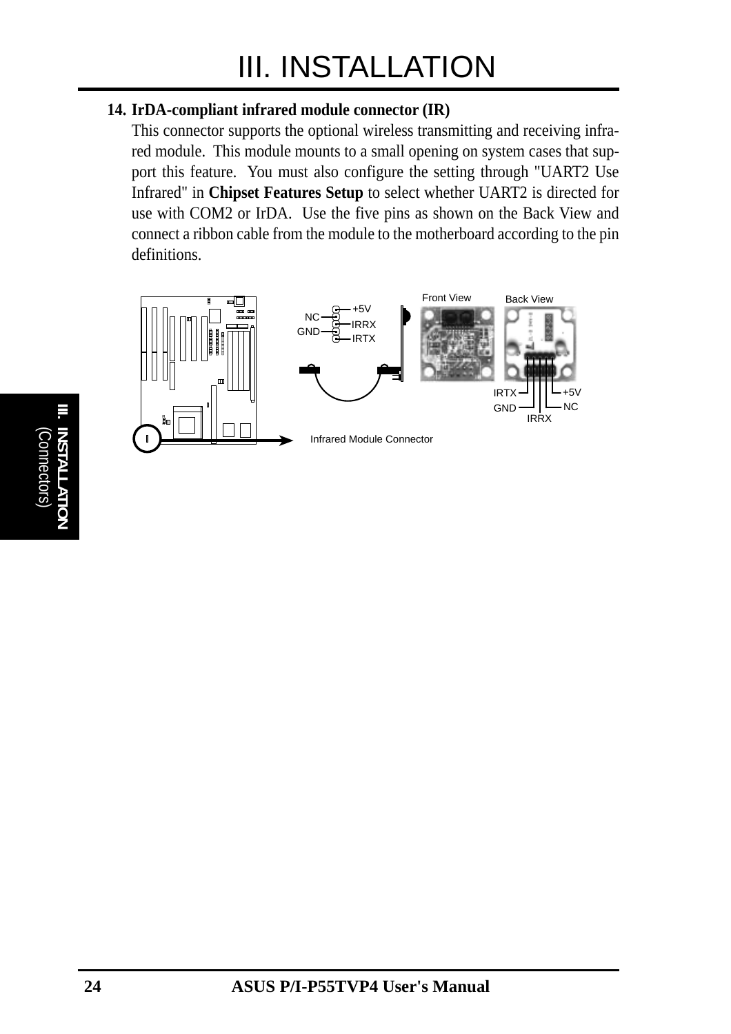**14. IrDA-compliant infrared module connector (IR)**

This connector supports the optional wireless transmitting and receiving infrared module. This module mounts to a small opening on system cases that support this feature. You must also configure the setting through "UART2 Use Infrared" in **Chipset Features Setup** to select whether UART2 is directed for use with COM2 or IrDA. Use the five pins as shown on the Back View and connect a ribbon cable from the module to the motherboard according to the pin definitions.

NC, GND, +5V, IRRX, IRTX

Front View Back View

IRTX, GND, IRRX, NC, +5V

Infrared Module Connector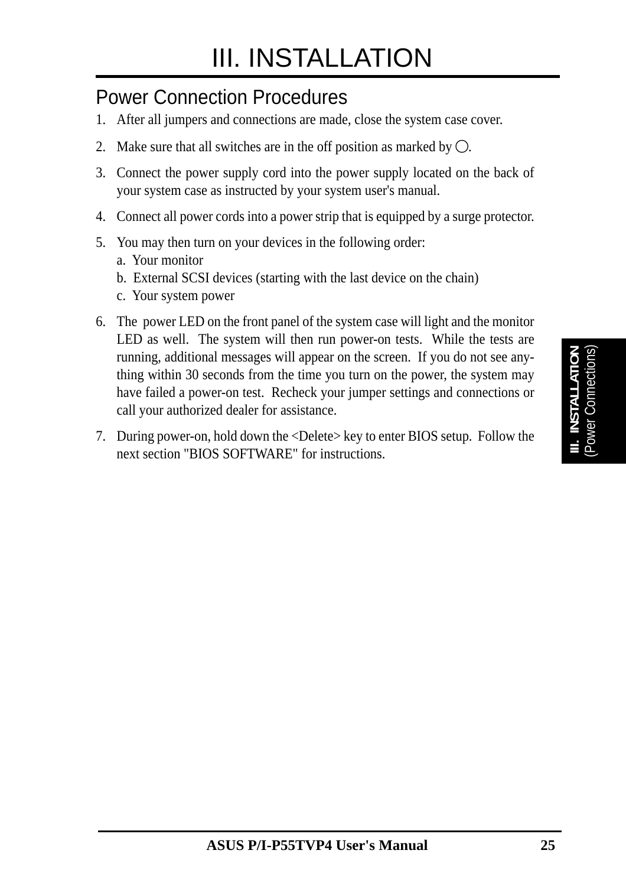# III. INSTALLATION

## Power Connection Procedures

1. After all jumpers and connections are made, close the system case cover.
2. Make sure that all switches are in the off position as marked by ○.
3. Connect the power supply cord into the power supply located on the back of your system case as instructed by your system user's manual.
4. Connect all power cords into a power strip that is equipped by a surge protector.
5. You may then turn on your devices in the following order:
   a. Your monitor
   b. External SCSI devices (starting with the last device on the chain)
   c. Your system power
6. The power LED on the front panel of the system case will light and the monitor LED as well. The system will then run power-on tests. While the tests are running, additional messages will appear on the screen. If you do not see anything within 30 seconds from the time you turn on the power, the system may have failed a power-on test. Recheck your jumper settings and connections or call your authorized dealer for assistance.
7. During power-on, hold down the <Delete> key to enter BIOS setup. Follow the next section "BIOS SOFTWARE" for instructions.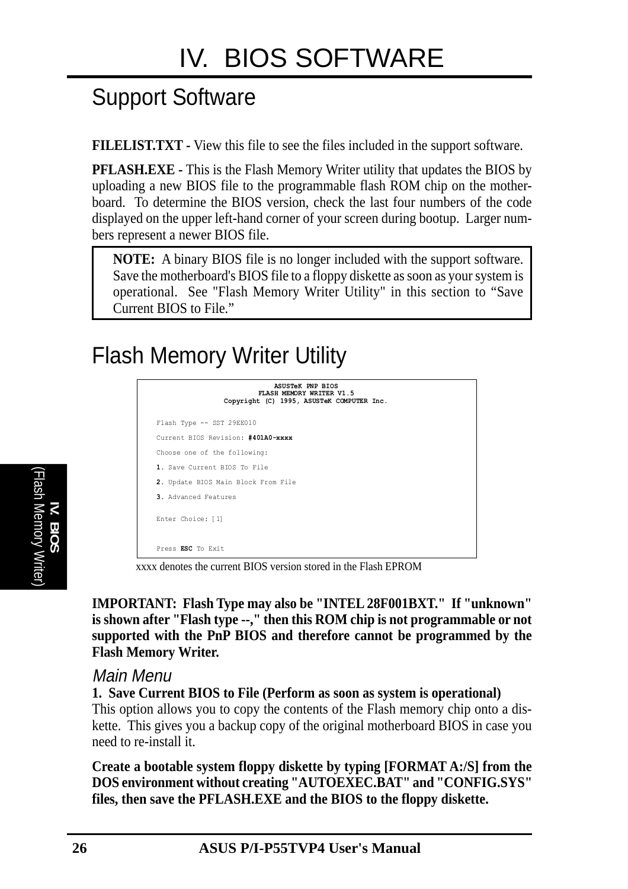# IV. BIOS SOFTWARE

## Support Software

**FILELIST.TXT -** View this file to see the files included in the support software.

**PFLASH.EXE -** This is the Flash Memory Writer utility that updates the BIOS by uploading a new BIOS file to the programmable flash ROM chip on the motherboard. To determine the BIOS version, check the last four numbers of the code displayed on the upper left-hand corner of your screen during bootup. Larger numbers represent a newer BIOS file.

> **NOTE:** A binary BIOS file is no longer included with the support software. Save the motherboard's BIOS file to a floppy diskette as soon as your system is operational. See "Flash Memory Writer Utility" in this section to "Save Current BIOS to File."

## Flash Memory Writer Utility

```
                    ASUSTeK PNP BIOS
                FLASH MEMORY WRITER V1.5
        Copyright (C) 1995, ASUSTeK COMPUTER Inc.

Flash Type -- SST 29EE010

Current BIOS Revision: #401A0-xxxx

Choose one of the following:

1. Save Current BIOS To File

2. Update BIOS Main Block From File

3. Advanced Features

Enter Choice: [1]


Press ESC To Exit
```

xxxx denotes the current BIOS version stored in the Flash EPROM

**IMPORTANT: Flash Type may also be "INTEL 28F001BXT." If "unknown" is shown after "Flash type --," then this ROM chip is not programmable or not supported with the PnP BIOS and therefore cannot be programmed by the Flash Memory Writer.**

### *Main Menu*

**1. Save Current BIOS to File (Perform as soon as system is operational)**

This option allows you to copy the contents of the Flash memory chip onto a diskette. This gives you a backup copy of the original motherboard BIOS in case you need to re-install it.

**Create a bootable system floppy diskette by typing [FORMAT A:/S] from the DOS environment without creating "AUTOEXEC.BAT" and "CONFIG.SYS" files, then save the PFLASH.EXE and the BIOS to the floppy diskette.**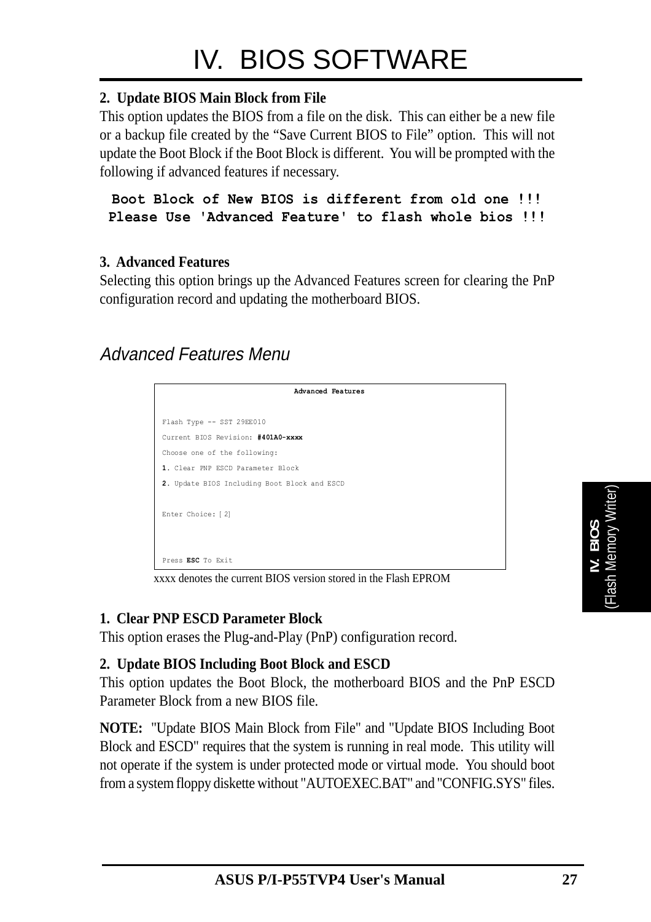# IV. BIOS SOFTWARE

**2. Update BIOS Main Block from File**

This option updates the BIOS from a file on the disk. This can either be a new file or a backup file created by the "Save Current BIOS to File" option. This will not update the Boot Block if the Boot Block is different. You will be prompted with the following if advanced features if necessary.

```
Boot Block of New BIOS is different from old one !!!
Please Use 'Advanced Feature' to flash whole bios !!!
```

**3. Advanced Features**

Selecting this option brings up the Advanced Features screen for clearing the PnP configuration record and updating the motherboard BIOS.

## *Advanced Features Menu*

```
                    Advanced Features

Flash Type -- SST 29EE010
Current BIOS Revision: #401A0-xxxx
Choose one of the following:
1. Clear PNP ESCD Parameter Block
2. Update BIOS Including Boot Block and ESCD

Enter Choice: [2]

Press ESC To Exit
```

xxxx denotes the current BIOS version stored in the Flash EPROM

**1. Clear PNP ESCD Parameter Block**

This option erases the Plug-and-Play (PnP) configuration record.

**2. Update BIOS Including Boot Block and ESCD**

This option updates the Boot Block, the motherboard BIOS and the PnP ESCD Parameter Block from a new BIOS file.

**NOTE:** "Update BIOS Main Block from File" and "Update BIOS Including Boot Block and ESCD" requires that the system is running in real mode. This utility will not operate if the system is under protected mode or virtual mode. You should boot from a system floppy diskette without "AUTOEXEC.BAT" and "CONFIG.SYS" files.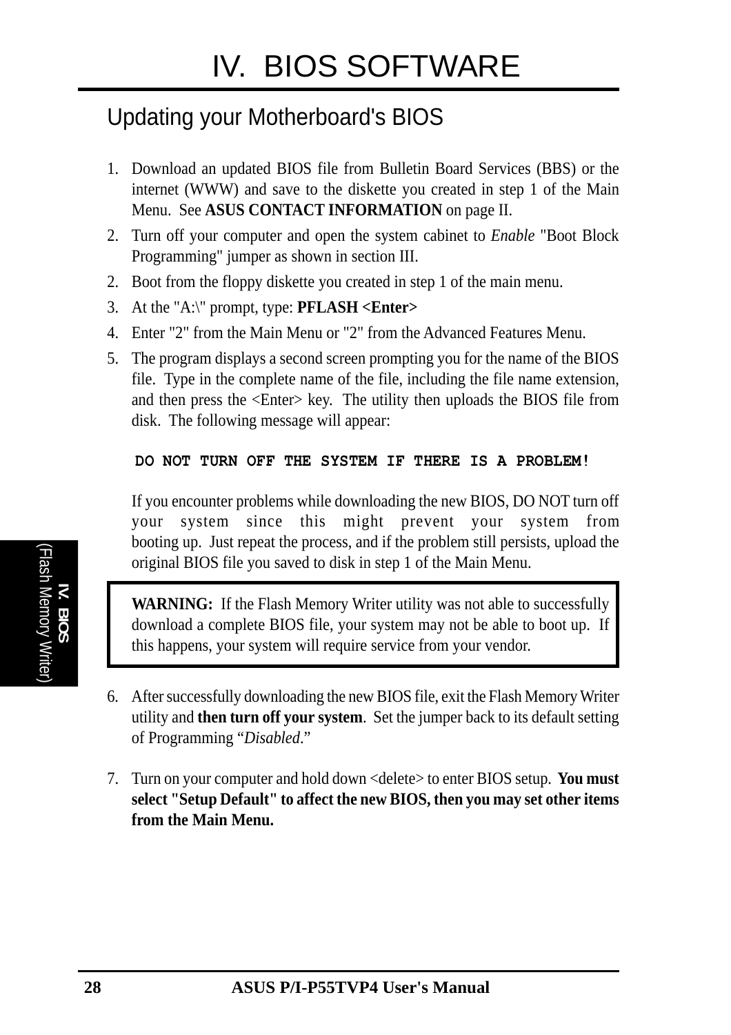# IV. BIOS SOFTWARE

## Updating your Motherboard's BIOS

1. Download an updated BIOS file from Bulletin Board Services (BBS) or the internet (WWW) and save to the diskette you created in step 1 of the Main Menu. See **ASUS CONTACT INFORMATION** on page II.
2. Turn off your computer and open the system cabinet to *Enable* "Boot Block Programming" jumper as shown in section III.
2. Boot from the floppy diskette you created in step 1 of the main menu.
3. At the "A:\" prompt, type: **PFLASH <Enter>**
4. Enter "2" from the Main Menu or "2" from the Advanced Features Menu.
5. The program displays a second screen prompting you for the name of the BIOS file. Type in the complete name of the file, including the file name extension, and then press the <Enter> key. The utility then uploads the BIOS file from disk. The following message will appear:

   **DO NOT TURN OFF THE SYSTEM IF THERE IS A PROBLEM!**

   If you encounter problems while downloading the new BIOS, DO NOT turn off your system since this might prevent your system from booting up. Just repeat the process, and if the problem still persists, upload the original BIOS file you saved to disk in step 1 of the Main Menu.

   > **WARNING:** If the Flash Memory Writer utility was not able to successfully download a complete BIOS file, your system may not be able to boot up. If this happens, your system will require service from your vendor.

6. After successfully downloading the new BIOS file, exit the Flash Memory Writer utility and **then turn off your system**. Set the jumper back to its default setting of Programming "*Disabled*."

7. Turn on your computer and hold down <delete> to enter BIOS setup. **You must select "Setup Default" to affect the new BIOS, then you may set other items from the Main Menu.**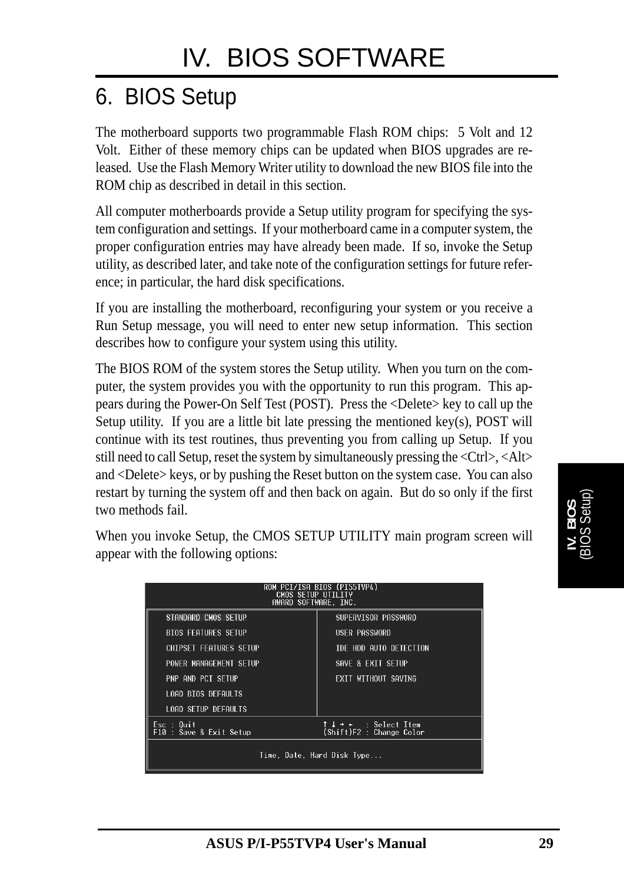# IV. BIOS SOFTWARE

## 6. BIOS Setup

The motherboard supports two programmable Flash ROM chips: 5 Volt and 12 Volt. Either of these memory chips can be updated when BIOS upgrades are released. Use the Flash Memory Writer utility to download the new BIOS file into the ROM chip as described in detail in this section.

All computer motherboards provide a Setup utility program for specifying the system configuration and settings. If your motherboard came in a computer system, the proper configuration entries may have already been made. If so, invoke the Setup utility, as described later, and take note of the configuration settings for future reference; in particular, the hard disk specifications.

If you are installing the motherboard, reconfiguring your system or you receive a Run Setup message, you will need to enter new setup information. This section describes how to configure your system using this utility.

The BIOS ROM of the system stores the Setup utility. When you turn on the computer, the system provides you with the opportunity to run this program. This appears during the Power-On Self Test (POST). Press the <Delete> key to call up the Setup utility. If you are a little bit late pressing the mentioned key(s), POST will continue with its test routines, thus preventing you from calling up Setup. If you still need to call Setup, reset the system by simultaneously pressing the <Ctrl>, <Alt> and <Delete> keys, or by pushing the Reset button on the system case. You can also restart by turning the system off and then back on again. But do so only if the first two methods fail.

When you invoke Setup, the CMOS SETUP UTILITY main program screen will appear with the following options:

```
                    ROM PCI/ISA BIOS (PI55TVP4)
                        CMOS SETUP UTILITY
                        AWARD SOFTWARE, INC.

  STANDARD CMOS SETUP                 SUPERVISOR PASSWORD
  BIOS FEATURES SETUP                 USER PASSWORD
  CHIPSET FEATURES SETUP              IDE HDD AUTO DETECTION
  POWER MANAGEMENT SETUP              SAVE & EXIT SETUP
  PNP AND PCI SETUP                   EXIT WITHOUT SAVING
  LOAD BIOS DEFAULTS
  LOAD SETUP DEFAULTS

Esc : Quit                            ↑ ↓ → ←   : Select Item
F10 : Save & Exit Setup               (Shift)F2 : Change Color

                      Time, Date, Hard Disk Type...
```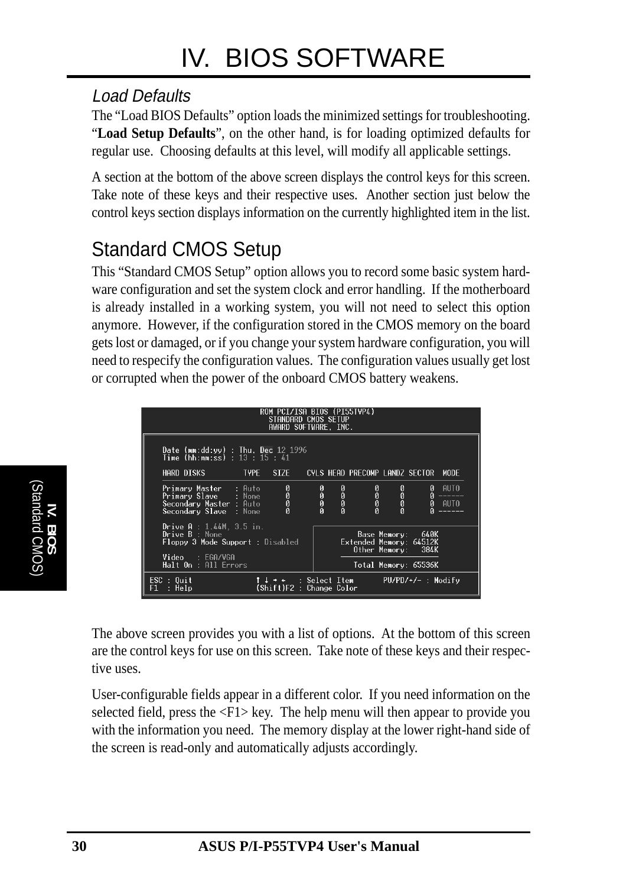### Load Defaults

The "Load BIOS Defaults" option loads the minimized settings for troubleshooting. "**Load Setup Defaults**", on the other hand, is for loading optimized defaults for regular use. Choosing defaults at this level, will modify all applicable settings.

A section at the bottom of the above screen displays the control keys for this screen. Take note of these keys and their respective uses. Another section just below the control keys section displays information on the currently highlighted item in the list.

## Standard CMOS Setup

This "Standard CMOS Setup" option allows you to record some basic system hardware configuration and set the system clock and error handling. If the motherboard is already installed in a working system, you will not need to select this option anymore. However, if the configuration stored in the CMOS memory on the board gets lost or damaged, or if you change your system hardware configuration, you will need to respecify the configuration values. The configuration values usually get lost or corrupted when the power of the onboard CMOS battery weakens.

```
                      ROM PCI/ISA BIOS (PI55TVP4)
                         STANDARD CMOS SETUP
                        AWARD SOFTWARE, INC.

 Date (mm:dd:yy) : Thu, Dec 12 1996
 Time (hh:mm:ss) : 13 : 15 : 41

 HARD DISKS        TYPE   SIZE    CYLS HEAD PRECOMP LANDZ SECTOR  MODE

 Primary Master   : Auto     0       0    0      0      0      0  AUTO
 Primary Slave    : None     0       0    0      0      0      0 ------
 Secondary Master : Auto     0       0    0      0      0      0  AUTO
 Secondary Slave  : None     0       0    0      0      0      0 ------

 Drive A : 1.44M, 3.5 in.
 Drive B : None                          Base Memory:    640K
 Floppy 3 Mode Support : Disabled    Extended Memory:  64512K
                                        Other Memory:    384K
 Video   : EGA/VGA
 Halt On : All Errors                   Total Memory:  65536K

 ESC : Quit          ↑ ↓ → ←   : Select Item       PU/PD/+/- : Modify
 F1  : Help          (Shift)F2 : Change Color
```

The above screen provides you with a list of options. At the bottom of this screen are the control keys for use on this screen. Take note of these keys and their respective uses.

User-configurable fields appear in a different color. If you need information on the selected field, press the <F1> key. The help menu will then appear to provide you with the information you need. The memory display at the lower right-hand side of the screen is read-only and automatically adjusts accordingly.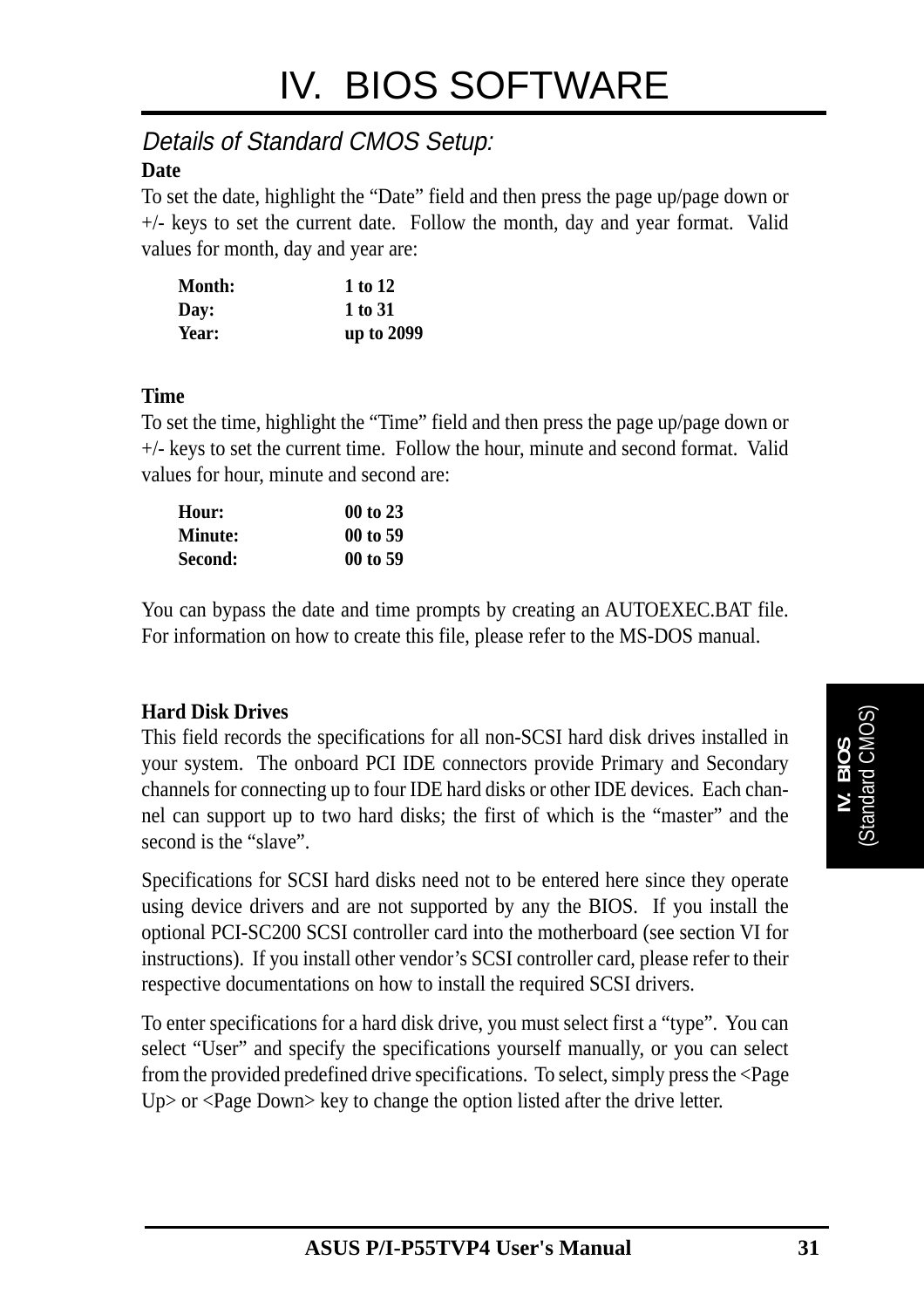# IV. BIOS SOFTWARE

*Details of Standard CMOS Setup:*

**Date**

To set the date, highlight the “Date” field and then press the page up/page down or +/- keys to set the current date. Follow the month, day and year format. Valid values for month, day and year are:

| | |
|---|---|
| **Month:** | **1 to 12** |
| **Day:** | **1 to 31** |
| **Year:** | **up to 2099** |

**Time**

To set the time, highlight the “Time” field and then press the page up/page down or +/- keys to set the current time. Follow the hour, minute and second format. Valid values for hour, minute and second are:

| | |
|---|---|
| **Hour:** | **00 to 23** |
| **Minute:** | **00 to 59** |
| **Second:** | **00 to 59** |

You can bypass the date and time prompts by creating an AUTOEXEC.BAT file. For information on how to create this file, please refer to the MS-DOS manual.

**Hard Disk Drives**

This field records the specifications for all non-SCSI hard disk drives installed in your system. The onboard PCI IDE connectors provide Primary and Secondary channels for connecting up to four IDE hard disks or other IDE devices. Each channel can support up to two hard disks; the first of which is the “master” and the second is the “slave”.

Specifications for SCSI hard disks need not to be entered here since they operate using device drivers and are not supported by any the BIOS. If you install the optional PCI-SC200 SCSI controller card into the motherboard (see section VI for instructions). If you install other vendor’s SCSI controller card, please refer to their respective documentations on how to install the required SCSI drivers.

To enter specifications for a hard disk drive, you must select first a “type”. You can select “User” and specify the specifications yourself manually, or you can select from the provided predefined drive specifications. To select, simply press the <Page Up> or <Page Down> key to change the option listed after the drive letter.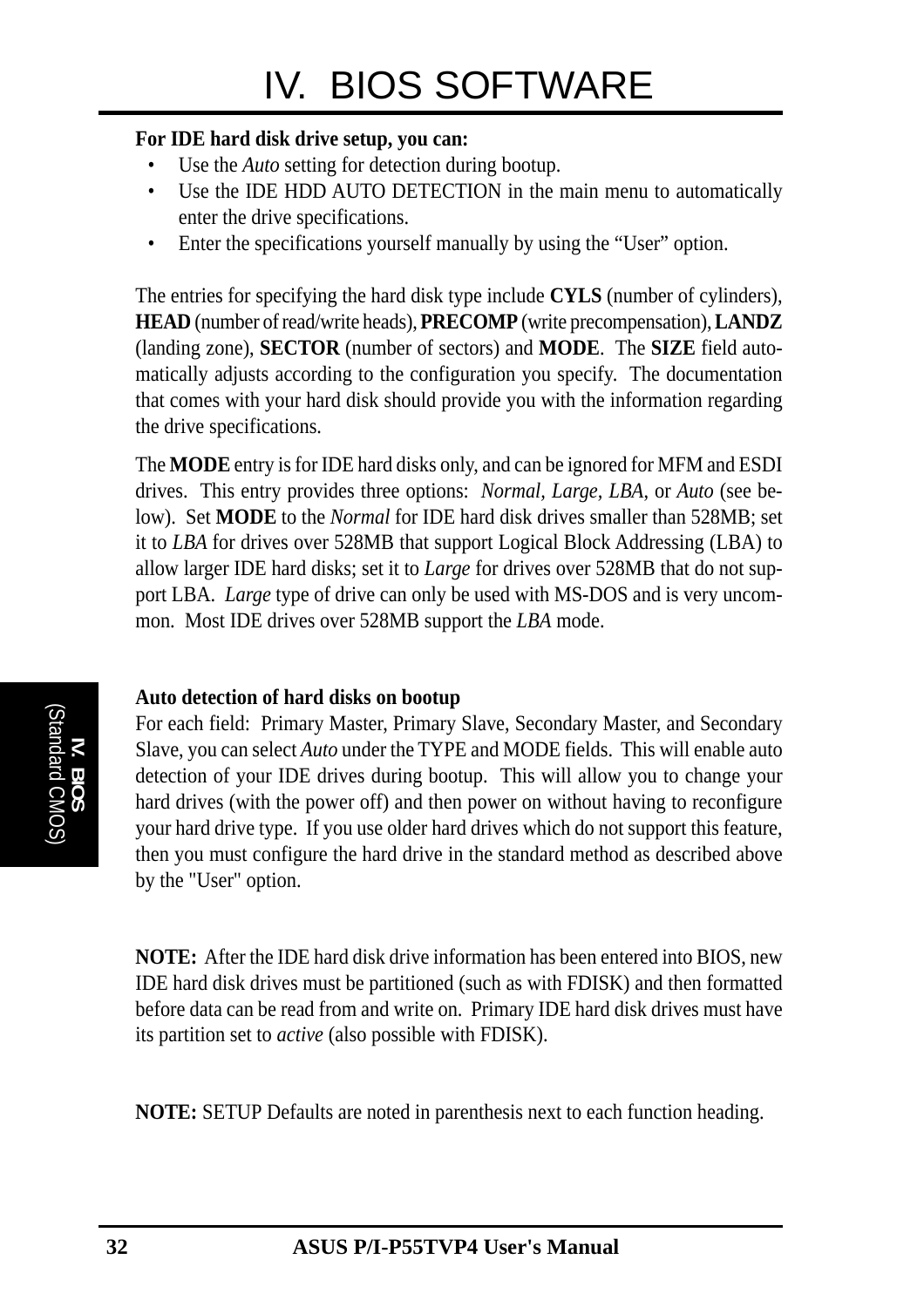**For IDE hard disk drive setup, you can:**

- Use the *Auto* setting for detection during bootup.
- Use the IDE HDD AUTO DETECTION in the main menu to automatically enter the drive specifications.
- Enter the specifications yourself manually by using the “User” option.

The entries for specifying the hard disk type include **CYLS** (number of cylinders), **HEAD** (number of read/write heads), **PRECOMP** (write precompensation), **LANDZ** (landing zone), **SECTOR** (number of sectors) and **MODE**. The **SIZE** field automatically adjusts according to the configuration you specify. The documentation that comes with your hard disk should provide you with the information regarding the drive specifications.

The **MODE** entry is for IDE hard disks only, and can be ignored for MFM and ESDI drives. This entry provides three options: *Normal, Large, LBA*, or *Auto* (see below). Set **MODE** to the *Normal* for IDE hard disk drives smaller than 528MB; set it to *LBA* for drives over 528MB that support Logical Block Addressing (LBA) to allow larger IDE hard disks; set it to *Large* for drives over 528MB that do not support LBA. *Large* type of drive can only be used with MS-DOS and is very uncommon. Most IDE drives over 528MB support the *LBA* mode.

**Auto detection of hard disks on bootup**

For each field: Primary Master, Primary Slave, Secondary Master, and Secondary Slave, you can select *Auto* under the TYPE and MODE fields. This will enable auto detection of your IDE drives during bootup. This will allow you to change your hard drives (with the power off) and then power on without having to reconfigure your hard drive type. If you use older hard drives which do not support this feature, then you must configure the hard drive in the standard method as described above by the "User" option.

**NOTE:** After the IDE hard disk drive information has been entered into BIOS, new IDE hard disk drives must be partitioned (such as with FDISK) and then formatted before data can be read from and write on. Primary IDE hard disk drives must have its partition set to *active* (also possible with FDISK).

**NOTE:** SETUP Defaults are noted in parenthesis next to each function heading.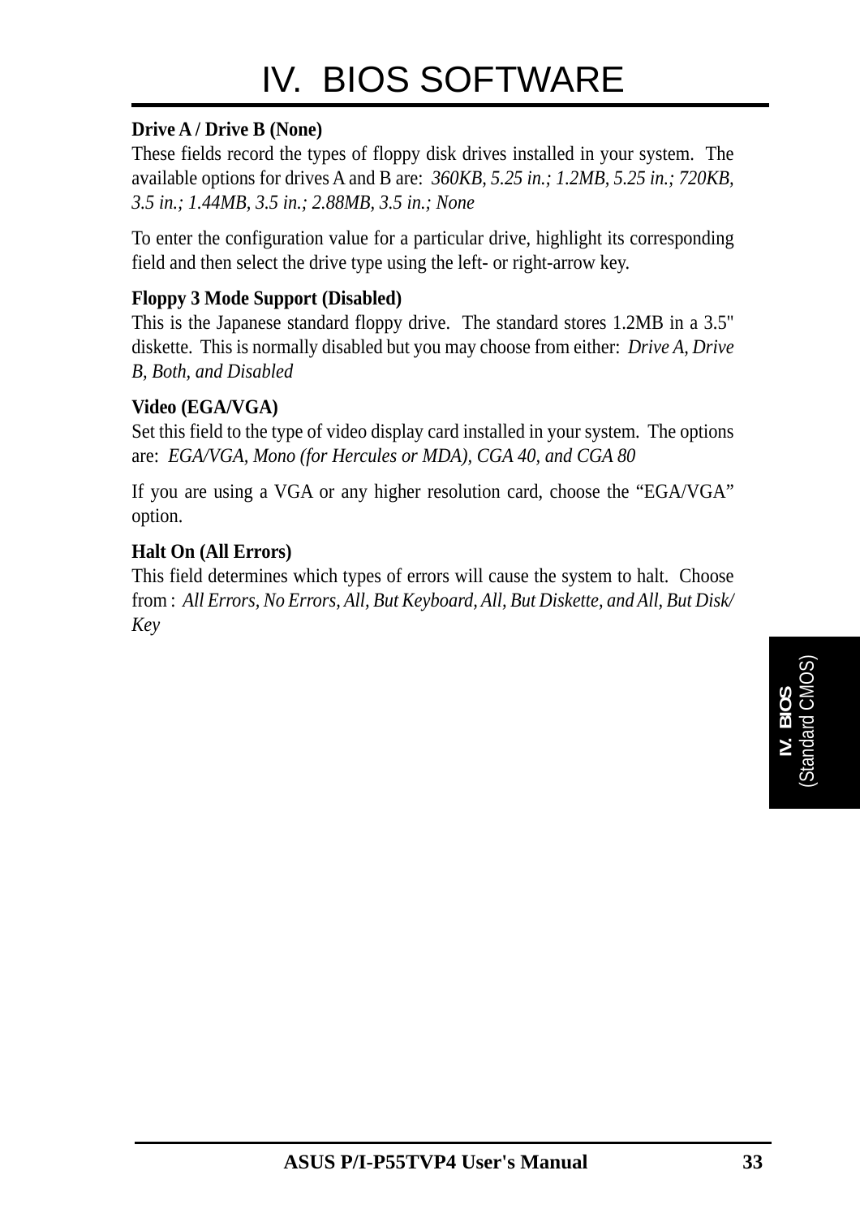**Drive A / Drive B (None)**
These fields record the types of floppy disk drives installed in your system. The available options for drives A and B are: *360KB, 5.25 in.; 1.2MB, 5.25 in.; 720KB, 3.5 in.; 1.44MB, 3.5 in.; 2.88MB, 3.5 in.; None*

To enter the configuration value for a particular drive, highlight its corresponding field and then select the drive type using the left- or right-arrow key.

**Floppy 3 Mode Support (Disabled)**
This is the Japanese standard floppy drive. The standard stores 1.2MB in a 3.5" diskette. This is normally disabled but you may choose from either: *Drive A, Drive B, Both, and Disabled*

**Video (EGA/VGA)**
Set this field to the type of video display card installed in your system. The options are: *EGA/VGA, Mono (for Hercules or MDA), CGA 40, and CGA 80*

If you are using a VGA or any higher resolution card, choose the "EGA/VGA" option.

**Halt On (All Errors)**
This field determines which types of errors will cause the system to halt. Choose from : *All Errors, No Errors, All, But Keyboard, All, But Diskette, and All, But Disk/Key*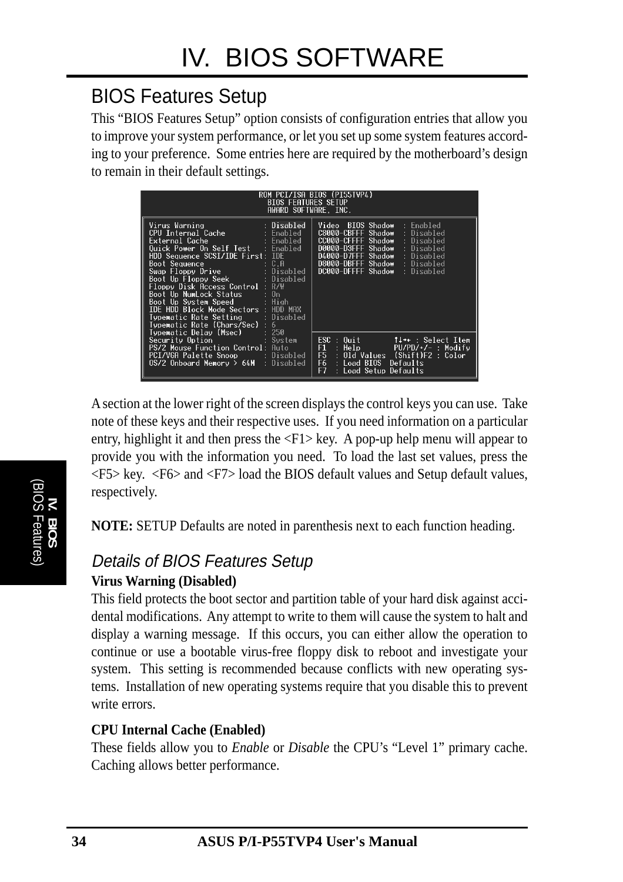# IV. BIOS SOFTWARE

## BIOS Features Setup

This "BIOS Features Setup" option consists of configuration entries that allow you to improve your system performance, or let you set up some system features according to your preference. Some entries here are required by the motherboard's design to remain in their default settings.

```
                      ROM PCI/ISA BIOS (PI55TVP4)
                         BIOS FEATURES SETUP
                         AWARD SOFTWARE, INC.

Virus Warning              : Disabled   Video  BIOS Shadow  : Enabled
CPU Internal Cache         : Enabled    C8000-CBFFF Shadow  : Disabled
External Cache             : Enabled    CC000-CFFFF Shadow  : Disabled
Quick Power On Self Test   : Enabled    D0000-D3FFF Shadow  : Disabled
HDD Sequence SCSI/IDE First: IDE        D4000-D7FFF Shadow  : Disabled
Boot Sequence              : C,A        D8000-DBFFF Shadow  : Disabled
Swap Floppy Drive          : Disabled   DC000-DFFFF Shadow  : Disabled
Boot Up Floppy Seek        : Disabled
Floppy Disk Access Control : R/W
Boot Up NumLock Status     : On
Boot Up System Speed       : High
IDE HDD Block Mode Sectors : HDD MAX
Typematic Rate Setting     : Disabled
Typematic Rate (Chars/Sec) : 6
Typematic Delay (Msec)     : 250
Security Option            : System     ESC : Quit       ↑↓→← : Select Item
PS/2 Mouse Function Control: Auto       F1  : Help       PU/PD/+/- : Modify
PCI/VGA Palette Snoop      : Disabled   F5  : Old Values  (Shift)F2 : Color
OS/2 Onboard Memory > 64M  : Disabled   F6  : Load BIOS  Defaults
                                        F7  : Load Setup Defaults
```

A section at the lower right of the screen displays the control keys you can use. Take note of these keys and their respective uses. If you need information on a particular entry, highlight it and then press the <F1> key. A pop-up help menu will appear to provide you with the information you need. To load the last set values, press the <F5> key. <F6> and <F7> load the BIOS default values and Setup default values, respectively.

**NOTE:** SETUP Defaults are noted in parenthesis next to each function heading.

### *Details of BIOS Features Setup*

**Virus Warning (Disabled)**

This field protects the boot sector and partition table of your hard disk against accidental modifications. Any attempt to write to them will cause the system to halt and display a warning message. If this occurs, you can either allow the operation to continue or use a bootable virus-free floppy disk to reboot and investigate your system. This setting is recommended because conflicts with new operating systems. Installation of new operating systems require that you disable this to prevent write errors.

**CPU Internal Cache (Enabled)**

These fields allow you to *Enable* or *Disable* the CPU's "Level 1" primary cache. Caching allows better performance.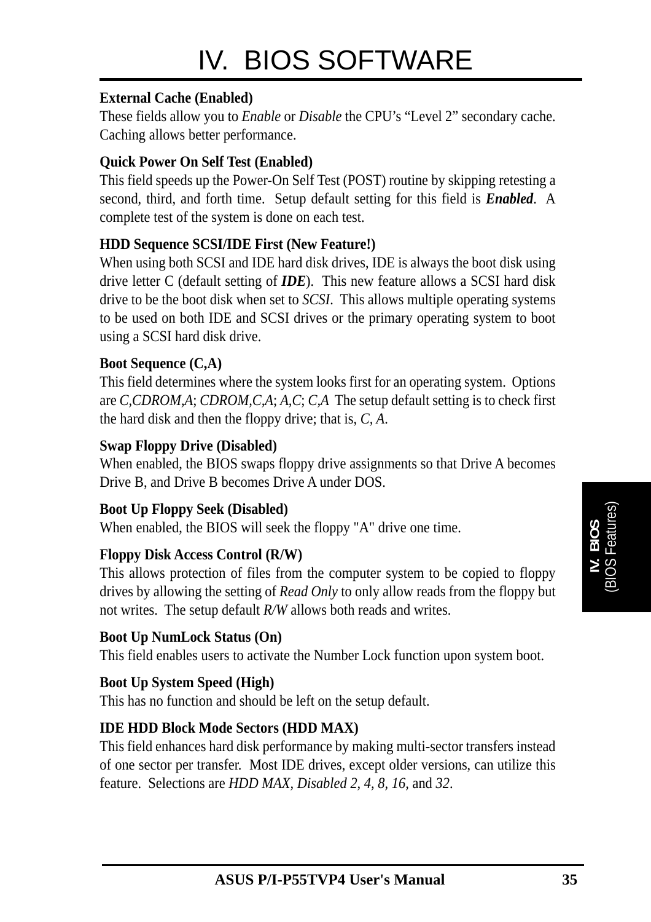**External Cache (Enabled)**
These fields allow you to *Enable* or *Disable* the CPU's "Level 2" secondary cache. Caching allows better performance.

**Quick Power On Self Test (Enabled)**
This field speeds up the Power-On Self Test (POST) routine by skipping retesting a second, third, and forth time. Setup default setting for this field is ***Enabled***. A complete test of the system is done on each test.

**HDD Sequence SCSI/IDE First (New Feature!)**
When using both SCSI and IDE hard disk drives, IDE is always the boot disk using drive letter C (default setting of ***IDE***). This new feature allows a SCSI hard disk drive to be the boot disk when set to *SCSI*. This allows multiple operating systems to be used on both IDE and SCSI drives or the primary operating system to boot using a SCSI hard disk drive.

**Boot Sequence (C,A)**
This field determines where the system looks first for an operating system. Options are *C,CDROM,A*; *CDROM,C,A*; *A,C*; *C,A* The setup default setting is to check first the hard disk and then the floppy drive; that is, *C, A*.

**Swap Floppy Drive (Disabled)**
When enabled, the BIOS swaps floppy drive assignments so that Drive A becomes Drive B, and Drive B becomes Drive A under DOS.

**Boot Up Floppy Seek (Disabled)**
When enabled, the BIOS will seek the floppy "A" drive one time.

**Floppy Disk Access Control (R/W)**
This allows protection of files from the computer system to be copied to floppy drives by allowing the setting of *Read Only* to only allow reads from the floppy but not writes. The setup default *R/W* allows both reads and writes.

**Boot Up NumLock Status (On)**
This field enables users to activate the Number Lock function upon system boot.

**Boot Up System Speed (High)**
This has no function and should be left on the setup default.

**IDE HDD Block Mode Sectors (HDD MAX)**
This field enhances hard disk performance by making multi-sector transfers instead of one sector per transfer. Most IDE drives, except older versions, can utilize this feature. Selections are *HDD MAX, Disabled 2, 4, 8, 16,* and *32*.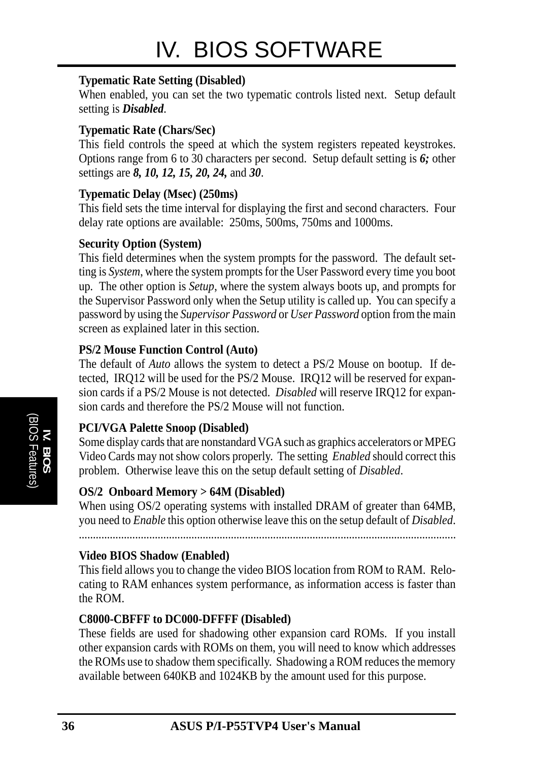**Typematic Rate Setting (Disabled)**
When enabled, you can set the two typematic controls listed next. Setup default setting is ***Disabled***.

**Typematic Rate (Chars/Sec)**
This field controls the speed at which the system registers repeated keystrokes. Options range from 6 to 30 characters per second. Setup default setting is ***6;*** other settings are ***8, 10, 12, 15, 20, 24,*** and ***30***.

**Typematic Delay (Msec) (250ms)**
This field sets the time interval for displaying the first and second characters. Four delay rate options are available: 250ms, 500ms, 750ms and 1000ms.

**Security Option (System)**
This field determines when the system prompts for the password. The default setting is *System*, where the system prompts for the User Password every time you boot up. The other option is *Setup*, where the system always boots up, and prompts for the Supervisor Password only when the Setup utility is called up. You can specify a password by using the *Supervisor Password* or *User Password* option from the main screen as explained later in this section.

**PS/2 Mouse Function Control (Auto)**
The default of *Auto* allows the system to detect a PS/2 Mouse on bootup. If detected, IRQ12 will be used for the PS/2 Mouse. IRQ12 will be reserved for expansion cards if a PS/2 Mouse is not detected. *Disabled* will reserve IRQ12 for expansion cards and therefore the PS/2 Mouse will not function.

**PCI/VGA Palette Snoop (Disabled)**
Some display cards that are nonstandard VGA such as graphics accelerators or MPEG Video Cards may not show colors properly. The setting *Enabled* should correct this problem. Otherwise leave this on the setup default setting of *Disabled*.

**OS/2 Onboard Memory > 64M (Disabled)**
When using OS/2 operating systems with installed DRAM of greater than 64MB, you need to *Enable* this option otherwise leave this on the setup default of *Disabled*.

---

**Video BIOS Shadow (Enabled)**
This field allows you to change the video BIOS location from ROM to RAM. Relocating to RAM enhances system performance, as information access is faster than the ROM.

**C8000-CBFFF to DC000-DFFFF (Disabled)**
These fields are used for shadowing other expansion card ROMs. If you install other expansion cards with ROMs on them, you will need to know which addresses the ROMs use to shadow them specifically. Shadowing a ROM reduces the memory available between 640KB and 1024KB by the amount used for this purpose.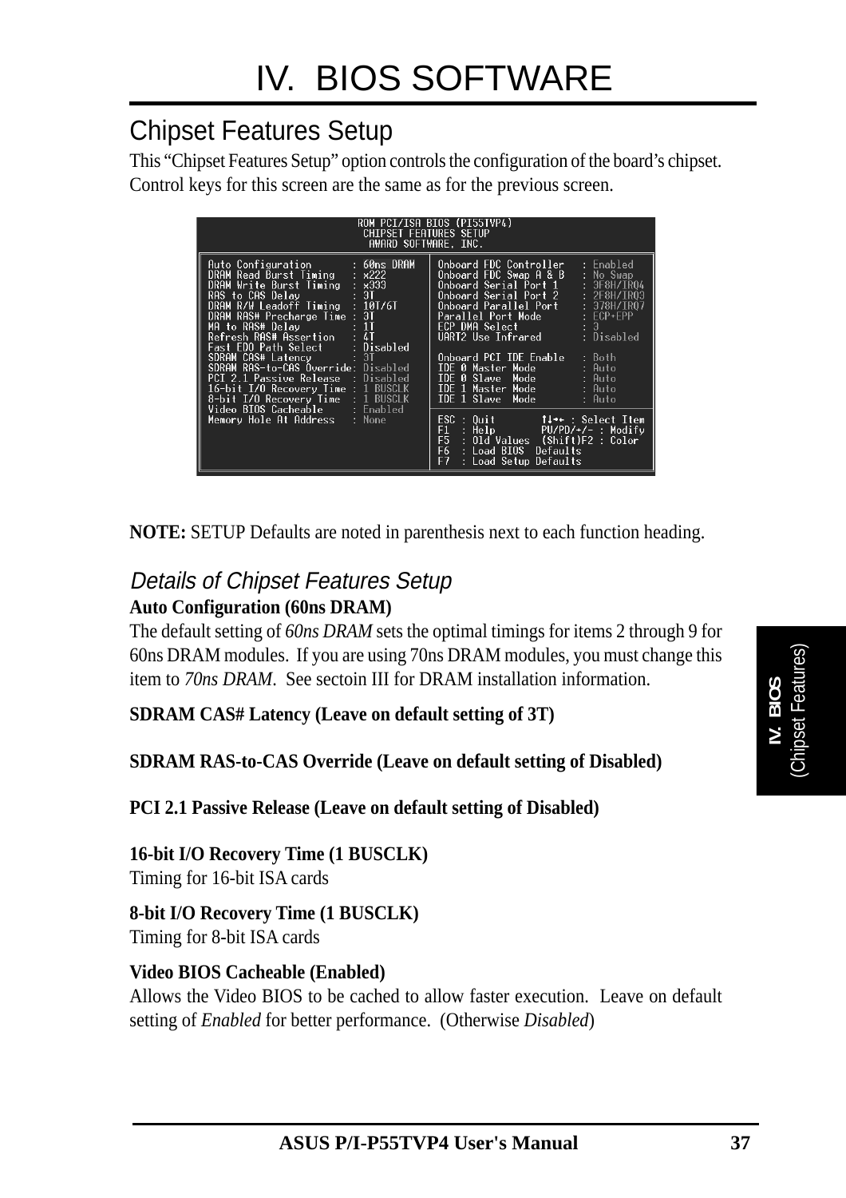// Page 37: Chipset Features Setup

# IV. BIOS SOFTWARE

## Chipset Features Setup

This “Chipset Features Setup” option controls the configuration of the board’s chipset. Control keys for this screen are the same as for the previous screen.

```
                    ROM PCI/ISA BIOS (PI55TVP4)
                      CHIPSET FEATURES SETUP
                       AWARD SOFTWARE, INC.

Auto Configuration        : 60ns DRAM    Onboard FDC Controller   : Enabled
DRAM Read Burst Timing    : x222         Onboard FDC Swap A & B   : No Swap
DRAM Write Burst Timing   : x333         Onboard Serial Port 1    : 3F8H/IRQ4
RAS to CAS Delay          : 3T           Onboard Serial Port 2    : 2F8H/IRQ3
DRAM R/W Leadoff Timing   : 10T/6T       Onboard Parallel Port    : 378H/IRQ7
DRAM RAS# Precharge Time  : 3T           Parallel Port Mode       : ECP+EPP
MA to RAS# Delay          : 1T           ECP DMA Select           : 3
Refresh RAS# Assertion    : 4T           UART2 Use Infrared       : Disabled
Fast EDO Path Select      : Disabled
SDRAM CAS# Latency        : 3T           Onboard PCI IDE Enable   : Both
SDRAM RAS-to-CAS Override : Disabled     IDE 0 Master Mode        : Auto
PCI 2.1 Passive Release   : Disabled     IDE 0 Slave  Mode        : Auto
16-bit I/O Recovery Time  : 1 BUSCLK     IDE 1 Master Mode        : Auto
8-bit I/O Recovery Time   : 1 BUSCLK     IDE 1 Slave  Mode        : Auto
Video BIOS Cacheable      : Enabled
Memory Hole At Address    : None         ESC : Quit        ↑↓→← : Select Item
                                         F1  : Help        PU/PD/+/- : Modify
                                         F5  : Old Values  (Shift)F2 : Color
                                         F6  : Load BIOS  Defaults
                                         F7  : Load Setup Defaults
```

**NOTE:** SETUP Defaults are noted in parenthesis next to each function heading.

### *Details of Chipset Features Setup*

**Auto Configuration (60ns DRAM)**
The default setting of *60ns DRAM* sets the optimal timings for items 2 through 9 for 60ns DRAM modules. If you are using 70ns DRAM modules, you must change this item to *70ns DRAM*. See sectoin III for DRAM installation information.

**SDRAM CAS# Latency (Leave on default setting of 3T)**

**SDRAM RAS-to-CAS Override (Leave on default setting of Disabled)**

**PCI 2.1 Passive Release (Leave on default setting of Disabled)**

**16-bit I/O Recovery Time (1 BUSCLK)**
Timing for 16-bit ISA cards

**8-bit I/O Recovery Time (1 BUSCLK)**
Timing for 8-bit ISA cards

**Video BIOS Cacheable (Enabled)**
Allows the Video BIOS to be cached to allow faster execution. Leave on default setting of *Enabled* for better performance. (Otherwise *Disabled*)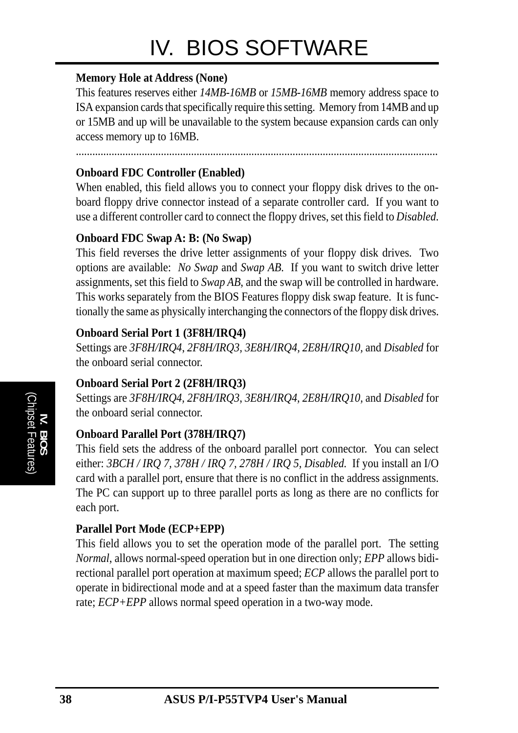**Memory Hole at Address (None)**

This features reserves either *14MB-16MB* or *15MB-16MB* memory address space to ISA expansion cards that specifically require this setting. Memory from 14MB and up or 15MB and up will be unavailable to the system because expansion cards can only access memory up to 16MB.

.....................................................................................................................................

**Onboard FDC Controller (Enabled)**

When enabled, this field allows you to connect your floppy disk drives to the on-board floppy drive connector instead of a separate controller card. If you want to use a different controller card to connect the floppy drives, set this field to *Disabled*.

**Onboard FDC Swap A: B: (No Swap)**

This field reverses the drive letter assignments of your floppy disk drives. Two options are available: *No Swap* and *Swap AB*. If you want to switch drive letter assignments, set this field to *Swap AB*, and the swap will be controlled in hardware. This works separately from the BIOS Features floppy disk swap feature. It is functionally the same as physically interchanging the connectors of the floppy disk drives.

**Onboard Serial Port 1 (3F8H/IRQ4)**

Settings are *3F8H/IRQ4*, *2F8H/IRQ3*, *3E8H/IRQ4*, *2E8H/IRQ10*, and *Disabled* for the onboard serial connector.

**Onboard Serial Port 2 (2F8H/IRQ3)**

Settings are *3F8H/IRQ4*, *2F8H/IRQ3*, *3E8H/IRQ4*, *2E8H/IRQ10*, and *Disabled* for the onboard serial connector.

**Onboard Parallel Port (378H/IRQ7)**

This field sets the address of the onboard parallel port connector. You can select either: *3BCH / IRQ 7*, *378H / IRQ 7*, *278H / IRQ 5*, *Disabled*. If you install an I/O card with a parallel port, ensure that there is no conflict in the address assignments. The PC can support up to three parallel ports as long as there are no conflicts for each port.

**Parallel Port Mode (ECP+EPP)**

This field allows you to set the operation mode of the parallel port. The setting *Normal*, allows normal-speed operation but in one direction only; *EPP* allows bidirectional parallel port operation at maximum speed; *ECP* allows the parallel port to operate in bidirectional mode and at a speed faster than the maximum data transfer rate; *ECP+EPP* allows normal speed operation in a two-way mode.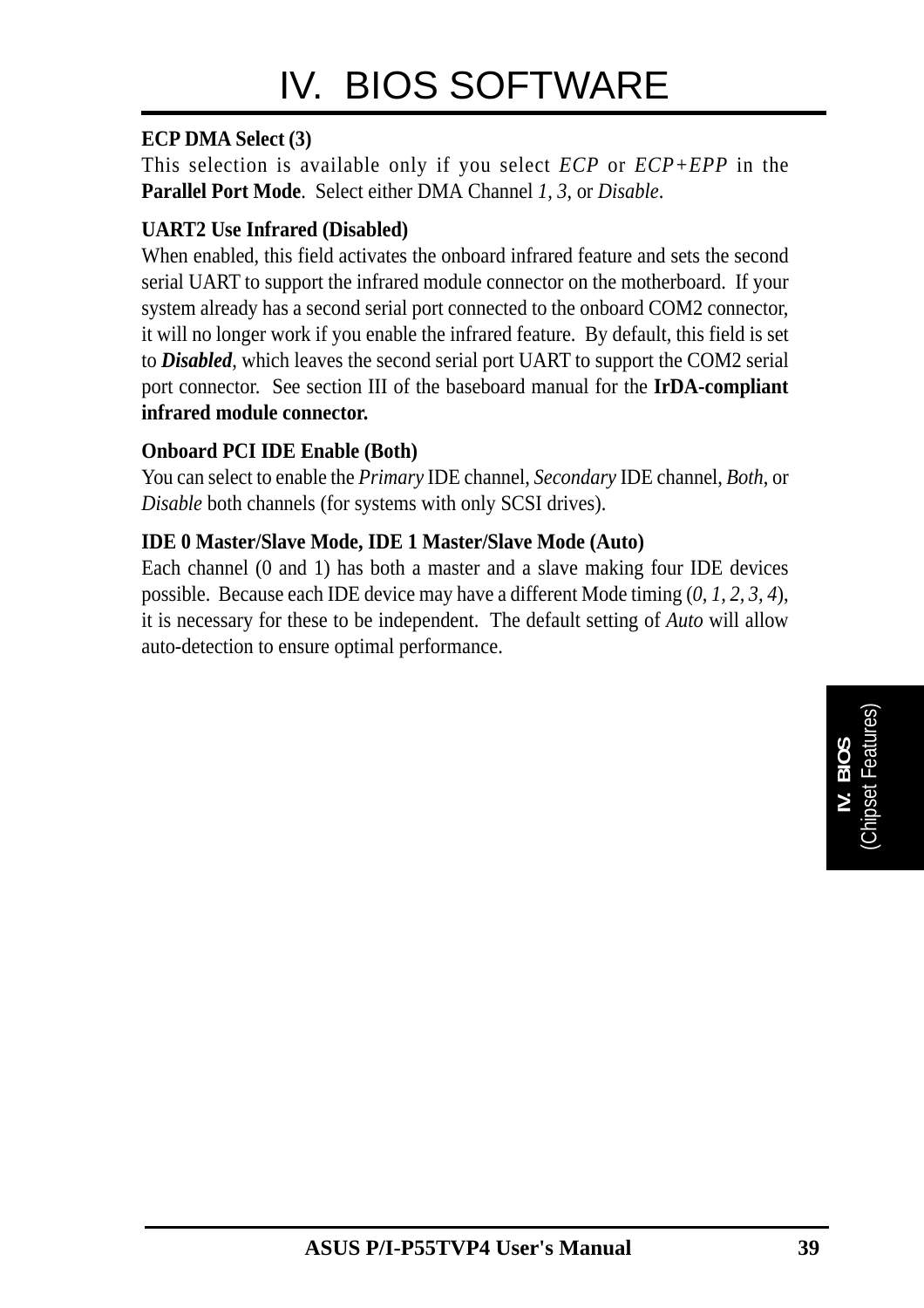**ECP DMA Select (3)**
This selection is available only if you select *ECP* or *ECP+EPP* in the **Parallel Port Mode**. Select either DMA Channel *1*, *3*, or *Disable*.

**UART2 Use Infrared (Disabled)**
When enabled, this field activates the onboard infrared feature and sets the second serial UART to support the infrared module connector on the motherboard. If your system already has a second serial port connected to the onboard COM2 connector, it will no longer work if you enable the infrared feature. By default, this field is set to ***Disabled***, which leaves the second serial port UART to support the COM2 serial port connector. See section III of the baseboard manual for the **IrDA-compliant infrared module connector.**

**Onboard PCI IDE Enable (Both)**
You can select to enable the *Primary* IDE channel, *Secondary* IDE channel, *Both*, or *Disable* both channels (for systems with only SCSI drives).

**IDE 0 Master/Slave Mode, IDE 1 Master/Slave Mode (Auto)**
Each channel (0 and 1) has both a master and a slave making four IDE devices possible. Because each IDE device may have a different Mode timing (*0, 1, 2, 3, 4*), it is necessary for these to be independent. The default setting of *Auto* will allow auto-detection to ensure optimal performance.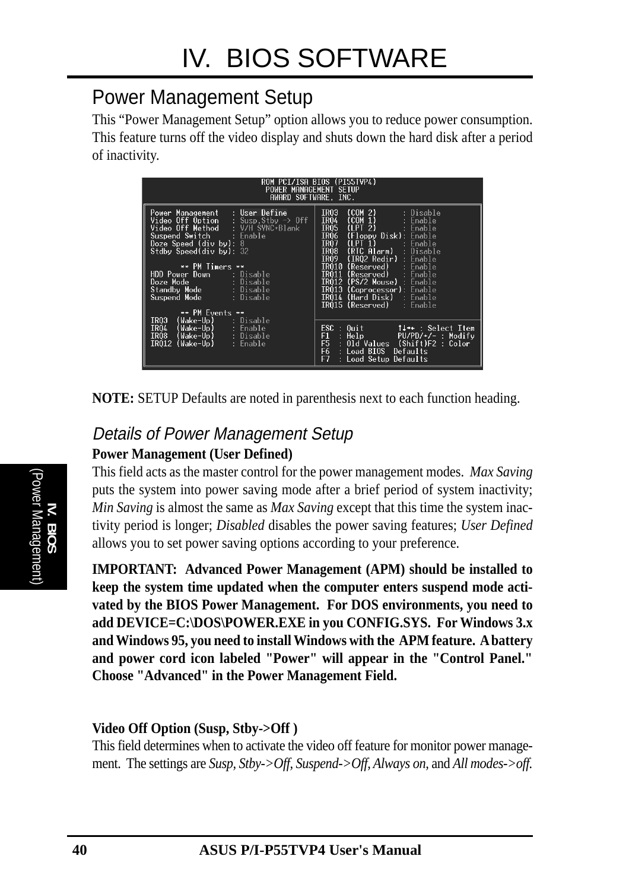# IV. BIOS SOFTWARE

## Power Management Setup

This "Power Management Setup" option allows you to reduce power consumption. This feature turns off the video display and shuts down the hard disk after a period of inactivity.

```
ROM PCI/ISA BIOS (PI55TVP4)
POWER MANAGEMENT SETUP
AWARD SOFTWARE, INC.

Power Management   : User Define        IRQ3  (COM 2)        : Disable
Video Off Option   : Susp,Stby -> Off   IRQ4  (COM 1)        : Enable
Video Off Method   : V/H SYNC+Blank     IRQ5  (LPT 2)        : Enable
Suspend Switch     : Enable             IRQ6  (Floppy Disk)  : Enable
Doze Speed (div by): 8                  IRQ7  (LPT 1)        : Enable
Stdby Speed(div by): 32                 IRQ8  (RTC Alarm)    : Disable
                                        IRQ9  (IRQ2 Redir)   : Enable
      ** PM Timers **                   IRQ10 (Reserved)     : Enable
HDD Power Down     : Disable            IRQ11 (Reserved)     : Enable
Doze Mode          : Disable            IRQ12 (PS/2 Mouse)   : Enable
Standby Mode       : Disable            IRQ13 (Coprocessor)  : Enable
Suspend Mode       : Disable            IRQ14 (Hard Disk)    : Enable
                                        IRQ15 (Reserved)     : Enable
      ** PM Events **
IRQ3  (Wake-Up)    : Disable            ESC : Quit        ↑↓→← : Select Item
IRQ4  (Wake-Up)    : Enable             F1  : Help        PU/PD/+/- : Modify
IRQ8  (Wake-Up)    : Disable            F5  : Old Values  (Shift)F2 : Color
IRQ12 (Wake-Up)    : Enable             F6  : Load BIOS  Defaults
                                        F7  : Load Setup Defaults
```

**NOTE:** SETUP Defaults are noted in parenthesis next to each function heading.

### *Details of Power Management Setup*

**Power Management (User Defined)**

This field acts as the master control for the power management modes. *Max Saving* puts the system into power saving mode after a brief period of system inactivity; *Min Saving* is almost the same as *Max Saving* except that this time the system inactivity period is longer; *Disabled* disables the power saving features; *User Defined* allows you to set power saving options according to your preference.

**IMPORTANT: Advanced Power Management (APM) should be installed to keep the system time updated when the computer enters suspend mode activated by the BIOS Power Management. For DOS environments, you need to add DEVICE=C:\DOS\POWER.EXE in you CONFIG.SYS. For Windows 3.x and Windows 95, you need to install Windows with the APM feature. A battery and power cord icon labeled "Power" will appear in the "Control Panel." Choose "Advanced" in the Power Management Field.**

**Video Off Option (Susp, Stby->Off )**

This field determines when to activate the video off feature for monitor power management. The settings are *Susp, Stby->Off, Suspend->Off, Always on,* and *All modes->off.*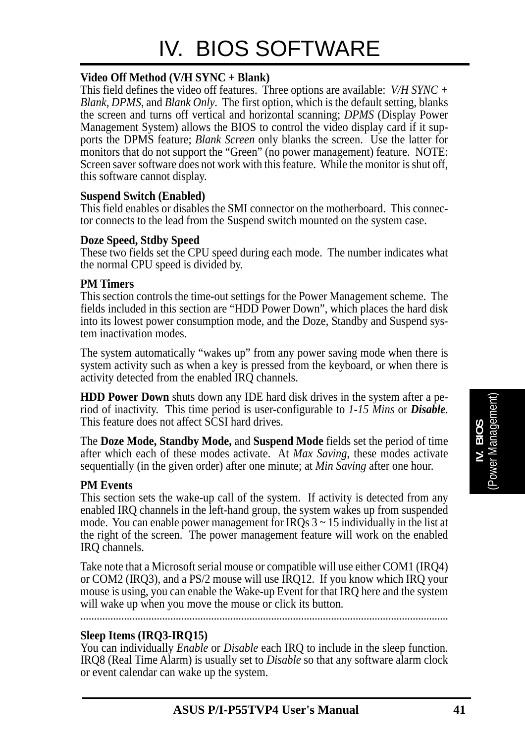**Video Off Method (V/H SYNC + Blank)**
This field defines the video off features. Three options are available: *V/H SYNC + Blank, DPMS,* and *Blank Only*. The first option, which is the default setting, blanks the screen and turns off vertical and horizontal scanning; *DPMS* (Display Power Management System) allows the BIOS to control the video display card if it supports the DPMS feature; *Blank Screen* only blanks the screen. Use the latter for monitors that do not support the "Green" (no power management) feature. NOTE: Screen saver software does not work with this feature. While the monitor is shut off, this software cannot display.

**Suspend Switch (Enabled)**
This field enables or disables the SMI connector on the motherboard. This connector connects to the lead from the Suspend switch mounted on the system case.

**Doze Speed, Stdby Speed**
These two fields set the CPU speed during each mode. The number indicates what the normal CPU speed is divided by.

**PM Timers**
This section controls the time-out settings for the Power Management scheme. The fields included in this section are "HDD Power Down", which places the hard disk into its lowest power consumption mode, and the Doze, Standby and Suspend system inactivation modes.

The system automatically "wakes up" from any power saving mode when there is system activity such as when a key is pressed from the keyboard, or when there is activity detected from the enabled IRQ channels.

**HDD Power Down** shuts down any IDE hard disk drives in the system after a period of inactivity. This time period is user-configurable to *1-15 Mins* or ***Disable***. This feature does not affect SCSI hard drives.

The **Doze Mode, Standby Mode,** and **Suspend Mode** fields set the period of time after which each of these modes activate. At *Max Saving*, these modes activate sequentially (in the given order) after one minute; at *Min Saving* after one hour.

**PM Events**
This section sets the wake-up call of the system. If activity is detected from any enabled IRQ channels in the left-hand group, the system wakes up from suspended mode. You can enable power management for IRQs 3 ~ 15 individually in the list at the right of the screen. The power management feature will work on the enabled IRQ channels.

Take note that a Microsoft serial mouse or compatible will use either COM1 (IRQ4) or COM2 (IRQ3), and a PS/2 mouse will use IRQ12. If you know which IRQ your mouse is using, you can enable the Wake-up Event for that IRQ here and the system will wake up when you move the mouse or click its button.

**Sleep Items (IRQ3-IRQ15)**
You can individually *Enable* or *Disable* each IRQ to include in the sleep function. IRQ8 (Real Time Alarm) is usually set to *Disable* so that any software alarm clock or event calendar can wake up the system.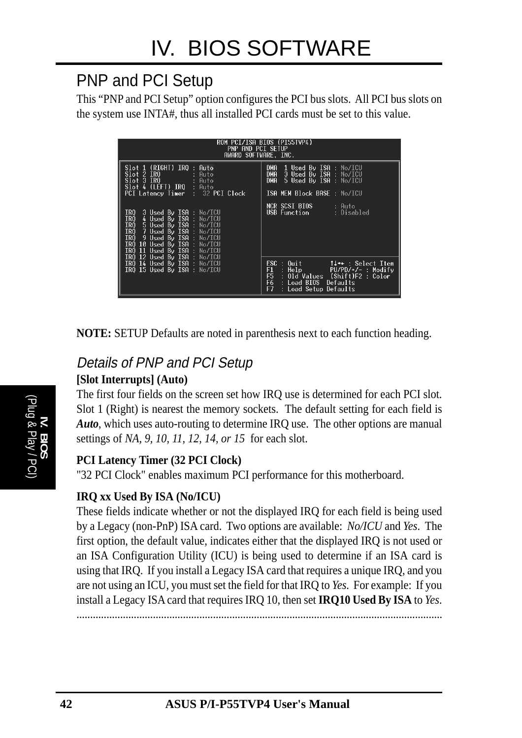## PNP and PCI Setup

This "PNP and PCI Setup" option configures the PCI bus slots. All PCI bus slots on the system use INTA#, thus all installed PCI cards must be set to this value.

```
                    ROM PCI/ISA BIOS (PI55TVP4)
                        PNP AND PCI SETUP
                      AWARD SOFTWARE, INC.

Slot 1 (RIGHT) IRQ : Auto             DMA  1 Used By ISA : No/ICU
Slot 2 IRQ         : Auto             DMA  3 Used By ISA : No/ICU
Slot 3 IRQ         : Auto             DMA  5 Used By ISA : No/ICU
Slot 4 (LEFT) IRQ  : Auto
PCI Latency Timer  :  32 PCI Clock    ISA MEM Block BASE : No/ICU

                                      NCR SCSI BIOS      : Auto
IRQ  3 Used By ISA : No/ICU           USB Function       : Disabled
IRQ  4 Used By ISA : No/ICU
IRQ  5 Used By ISA : No/ICU
IRQ  7 Used By ISA : No/ICU
IRQ  9 Used By ISA : No/ICU
IRQ 10 Used By ISA : No/ICU
IRQ 11 Used By ISA : No/ICU
IRQ 12 Used By ISA : No/ICU
IRQ 14 Used By ISA : No/ICU           ESC : Quit        ↑↓→← : Select Item
IRQ 15 Used By ISA : No/ICU           F1  : Help        PU/PD/+/- : Modify
                                      F5  : Old Values  (Shift)F2 : Color
                                      F6  : Load BIOS  Defaults
                                      F7  : Load Setup Defaults
```

**NOTE:** SETUP Defaults are noted in parenthesis next to each function heading.

### *Details of PNP and PCI Setup*

**[Slot Interrupts] (Auto)**

The first four fields on the screen set how IRQ use is determined for each PCI slot. Slot 1 (Right) is nearest the memory sockets. The default setting for each field is ***Auto***, which uses auto-routing to determine IRQ use. The other options are manual settings of *NA, 9, 10, 11, 12, 14, or 15* for each slot.

**PCI Latency Timer (32 PCI Clock)**

"32 PCI Clock" enables maximum PCI performance for this motherboard.

**IRQ xx Used By ISA (No/ICU)**

These fields indicate whether or not the displayed IRQ for each field is being used by a Legacy (non-PnP) ISA card. Two options are available: *No/ICU* and *Yes*. The first option, the default value, indicates either that the displayed IRQ is not used or an ISA Configuration Utility (ICU) is being used to determine if an ISA card is using that IRQ. If you install a Legacy ISA card that requires a unique IRQ, and you are not using an ICU, you must set the field for that IRQ to *Yes*. For example: If you install a Legacy ISA card that requires IRQ 10, then set **IRQ10 Used By ISA** to *Yes*.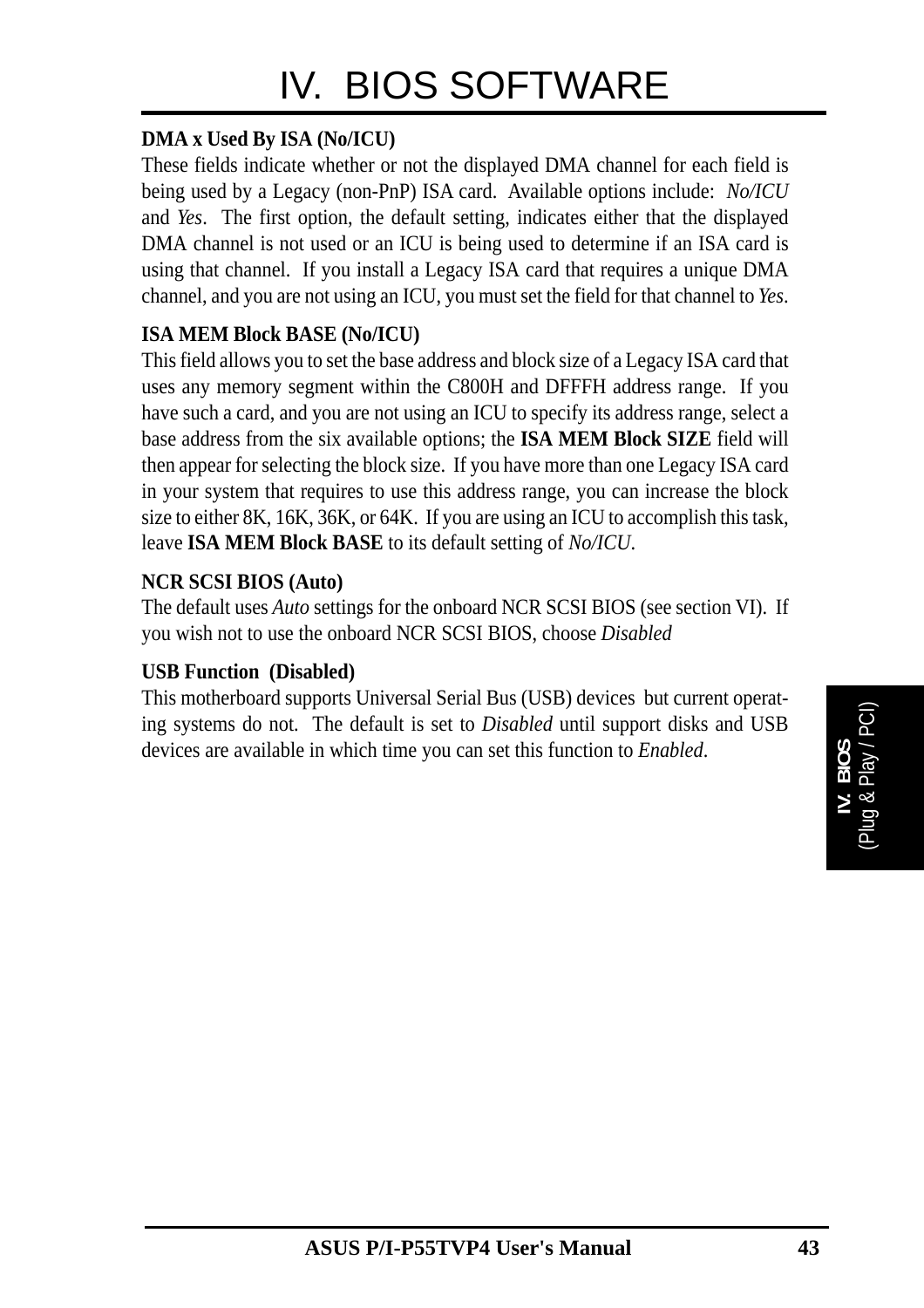**DMA x Used By ISA (No/ICU)**

These fields indicate whether or not the displayed DMA channel for each field is being used by a Legacy (non-PnP) ISA card. Available options include: *No/ICU* and *Yes*. The first option, the default setting, indicates either that the displayed DMA channel is not used or an ICU is being used to determine if an ISA card is using that channel. If you install a Legacy ISA card that requires a unique DMA channel, and you are not using an ICU, you must set the field for that channel to *Yes*.

**ISA MEM Block BASE (No/ICU)**

This field allows you to set the base address and block size of a Legacy ISA card that uses any memory segment within the C800H and DFFFH address range. If you have such a card, and you are not using an ICU to specify its address range, select a base address from the six available options; the **ISA MEM Block SIZE** field will then appear for selecting the block size. If you have more than one Legacy ISA card in your system that requires to use this address range, you can increase the block size to either 8K, 16K, 36K, or 64K. If you are using an ICU to accomplish this task, leave **ISA MEM Block BASE** to its default setting of *No/ICU*.

**NCR SCSI BIOS (Auto)**

The default uses *Auto* settings for the onboard NCR SCSI BIOS (see section VI). If you wish not to use the onboard NCR SCSI BIOS, choose *Disabled*

**USB Function (Disabled)**

This motherboard supports Universal Serial Bus (USB) devices but current operating systems do not. The default is set to *Disabled* until support disks and USB devices are available in which time you can set this function to *Enabled*.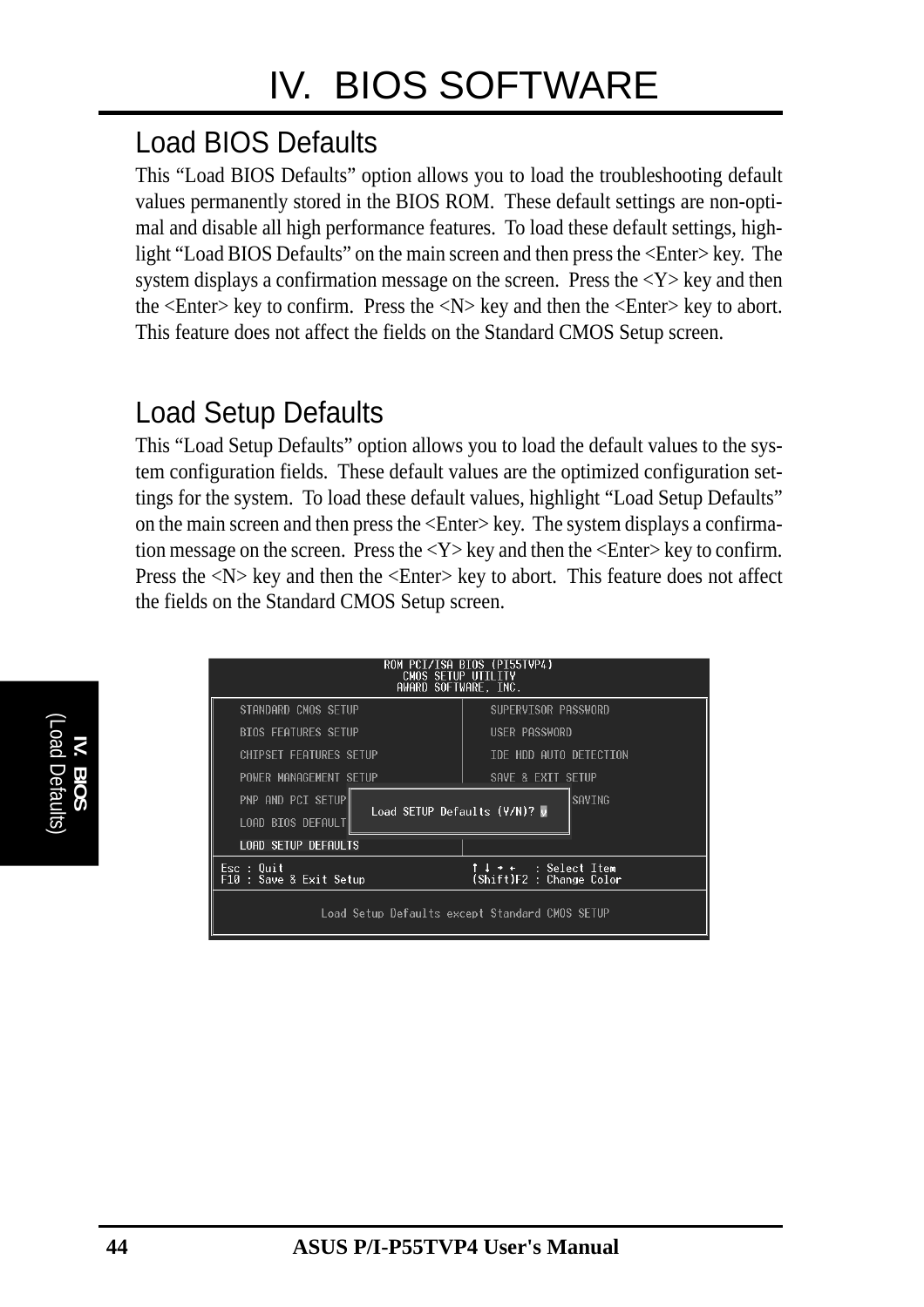# IV. BIOS SOFTWARE

## Load BIOS Defaults

This "Load BIOS Defaults" option allows you to load the troubleshooting default values permanently stored in the BIOS ROM. These default settings are non-optimal and disable all high performance features. To load these default settings, highlight "Load BIOS Defaults" on the main screen and then press the <Enter> key. The system displays a confirmation message on the screen. Press the <Y> key and then the <Enter> key to confirm. Press the <N> key and then the <Enter> key to abort. This feature does not affect the fields on the Standard CMOS Setup screen.

## Load Setup Defaults

This "Load Setup Defaults" option allows you to load the default values to the system configuration fields. These default values are the optimized configuration settings for the system. To load these default values, highlight "Load Setup Defaults" on the main screen and then press the <Enter> key. The system displays a confirmation message on the screen. Press the <Y> key and then the <Enter> key to confirm. Press the <N> key and then the <Enter> key to abort. This feature does not affect the fields on the Standard CMOS Setup screen.

```
ROM PCI/ISA BIOS (PI55TVP4)
CMOS SETUP UTILITY
AWARD SOFTWARE, INC.

STANDARD CMOS SETUP          SUPERVISOR PASSWORD
BIOS FEATURES SETUP          USER PASSWORD
CHIPSET FEATURES SETUP       IDE HDD AUTO DETECTION
POWER MANAGEMENT SETUP       SAVE & EXIT SETUP
PNP AND PCI SETUP                            SAVING
LOAD BIOS DEFAULT   Load SETUP Defaults (Y/N)? y
LOAD SETUP DEFAULTS

Esc : Quit                   ↑ ↓ → ←   : Select Item
F10 : Save & Exit Setup      (Shift)F2 : Change Color

Load Setup Defaults except Standard CMOS SETUP
```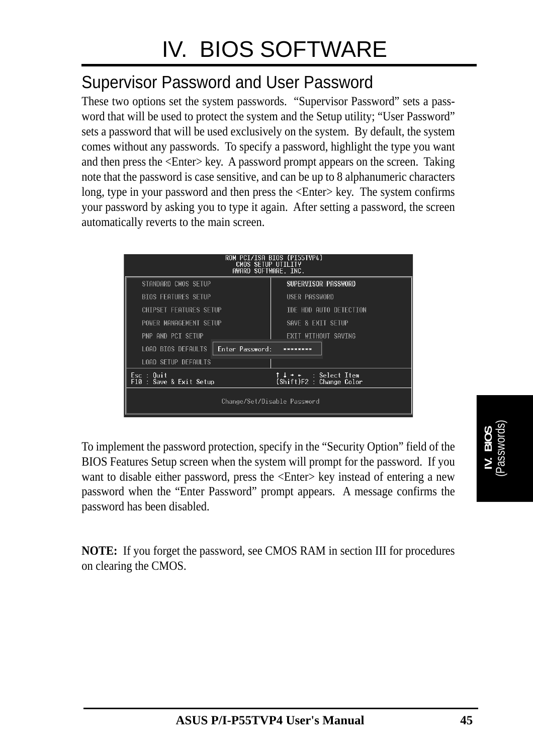## Supervisor Password and User Password

These two options set the system passwords. "Supervisor Password" sets a password that will be used to protect the system and the Setup utility; "User Password" sets a password that will be used exclusively on the system. By default, the system comes without any passwords. To specify a password, highlight the type you want and then press the <Enter> key. A password prompt appears on the screen. Taking note that the password is case sensitive, and can be up to 8 alphanumeric characters long, type in your password and then press the <Enter> key. The system confirms your password by asking you to type it again. After setting a password, the screen automatically reverts to the main screen.

```
                    ROM PCI/ISA BIOS (PI55TVP4)
                        CMOS SETUP UTILITY
                        AWARD SOFTWARE, INC.

   STANDARD CMOS SETUP                  SUPERVISOR PASSWORD
   BIOS FEATURES SETUP                  USER PASSWORD
   CHIPSET FEATURES SETUP               IDE HDD AUTO DETECTION
   POWER MANAGEMENT SETUP               SAVE & EXIT SETUP
   PNP AND PCI SETUP                    EXIT WITHOUT SAVING
   LOAD BIOS DEFAULTS   Enter Password:   ********
   LOAD SETUP DEFAULTS

 Esc : Quit                             ↑ ↓ → ←   : Select Item
 F10 : Save & Exit Setup                (Shift)F2 : Change Color

                    Change/Set/Disable Password
```

To implement the password protection, specify in the "Security Option" field of the BIOS Features Setup screen when the system will prompt for the password. If you want to disable either password, press the <Enter> key instead of entering a new password when the "Enter Password" prompt appears. A message confirms the password has been disabled.

**NOTE:** If you forget the password, see CMOS RAM in section III for procedures on clearing the CMOS.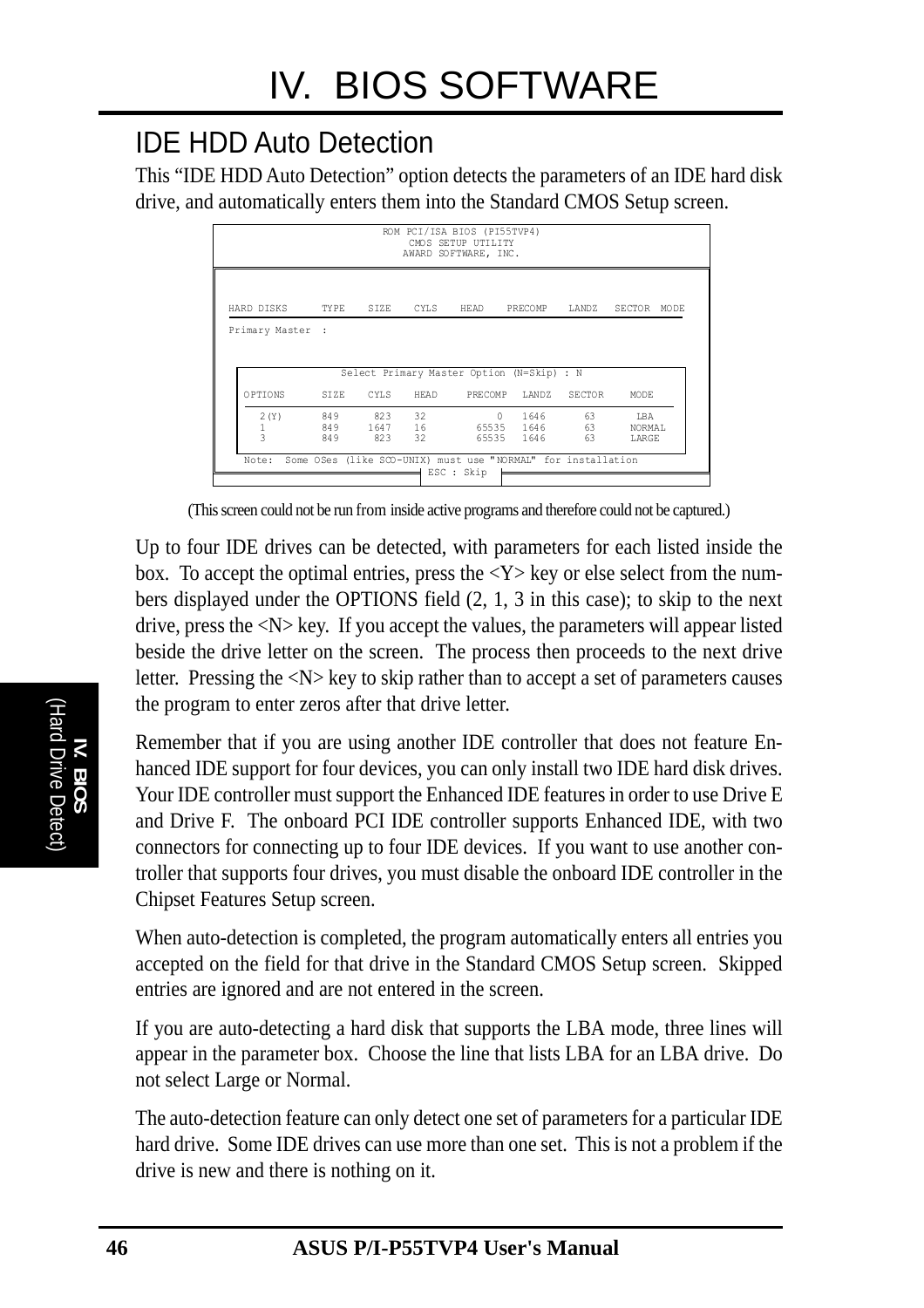# IV. BIOS SOFTWARE

## IDE HDD Auto Detection

This "IDE HDD Auto Detection" option detects the parameters of an IDE hard disk drive, and automatically enters them into the Standard CMOS Setup screen.

```
                     ROM PCI/ISA BIOS (PI55TVP4)
                        CMOS SETUP UTILITY
                       AWARD SOFTWARE, INC.

HARD DISKS      TYPE   SIZE   CYLS   HEAD   PRECOMP   LANDZ   SECTOR  MODE

Primary Master  :

              Select Primary Master Option (N=Skip) : N

  OPTIONS     SIZE   CYLS   HEAD    PRECOMP  LANDZ   SECTOR    MODE
    2(Y)      849     823   32           0   1646      63      LBA
    1         849    1647   16       65535   1646      63      NORMAL
    3         849     823   32       65535   1646      63      LARGE

  Note:  Some OSes (like SCO-UNIX) must use "NORMAL" for installation
                              ESC : Skip
```

(This screen could not be run from inside active programs and therefore could not be captured.)

Up to four IDE drives can be detected, with parameters for each listed inside the box. To accept the optimal entries, press the <Y> key or else select from the numbers displayed under the OPTIONS field (2, 1, 3 in this case); to skip to the next drive, press the <N> key. If you accept the values, the parameters will appear listed beside the drive letter on the screen. The process then proceeds to the next drive letter. Pressing the <N> key to skip rather than to accept a set of parameters causes the program to enter zeros after that drive letter.

Remember that if you are using another IDE controller that does not feature Enhanced IDE support for four devices, you can only install two IDE hard disk drives. Your IDE controller must support the Enhanced IDE features in order to use Drive E and Drive F. The onboard PCI IDE controller supports Enhanced IDE, with two connectors for connecting up to four IDE devices. If you want to use another controller that supports four drives, you must disable the onboard IDE controller in the Chipset Features Setup screen.

When auto-detection is completed, the program automatically enters all entries you accepted on the field for that drive in the Standard CMOS Setup screen. Skipped entries are ignored and are not entered in the screen.

If you are auto-detecting a hard disk that supports the LBA mode, three lines will appear in the parameter box. Choose the line that lists LBA for an LBA drive. Do not select Large or Normal.

The auto-detection feature can only detect one set of parameters for a particular IDE hard drive. Some IDE drives can use more than one set. This is not a problem if the drive is new and there is nothing on it.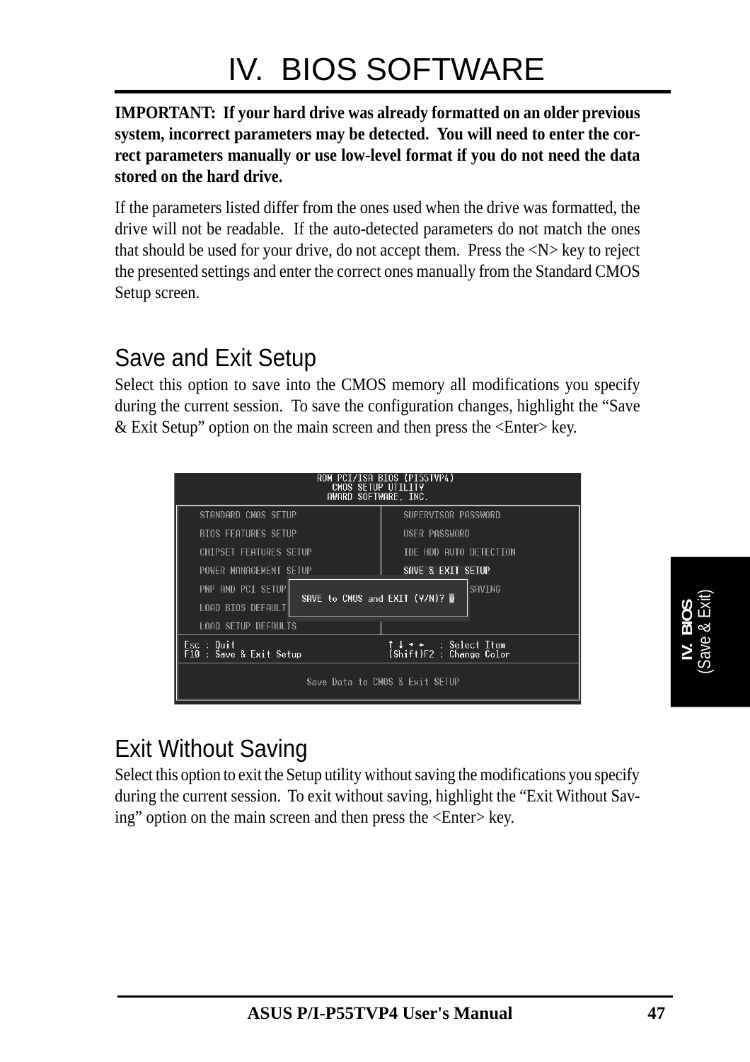**IMPORTANT: If your hard drive was already formatted on an older previous system, incorrect parameters may be detected. You will need to enter the correct parameters manually or use low-level format if you do not need the data stored on the hard drive.**

If the parameters listed differ from the ones used when the drive was formatted, the drive will not be readable. If the auto-detected parameters do not match the ones that should be used for your drive, do not accept them. Press the <N> key to reject the presented settings and enter the correct ones manually from the Standard CMOS Setup screen.

## Save and Exit Setup

Select this option to save into the CMOS memory all modifications you specify during the current session. To save the configuration changes, highlight the "Save & Exit Setup" option on the main screen and then press the <Enter> key.

```
ROM PCI/ISA BIOS (PI55TVP4)
CMOS SETUP UTILITY
AWARD SOFTWARE, INC.

STANDARD CMOS SETUP          SUPERVISOR PASSWORD
BIOS FEATURES SETUP          USER PASSWORD
CHIPSET FEATURES SETUP       IDE HDD AUTO DETECTION
POWER MANAGEMENT SETUP       SAVE & EXIT SETUP
PNP AND PCI SETUP            SAVING
LOAD BIOS DEFAULT     SAVE to CMOS and EXIT (Y/N)? Y
LOAD SETUP DEFAULTS

Esc : Quit                   ↑ ↓ → ←   : Select Item
F10 : Save & Exit Setup      (Shift)F2 : Change Color

Save Data to CMOS & Exit SETUP
```

## Exit Without Saving

Select this option to exit the Setup utility without saving the modifications you specify during the current session. To exit without saving, highlight the "Exit Without Saving" option on the main screen and then press the <Enter> key.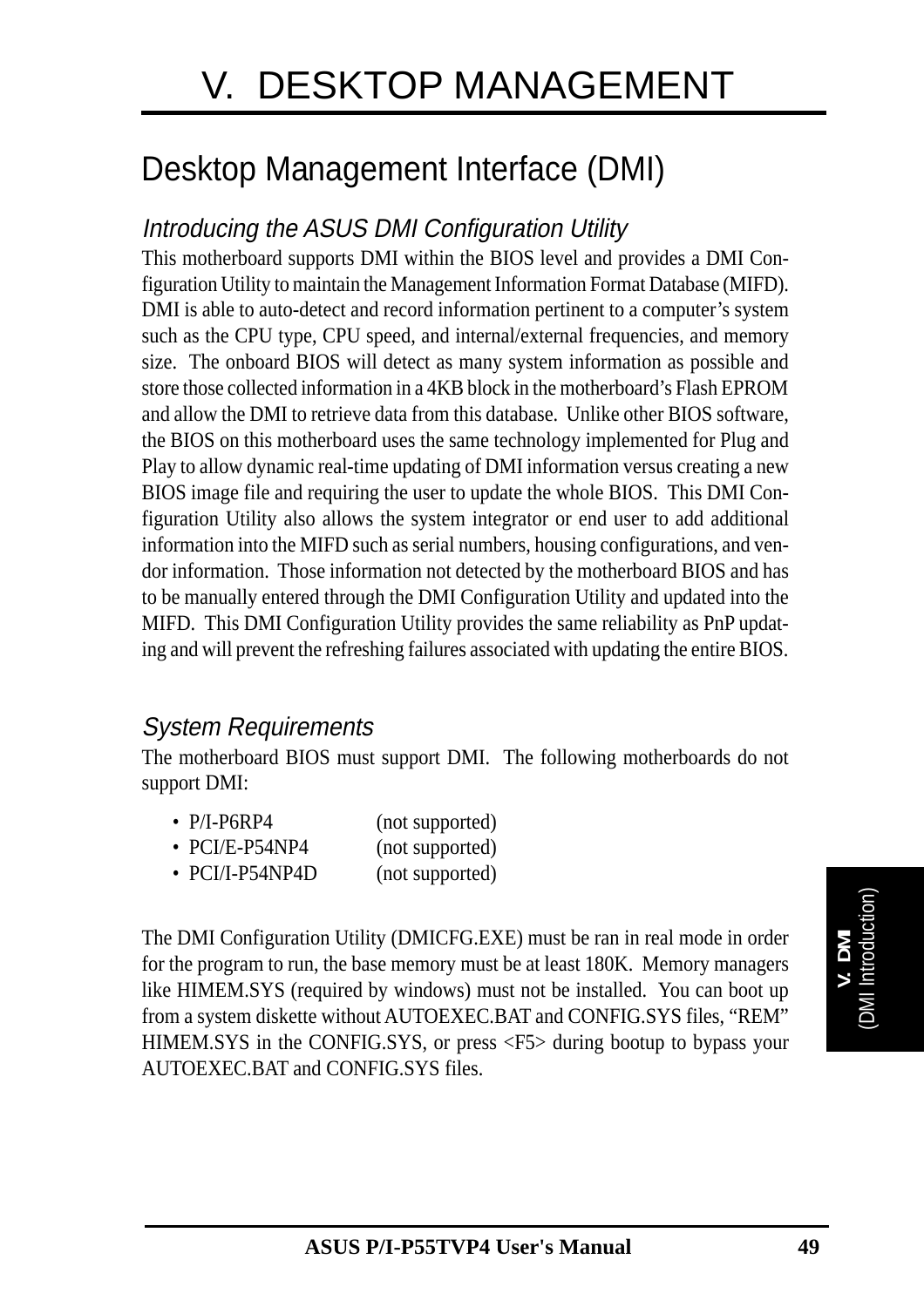# V. DESKTOP MANAGEMENT

## Desktop Management Interface (DMI)

### *Introducing the ASUS DMI Configuration Utility*

This motherboard supports DMI within the BIOS level and provides a DMI Configuration Utility to maintain the Management Information Format Database (MIFD). DMI is able to auto-detect and record information pertinent to a computer's system such as the CPU type, CPU speed, and internal/external frequencies, and memory size. The onboard BIOS will detect as many system information as possible and store those collected information in a 4KB block in the motherboard's Flash EPROM and allow the DMI to retrieve data from this database. Unlike other BIOS software, the BIOS on this motherboard uses the same technology implemented for Plug and Play to allow dynamic real-time updating of DMI information versus creating a new BIOS image file and requiring the user to update the whole BIOS. This DMI Configuration Utility also allows the system integrator or end user to add additional information into the MIFD such as serial numbers, housing configurations, and vendor information. Those information not detected by the motherboard BIOS and has to be manually entered through the DMI Configuration Utility and updated into the MIFD. This DMI Configuration Utility provides the same reliability as PnP updating and will prevent the refreshing failures associated with updating the entire BIOS.

### *System Requirements*

The motherboard BIOS must support DMI. The following motherboards do not support DMI:

- P/I-P6RP4 (not supported)
- PCI/E-P54NP4 (not supported)
- PCI/I-P54NP4D (not supported)

The DMI Configuration Utility (DMICFG.EXE) must be ran in real mode in order for the program to run, the base memory must be at least 180K. Memory managers like HIMEM.SYS (required by windows) must not be installed. You can boot up from a system diskette without AUTOEXEC.BAT and CONFIG.SYS files, "REM" HIMEM.SYS in the CONFIG.SYS, or press <F5> during bootup to bypass your AUTOEXEC.BAT and CONFIG.SYS files.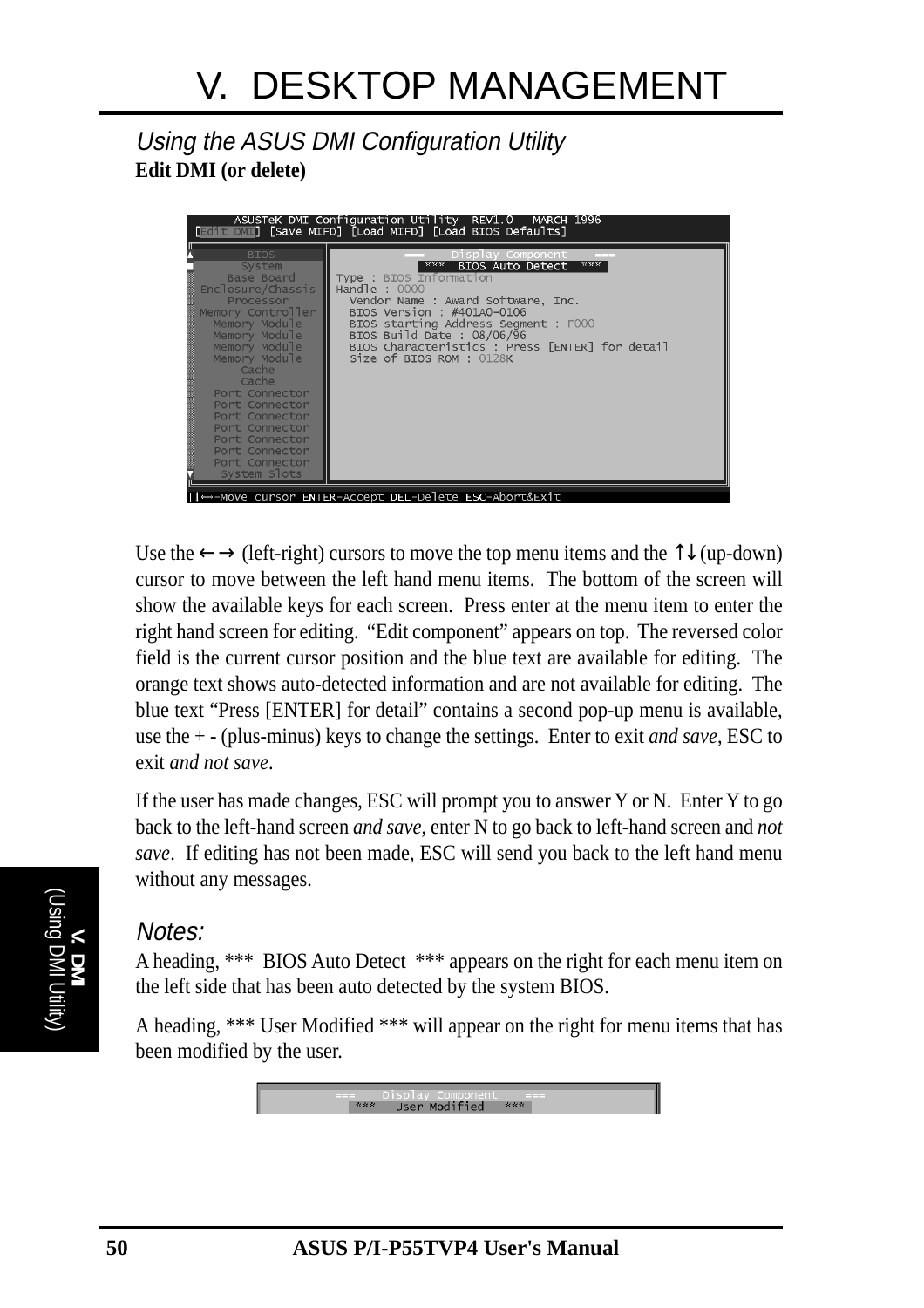# V. DESKTOP MANAGEMENT

## *Using the ASUS DMI Configuration Utility*

**Edit DMI (or delete)**

```
      ASUSTeK DMI Configuration Utility  REV1.0   MARCH 1996
[Edit DMI] [Save MIFD] [Load MIFD] [Load BIOS Defaults]

       BIOS          ===    Display Component    ===
      System            ***  BIOS Auto Detect  ***
    Base Board       Type : BIOS Information
 Enclosure/Chassis   Handle : 0000
     Processor         Vendor Name : Award Software, Inc.
 Memory Controller     BIOS Version : #401A0-0106
   Memory Module       BIOS starting Address Segment : F000
   Memory Module       BIOS Build Date : 08/06/96
   Memory Module       BIOS Characteristics : Press [ENTER] for detail
   Memory Module       Size of BIOS ROM : 0128K
       Cache
       Cache
  Port Connector
  Port Connector
  Port Connector
  Port Connector
  Port Connector
  Port Connector
  Port Connector
   System Slots

↑↓←→-Move cursor ENTER-Accept DEL-Delete ESC-Abort&Exit
```

Use the ←→ (left-right) cursors to move the top menu items and the ↑↓ (up-down) cursor to move between the left hand menu items. The bottom of the screen will show the available keys for each screen. Press enter at the menu item to enter the right hand screen for editing. "Edit component" appears on top. The reversed color field is the current cursor position and the blue text are available for editing. The orange text shows auto-detected information and are not available for editing. The blue text "Press [ENTER] for detail" contains a second pop-up menu is available, use the + - (plus-minus) keys to change the settings. Enter to exit *and save*, ESC to exit *and not save*.

If the user has made changes, ESC will prompt you to answer Y or N. Enter Y to go back to the left-hand screen *and save*, enter N to go back to left-hand screen and *not save*. If editing has not been made, ESC will send you back to the left hand menu without any messages.

### *Notes:*

A heading, *** BIOS Auto Detect *** appears on the right for each menu item on the left side that has been auto detected by the system BIOS.

A heading, *** User Modified *** will appear on the right for menu items that has been modified by the user.

```
===    Display Component    ===
   ***   User Modified   ***
```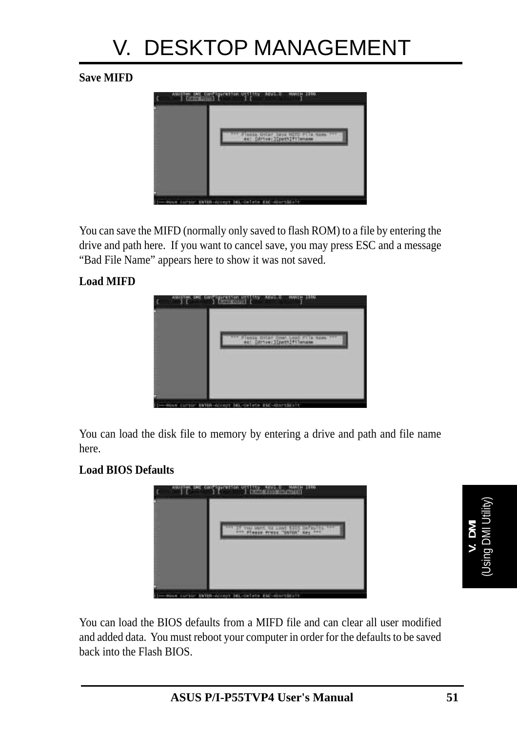**Save MIFD**

You can save the MIFD (normally only saved to flash ROM) to a file by entering the drive and path here. If you want to cancel save, you may press ESC and a message “Bad File Name” appears here to show it was not saved.

**Load MIFD**

You can load the disk file to memory by entering a drive and path and file name here.

**Load BIOS Defaults**

You can load the BIOS defaults from a MIFD file and can clear all user modified and added data. You must reboot your computer in order for the defaults to be saved back into the Flash BIOS.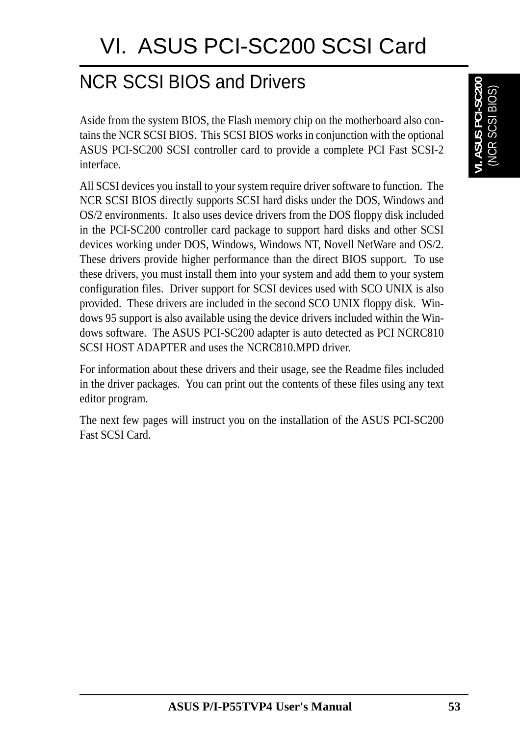# VI. ASUS PCI-SC200 SCSI Card

## NCR SCSI BIOS and Drivers

Aside from the system BIOS, the Flash memory chip on the motherboard also contains the NCR SCSI BIOS. This SCSI BIOS works in conjunction with the optional ASUS PCI-SC200 SCSI controller card to provide a complete PCI Fast SCSI-2 interface.

All SCSI devices you install to your system require driver software to function. The NCR SCSI BIOS directly supports SCSI hard disks under the DOS, Windows and OS/2 environments. It also uses device drivers from the DOS floppy disk included in the PCI-SC200 controller card package to support hard disks and other SCSI devices working under DOS, Windows, Windows NT, Novell NetWare and OS/2. These drivers provide higher performance than the direct BIOS support. To use these drivers, you must install them into your system and add them to your system configuration files. Driver support for SCSI devices used with SCO UNIX is also provided. These drivers are included in the second SCO UNIX floppy disk. Windows 95 support is also available using the device drivers included within the Windows software. The ASUS PCI-SC200 adapter is auto detected as PCI NCRC810 SCSI HOST ADAPTER and uses the NCRC810.MPD driver.

For information about these drivers and their usage, see the Readme files included in the driver packages. You can print out the contents of these files using any text editor program.

The next few pages will instruct you on the installation of the ASUS PCI-SC200 Fast SCSI Card.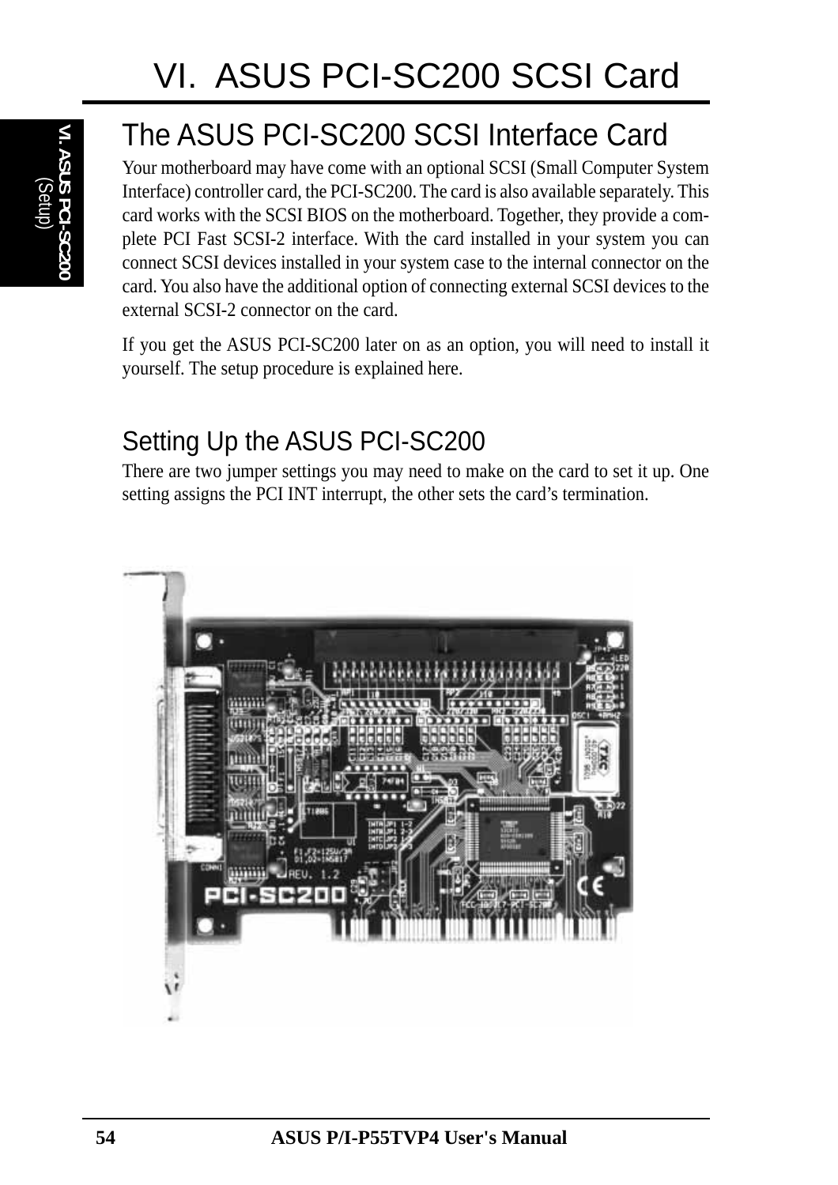# VI. ASUS PCI-SC200 SCSI Card

## The ASUS PCI-SC200 SCSI Interface Card

Your motherboard may have come with an optional SCSI (Small Computer System Interface) controller card, the PCI-SC200. The card is also available separately. This card works with the SCSI BIOS on the motherboard. Together, they provide a complete PCI Fast SCSI-2 interface. With the card installed in your system you can connect SCSI devices installed in your system case to the internal connector on the card. You also have the additional option of connecting external SCSI devices to the external SCSI-2 connector on the card.

If you get the ASUS PCI-SC200 later on as an option, you will need to install it yourself. The setup procedure is explained here.

### Setting Up the ASUS PCI-SC200

There are two jumper settings you may need to make on the card to set it up. One setting assigns the PCI INT interrupt, the other sets the card's termination.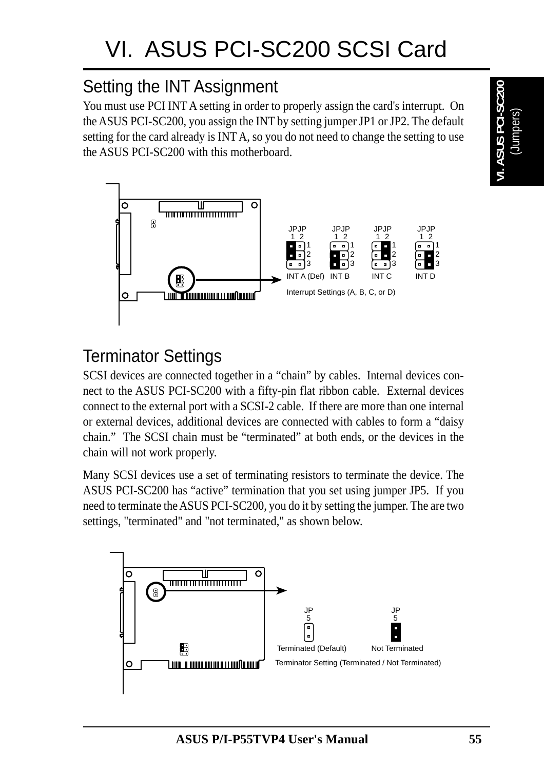# VI. ASUS PCI-SC200 SCSI Card

## Setting the INT Assignment

You must use PCI INT A setting in order to properly assign the card's interrupt. On the ASUS PCI-SC200, you assign the INT by setting jumper JP1 or JP2. The default setting for the card already is INT A, so you do not need to change the setting to use the ASUS PCI-SC200 with this motherboard.

INT A (Def) INT B INT C INT D

Interrupt Settings (A, B, C, or D)

## Terminator Settings

SCSI devices are connected together in a "chain" by cables. Internal devices connect to the ASUS PCI-SC200 with a fifty-pin flat ribbon cable. External devices connect to the external port with a SCSI-2 cable. If there are more than one internal or external devices, additional devices are connected with cables to form a "daisy chain." The SCSI chain must be "terminated" at both ends, or the devices in the chain will not work properly.

Many SCSI devices use a set of terminating resistors to terminate the device. The ASUS PCI-SC200 has "active" termination that you set using jumper JP5. If you need to terminate the ASUS PCI-SC200, you do it by setting the jumper. The are two settings, "terminated" and "not terminated," as shown below.

Terminated (Default) Not Terminated

Terminator Setting (Terminated / Not Terminated)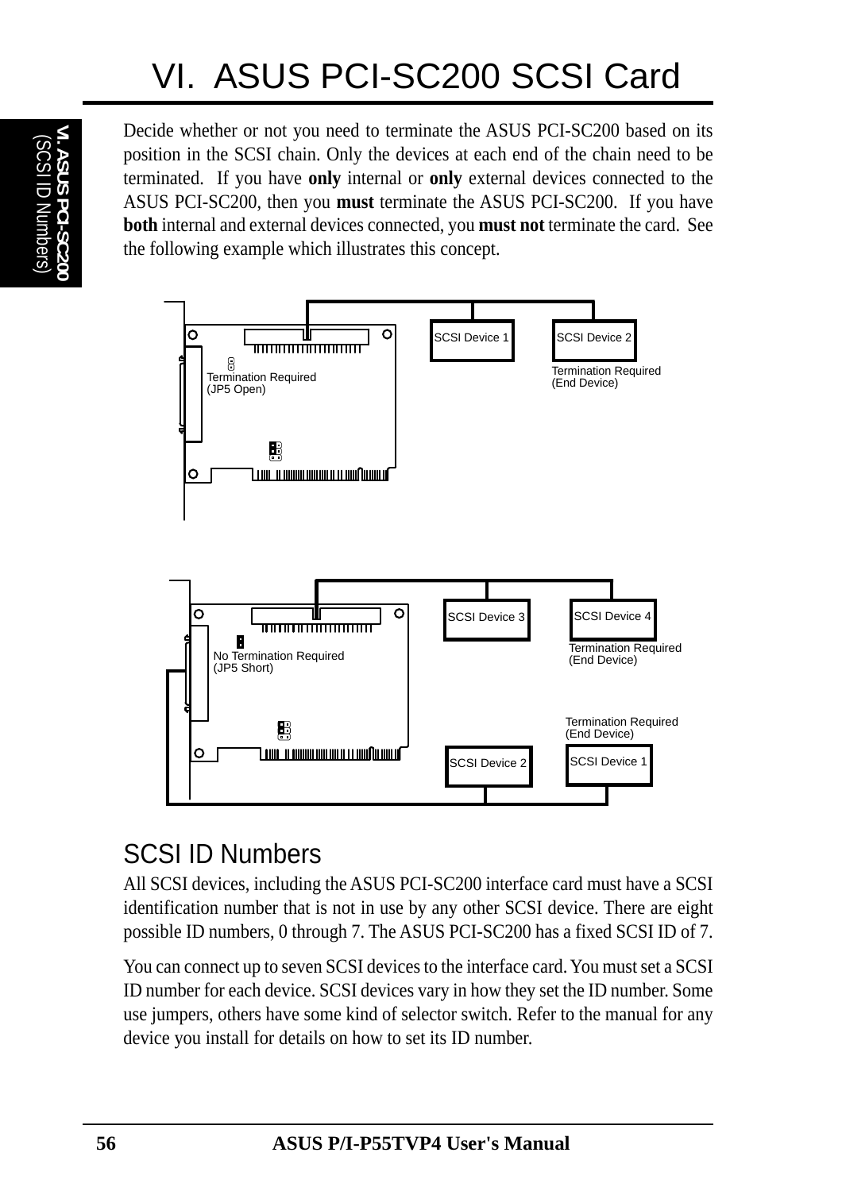# VI. ASUS PCI-SC200 SCSI Card

Decide whether or not you need to terminate the ASUS PCI-SC200 based on its position in the SCSI chain. Only the devices at each end of the chain need to be terminated. If you have **only** internal or **only** external devices connected to the ASUS PCI-SC200, then you **must** terminate the ASUS PCI-SC200. If you have **both** internal and external devices connected, you **must not** terminate the card. See the following example which illustrates this concept.

Termination Required (JP5 Open)

SCSI Device 1

SCSI Device 2

Termination Required (End Device)

No Termination Required (JP5 Short)

SCSI Device 3

SCSI Device 4

Termination Required (End Device)

Termination Required (End Device)

SCSI Device 2

SCSI Device 1

## SCSI ID Numbers

All SCSI devices, including the ASUS PCI-SC200 interface card must have a SCSI identification number that is not in use by any other SCSI device. There are eight possible ID numbers, 0 through 7. The ASUS PCI-SC200 has a fixed SCSI ID of 7.

You can connect up to seven SCSI devices to the interface card. You must set a SCSI ID number for each device. SCSI devices vary in how they set the ID number. Some use jumpers, others have some kind of selector switch. Refer to the manual for any device you install for details on how to set its ID number.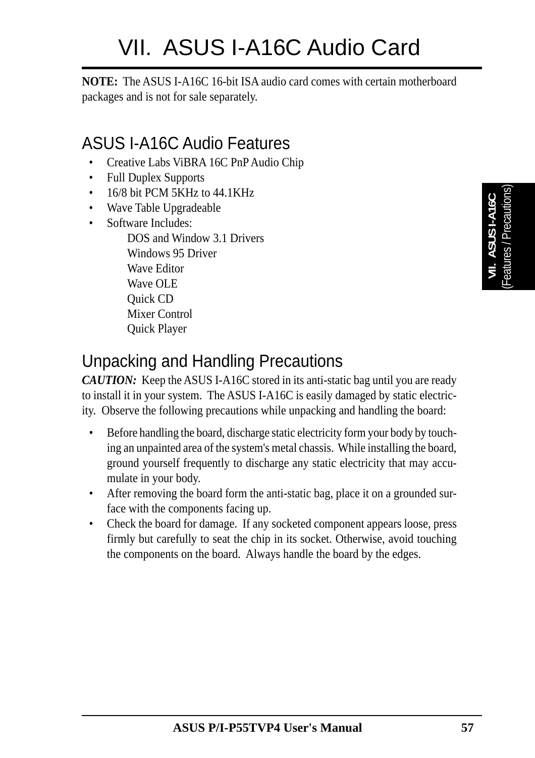# VII. ASUS I-A16C Audio Card

**NOTE:** The ASUS I-A16C 16-bit ISA audio card comes with certain motherboard packages and is not for sale separately.

## ASUS I-A16C Audio Features

- Creative Labs ViBRA 16C PnP Audio Chip
- Full Duplex Supports
- 16/8 bit PCM 5KHz to 44.1KHz
- Wave Table Upgradeable
- Software Includes:
  - DOS and Window 3.1 Drivers
  - Windows 95 Driver
  - Wave Editor
  - Wave OLE
  - Quick CD
  - Mixer Control
  - Quick Player

## Unpacking and Handling Precautions

***CAUTION:*** Keep the ASUS I-A16C stored in its anti-static bag until you are ready to install it in your system. The ASUS I-A16C is easily damaged by static electricity. Observe the following precautions while unpacking and handling the board:

- Before handling the board, discharge static electricity form your body by touching an unpainted area of the system's metal chassis. While installing the board, ground yourself frequently to discharge any static electricity that may accumulate in your body.
- After removing the board form the anti-static bag, place it on a grounded surface with the components facing up.
- Check the board for damage. If any socketed component appears loose, press firmly but carefully to seat the chip in its socket. Otherwise, avoid touching the components on the board. Always handle the board by the edges.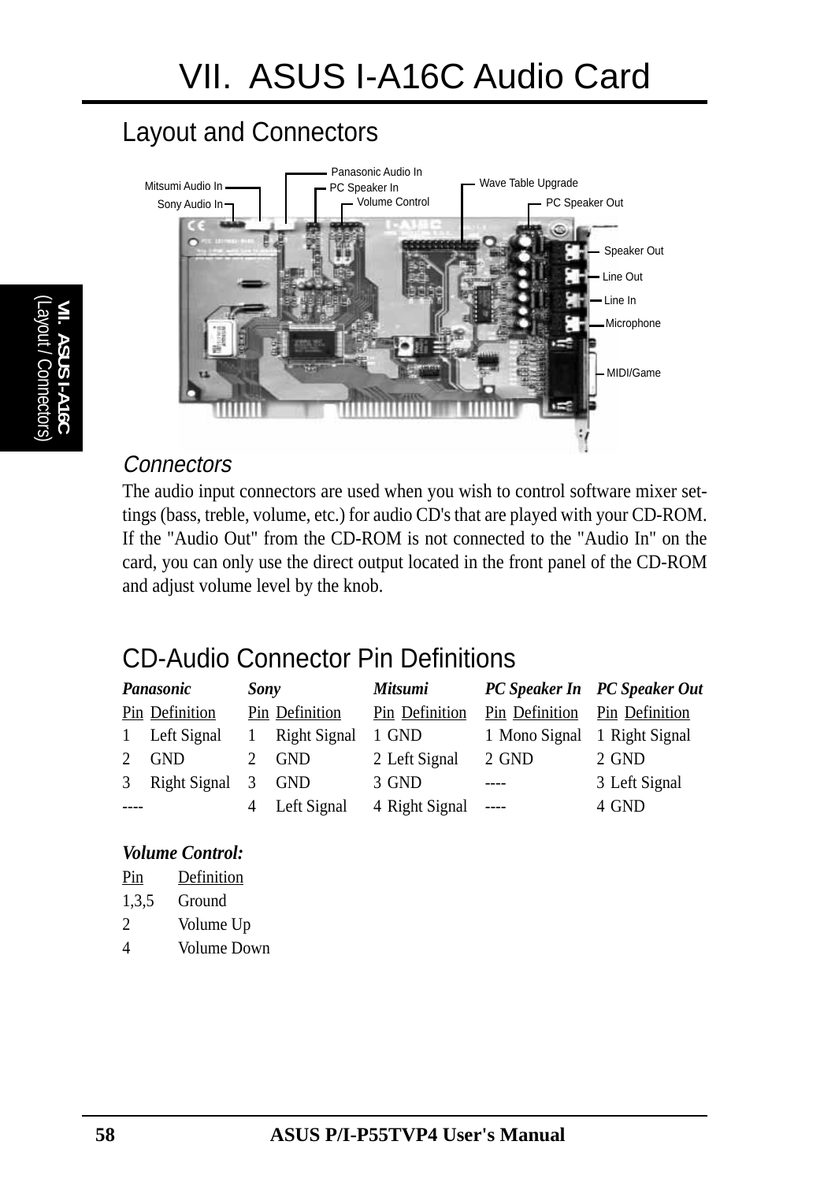# VII. ASUS I-A16C Audio Card

## Layout and Connectors

Mitsumi Audio In
Sony Audio In
Panasonic Audio In
PC Speaker In
Volume Control
Wave Table Upgrade
PC Speaker Out
Speaker Out
Line Out
Line In
Microphone
MIDI/Game

### *Connectors*

The audio input connectors are used when you wish to control software mixer settings (bass, treble, volume, etc.) for audio CD's that are played with your CD-ROM. If the "Audio Out" from the CD-ROM is not connected to the "Audio In" on the card, you can only use the direct output located in the front panel of the CD-ROM and adjust volume level by the knob.

## CD-Audio Connector Pin Definitions

| *Panasonic* | | *Sony* | | *Mitsumi* | | *PC Speaker In* | | *PC Speaker Out* | |
|---|---|---|---|---|---|---|---|---|---|
| Pin | Definition | Pin | Definition | Pin | Definition | Pin | Definition | Pin | Definition |
| 1 | Left Signal | 1 | Right Signal | 1 | GND | 1 | Mono Signal | 1 | Right Signal |
| 2 | GND | 2 | GND | 2 | Left Signal | 2 | GND | 2 | GND |
| 3 | Right Signal | 3 | GND | 3 | GND | ---- | | 3 | Left Signal |
| ---- | | 4 | Left Signal | 4 | Right Signal | ---- | | 4 | GND |

***Volume Control:***

| Pin | Definition |
|---|---|
| 1,3,5 | Ground |
| 2 | Volume Up |
| 4 | Volume Down |